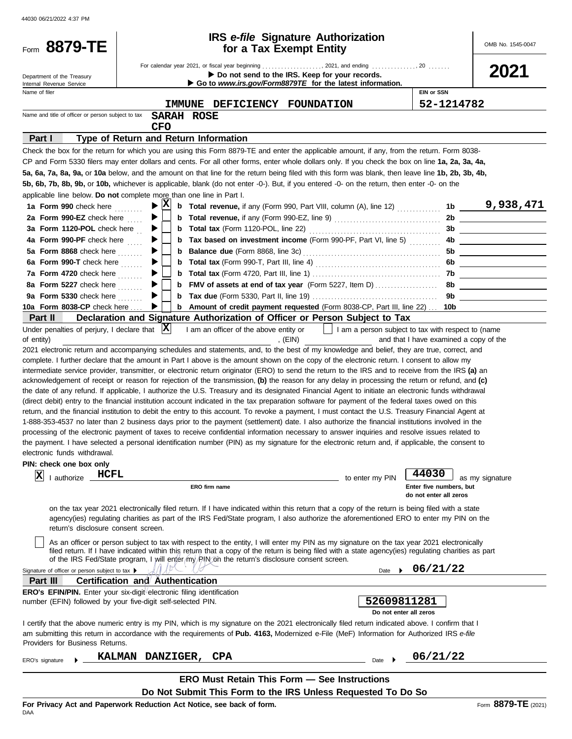44030 06/21/2022 4:37 PM

# Form 8879-TE

## IRS *e-file* Signature Authorization for a Tax Exempt Entity

OMB No. 1545-0047

**2021**

For calendar year 2021, or fiscal year beginning .................., 2021, and ending .............., 20 .......

▶ Do not send to the IRS. Keep for your records.

▶ Go to *www.irs.gov/Form8879TE* for the latest information.

Department of the Treasury
Internal Revenue Service

Name of filer: **IMMUNE DEFICIENCY FOUNDATION**

EIN or SSN: **52-1214782**

Name and title of officer or person subject to tax: **SARAH ROSE**
**CFO**

### Part I — Type of Return and Return Information

Check the box for the return for which you are using this Form 8879-TE and enter the applicable amount, if any, from the return. Form 8038-CP and Form 5330 filers may enter dollars and cents. For all other forms, enter whole dollars only. If you check the box on line **1a, 2a, 3a, 4a, 5a, 6a, 7a, 8a, 9a,** or **10a** below, and the amount on that line for the return being filed with this form was blank, then leave line **1b, 2b, 3b, 4b, 5b, 6b, 7b, 8b, 9b,** or **10b,** whichever is applicable, blank (do not enter -0-). But, if you entered -0- on the return, then enter -0- on the applicable line below. **Do not** complete more than one line in Part I.

| Line | Check | Description | Line | Amount |
|---|---|---|---|---|
| **1a Form 990** check here | X | **b Total revenue,** if any (Form 990, Part VIII, column (A), line 12) | 1b | 9,938,471 |
| **2a Form 990-EZ** check here | | **b Total revenue,** if any (Form 990-EZ, line 9) | 2b | |
| **3a Form 1120-POL** check here | | **b Total tax** (Form 1120-POL, line 22) | 3b | |
| **4a Form 990-PF** check here | | **b Tax based on investment income** (Form 990-PF, Part VI, line 5) | 4b | |
| **5a Form 8868** check here | | **b Balance due** (Form 8868, line 3c) | 5b | |
| **6a Form 990-T** check here | | **b Total tax** (Form 990-T, Part III, line 4) | 6b | |
| **7a Form 4720** check here | | **b Total tax** (Form 4720, Part III, line 1) | 7b | |
| **8a Form 5227** check here | | **b FMV of assets at end of tax year** (Form 5227, Item D) | 8b | |
| **9a Form 5330** check here | | **b Tax due** (Form 5330, Part II, line 19) | 9b | |
| **10a Form 8038-CP** check here | | **b Amount of credit payment requested** (Form 8038-CP, Part III, line 22) | 10b | |

### Part II — Declaration and Signature Authorization of Officer or Person Subject to Tax

Under penalties of perjury, I declare that [X] I am an officer of the above entity or [ ] I am a person subject to tax with respect to (name of entity) ______________________, (EIN) __________ and that I have examined a copy of the 2021 electronic return and accompanying schedules and statements, and, to the best of my knowledge and belief, they are true, correct, and complete. I further declare that the amount in Part I above is the amount shown on the copy of the electronic return. I consent to allow my intermediate service provider, transmitter, or electronic return originator (ERO) to send the return to the IRS and to receive from the IRS **(a)** an acknowledgement of receipt or reason for rejection of the transmission, **(b)** the reason for any delay in processing the return or refund, and **(c)** the date of any refund. If applicable, I authorize the U.S. Treasury and its designated Financial Agent to initiate an electronic funds withdrawal (direct debit) entry to the financial institution account indicated in the tax preparation software for payment of the federal taxes owed on this return, and the financial institution to debit the entry to this account. To revoke a payment, I must contact the U.S. Treasury Financial Agent at 1-888-353-4537 no later than 2 business days prior to the payment (settlement) date. I also authorize the financial institutions involved in the processing of the electronic payment of taxes to receive confidential information necessary to answer inquiries and resolve issues related to the payment. I have selected a personal identification number (PIN) as my signature for the electronic return and, if applicable, the consent to electronic funds withdrawal.

**PIN: check one box only**

[X] I authorize **HCFL** (ERO firm name) to enter my PIN **44030** (Enter five numbers, but do not enter all zeros) as my signature on the tax year 2021 electronically filed return. If I have indicated within this return that a copy of the return is being filed with a state agency(ies) regulating charities as part of the IRS Fed/State program, I also authorize the aforementioned ERO to enter my PIN on the return's disclosure consent screen.

[ ] As an officer or person subject to tax with respect to the entity, I will enter my PIN as my signature on the tax year 2021 electronically filed return. If I have indicated within this return that a copy of the return is being filed with a state agency(ies) regulating charities as part of the IRS Fed/State program, I will enter my PIN on the return's disclosure consent screen.

Signature of officer or person subject to tax ▶ [signature] Date ▶ **06/21/22**

### Part III — Certification and Authentication

**ERO's EFIN/PIN.** Enter your six-digit electronic filing identification number (EFIN) followed by your five-digit self-selected PIN. **52609811281** (Do not enter all zeros)

I certify that the above numeric entry is my PIN, which is my signature on the 2021 electronically filed return indicated above. I confirm that I am submitting this return in accordance with the requirements of **Pub. 4163,** Modernized e-File (MeF) Information for Authorized IRS *e-file* Providers for Business Returns.

ERO's signature ▶ **KALMAN DANZIGER, CPA** Date ▶ **06/21/22**

**ERO Must Retain This Form — See Instructions**

**Do Not Submit This Form to the IRS Unless Requested To Do So**

**For Privacy Act and Paperwork Reduction Act Notice, see back of form.**

DAA

Form **8879-TE** (2021)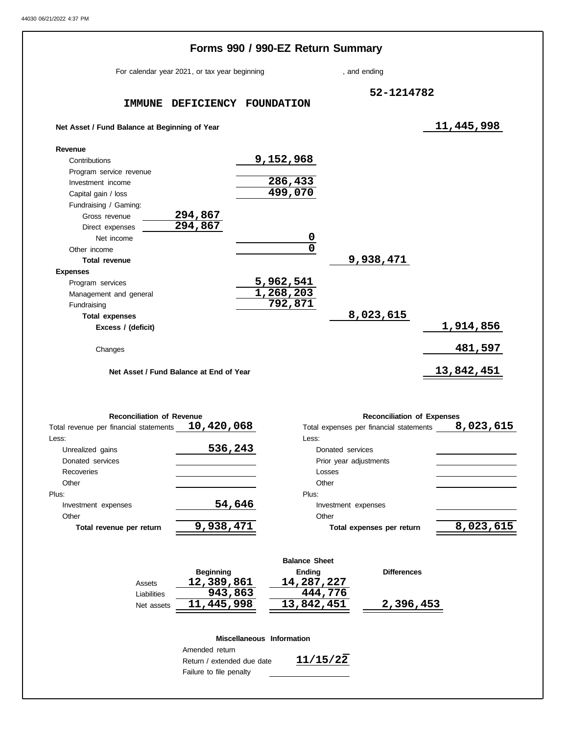# Forms 990 / 990-EZ Return Summary

For calendar year 2021, or tax year beginning , and ending

**IMMUNE DEFICIENCY FOUNDATION** 52-1214782

| | | | | |
|---|---|---|---|---|
| **Net Asset / Fund Balance at Beginning of Year** | | | | 11,445,998 |
| **Revenue** | | | | |
| Contributions | | 9,152,968 | | |
| Program service revenue | | | | |
| Investment income | | 286,433 | | |
| Capital gain / loss | | 499,070 | | |
| Fundraising / Gaming: | | | | |
| Gross revenue | 294,867 | | | |
| Direct expenses | 294,867 | | | |
| Net income | | 0 | | |
| Other income | | 0 | | |
| **Total revenue** | | | 9,938,471 | |
| **Expenses** | | | | |
| Program services | | 5,962,541 | | |
| Management and general | | 1,268,203 | | |
| Fundraising | | 792,871 | | |
| **Total expenses** | | | 8,023,615 | |
| **Excess / (deficit)** | | | | 1,914,856 |
| Changes | | | | 481,597 |
| **Net Asset / Fund Balance at End of Year** | | | | 13,842,451 |

| **Reconciliation of Revenue** | | **Reconciliation of Expenses** | |
|---|---|---|---|
| Total revenue per financial statements | 10,420,068 | Total expenses per financial statements | 8,023,615 |
| Less: | | Less: | |
| Unrealized gains | 536,243 | Donated services | |
| Donated services | | Prior year adjustments | |
| Recoveries | | Losses | |
| Other | | Other | |
| Plus: | | Plus: | |
| Investment expenses | 54,646 | Investment expenses | |
| Other | | Other | |
| **Total revenue per return** | 9,938,471 | **Total expenses per return** | 8,023,615 |

**Balance Sheet**

| | Beginning | Ending | Differences |
|---|---|---|---|
| Assets | 12,389,861 | 14,287,227 | |
| Liabilities | 943,863 | 444,776 | |
| Net assets | 11,445,998 | 13,842,451 | 2,396,453 |

**Miscellaneous Information**

| | |
|---|---|
| Amended return | |
| Return / extended due date | 11/15/22 |
| Failure to file penalty | |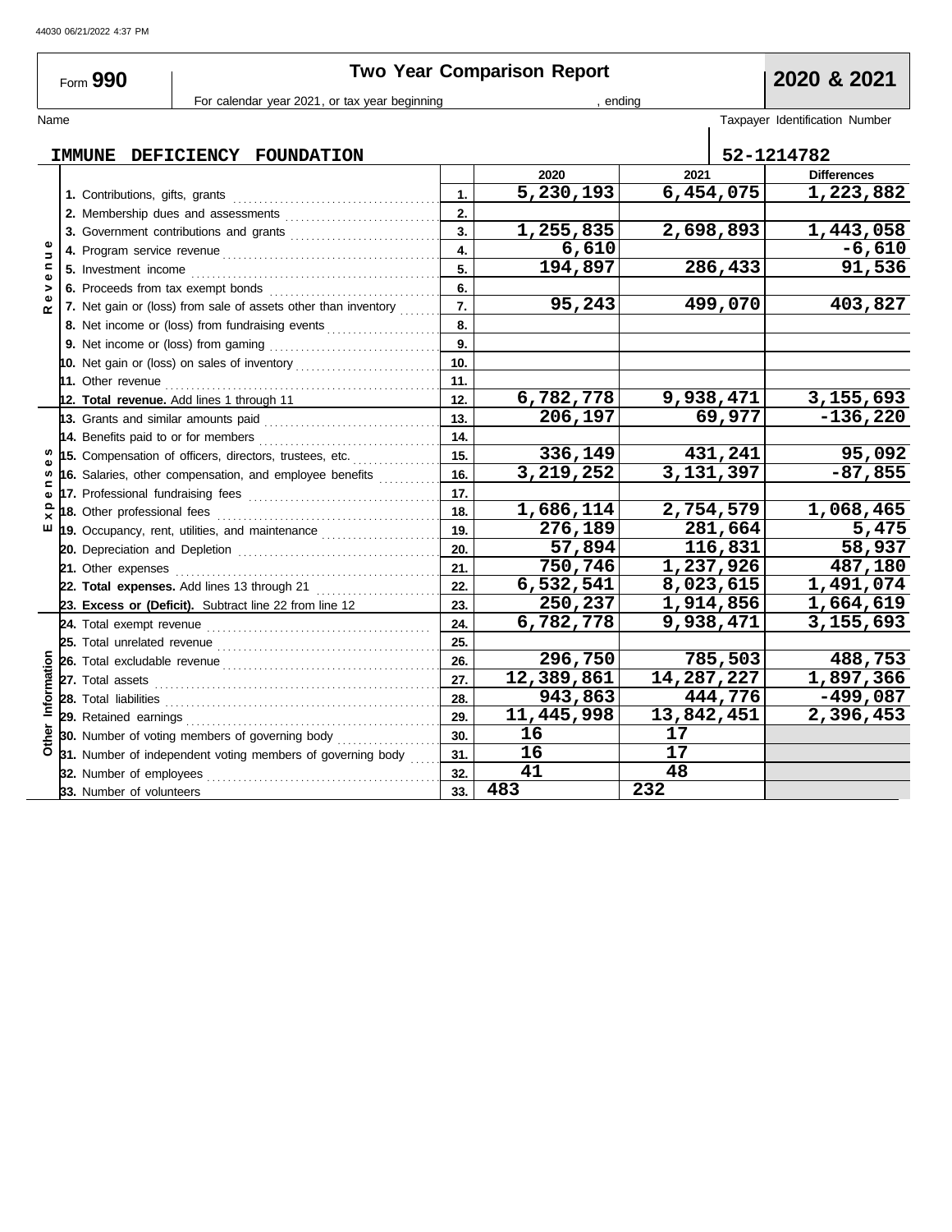Form **990**

# Two Year Comparison Report

**2020 & 2021**

For calendar year 2021, or tax year beginning , ending

Name: **IMMUNE DEFICIENCY FOUNDATION**

Taxpayer Identification Number: **52-1214782**

| Section | Line | | 2020 | 2021 | Differences |
|---|---|---|---|---|---|
| Revenue | 1. Contributions, gifts, grants | 1. | 5,230,193 | 6,454,075 | 1,223,882 |
| | 2. Membership dues and assessments | 2. | | | |
| | 3. Government contributions and grants | 3. | 1,255,835 | 2,698,893 | 1,443,058 |
| | 4. Program service revenue | 4. | 6,610 | | -6,610 |
| | 5. Investment income | 5. | 194,897 | 286,433 | 91,536 |
| | 6. Proceeds from tax exempt bonds | 6. | | | |
| | 7. Net gain or (loss) from sale of assets other than inventory | 7. | 95,243 | 499,070 | 403,827 |
| | 8. Net income or (loss) from fundraising events | 8. | | | |
| | 9. Net income or (loss) from gaming | 9. | | | |
| | 10. Net gain or (loss) on sales of inventory | 10. | | | |
| | 11. Other revenue | 11. | | | |
| | 12. **Total revenue.** Add lines 1 through 11 | 12. | 6,782,778 | 9,938,471 | 3,155,693 |
| Expenses | 13. Grants and similar amounts paid | 13. | 206,197 | 69,977 | -136,220 |
| | 14. Benefits paid to or for members | 14. | | | |
| | 15. Compensation of officers, directors, trustees, etc. | 15. | 336,149 | 431,241 | 95,092 |
| | 16. Salaries, other compensation, and employee benefits | 16. | 3,219,252 | 3,131,397 | -87,855 |
| | 17. Professional fundraising fees | 17. | | | |
| | 18. Other professional fees | 18. | 1,686,114 | 2,754,579 | 1,068,465 |
| | 19. Occupancy, rent, utilities, and maintenance | 19. | 276,189 | 281,664 | 5,475 |
| | 20. Depreciation and Depletion | 20. | 57,894 | 116,831 | 58,937 |
| | 21. Other expenses | 21. | 750,746 | 1,237,926 | 487,180 |
| | 22. **Total expenses.** Add lines 13 through 21 | 22. | 6,532,541 | 8,023,615 | 1,491,074 |
| | 23. **Excess or (Deficit).** Subtract line 22 from line 12 | 23. | 250,237 | 1,914,856 | 1,664,619 |
| Other Information | 24. Total exempt revenue | 24. | 6,782,778 | 9,938,471 | 3,155,693 |
| | 25. Total unrelated revenue | 25. | | | |
| | 26. Total excludable revenue | 26. | 296,750 | 785,503 | 488,753 |
| | 27. Total assets | 27. | 12,389,861 | 14,287,227 | 1,897,366 |
| | 28. Total liabilities | 28. | 943,863 | 444,776 | -499,087 |
| | 29. Retained earnings | 29. | 11,445,998 | 13,842,451 | 2,396,453 |
| | 30. Number of voting members of governing body | 30. | 16 | 17 | |
| | 31. Number of independent voting members of governing body | 31. | 16 | 17 | |
| | 32. Number of employees | 32. | 41 | 48 | |
| | 33. Number of volunteers | 33. | 483 | 232 | |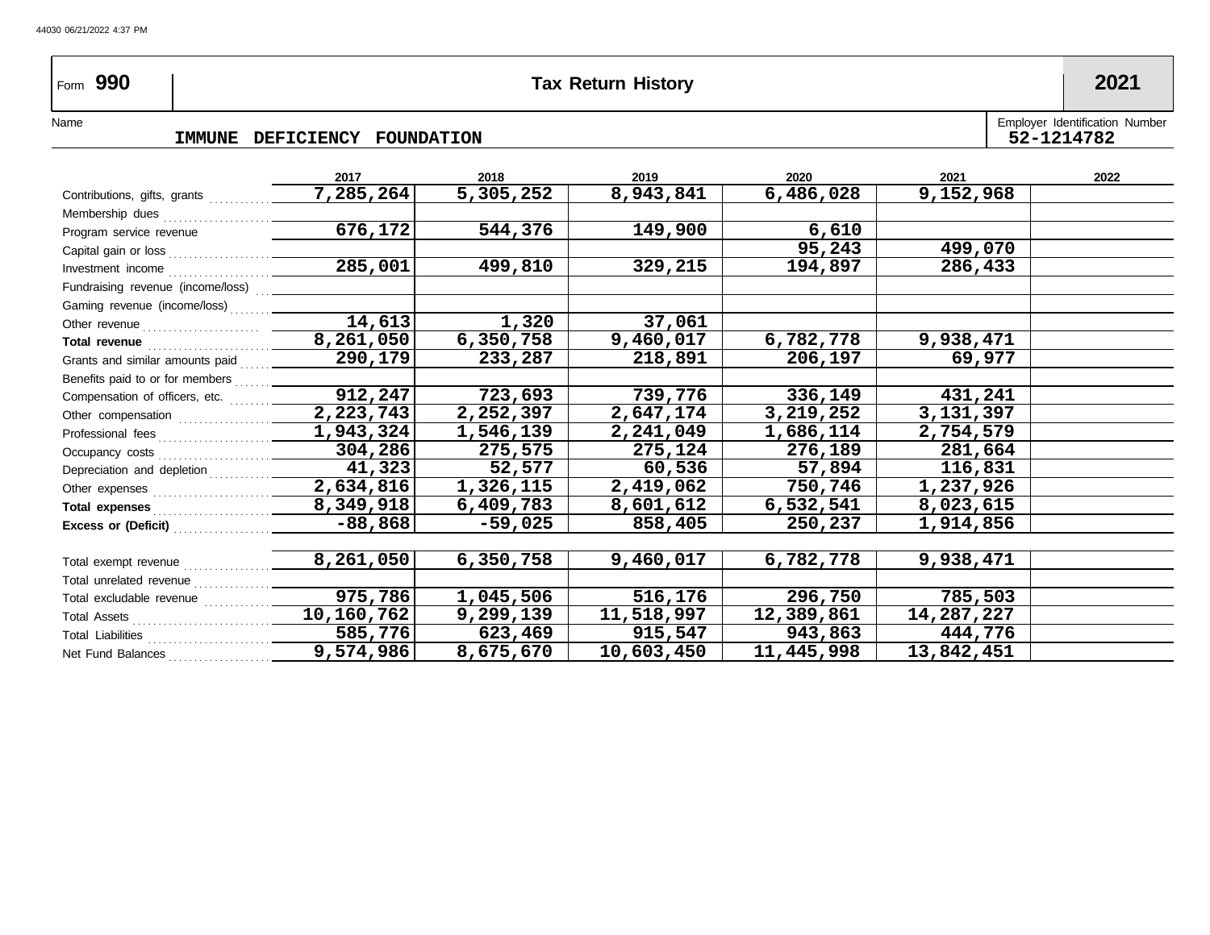Form **990** | **Tax Return History** | **2021**

Name: IMMUNE DEFICIENCY FOUNDATION

Employer Identification Number: 52-1214782

| | 2017 | 2018 | 2019 | 2020 | 2021 | 2022 |
|---|---|---|---|---|---|---|
| Contributions, gifts, grants | 7,285,264 | 5,305,252 | 8,943,841 | 6,486,028 | 9,152,968 | |
| Membership dues | | | | | | |
| Program service revenue | 676,172 | 544,376 | 149,900 | 6,610 | | |
| Capital gain or loss | | | | 95,243 | 499,070 | |
| Investment income | 285,001 | 499,810 | 329,215 | 194,897 | 286,433 | |
| Fundraising revenue (income/loss) | | | | | | |
| Gaming revenue (income/loss) | | | | | | |
| Other revenue | 14,613 | 1,320 | 37,061 | | | |
| **Total revenue** | 8,261,050 | 6,350,758 | 9,460,017 | 6,782,778 | 9,938,471 | |
| Grants and similar amounts paid | 290,179 | 233,287 | 218,891 | 206,197 | 69,977 | |
| Benefits paid to or for members | | | | | | |
| Compensation of officers, etc. | 912,247 | 723,693 | 739,776 | 336,149 | 431,241 | |
| Other compensation | 2,223,743 | 2,252,397 | 2,647,174 | 3,219,252 | 3,131,397 | |
| Professional fees | 1,943,324 | 1,546,139 | 2,241,049 | 1,686,114 | 2,754,579 | |
| Occupancy costs | 304,286 | 275,575 | 275,124 | 276,189 | 281,664 | |
| Depreciation and depletion | 41,323 | 52,577 | 60,536 | 57,894 | 116,831 | |
| Other expenses | 2,634,816 | 1,326,115 | 2,419,062 | 750,746 | 1,237,926 | |
| **Total expenses** | 8,349,918 | 6,409,783 | 8,601,612 | 6,532,541 | 8,023,615 | |
| **Excess or (Deficit)** | -88,868 | -59,025 | 858,405 | 250,237 | 1,914,856 | |
| | | | | | | |
| Total exempt revenue | 8,261,050 | 6,350,758 | 9,460,017 | 6,782,778 | 9,938,471 | |
| Total unrelated revenue | | | | | | |
| Total excludable revenue | 975,786 | 1,045,506 | 516,176 | 296,750 | 785,503 | |
| Total Assets | 10,160,762 | 9,299,139 | 11,518,997 | 12,389,861 | 14,287,227 | |
| Total Liabilities | 585,776 | 623,469 | 915,547 | 943,863 | 444,776 | |
| Net Fund Balances | 9,574,986 | 8,675,670 | 10,603,450 | 11,445,998 | 13,842,451 | |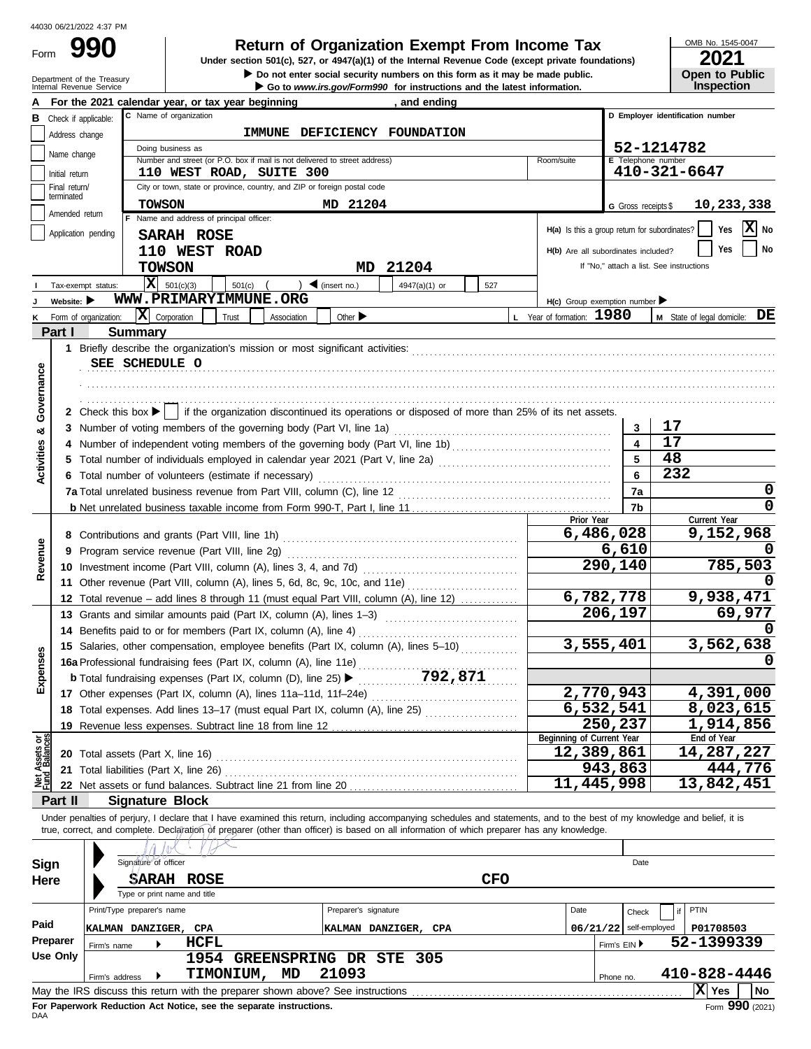44030 06/21/2022 4:37 PM

# Form 990 — Return of Organization Exempt From Income Tax

**Under section 501(c), 527, or 4947(a)(1) of the Internal Revenue Code (except private foundations)**

▶ Do not enter social security numbers on this form as it may be made public.

▶ Go to *www.irs.gov/Form990* for instructions and the latest information.

Department of the Treasury
Internal Revenue Service

OMB No. 1545-0047

**2021**

**Open to Public Inspection**

**A** For the 2021 calendar year, or tax year beginning , and ending

**B** Check if applicable:
- Address change
- Name change
- Initial return
- Final return/terminated
- Amended return
- Application pending

**C** Name of organization: IMMUNE DEFICIENCY FOUNDATION

Doing business as

Number and street (or P.O. box if mail is not delivered to street address): 110 WEST ROAD, SUITE 300 — Room/suite

City or town, state or province, country, and ZIP or foreign postal code: TOWSON MD 21204

**D** Employer identification number: 52-1214782

**E** Telephone number: 410-321-6647

**G** Gross receipts $ 10,233,338

**F** Name and address of principal officer:
SARAH ROSE
110 WEST ROAD
TOWSON MD 21204

**H(a)** Is this a group return for subordinates? Yes [ ] No [X]

**H(b)** Are all subordinates included? Yes [ ] No [ ]

If "No," attach a list. See instructions

**I** Tax-exempt status: [X] 501(c)(3) [ ] 501(c) ( ) ◀ (insert no.) [ ] 4947(a)(1) or [ ] 527

**J** Website: ▶ WWW.PRIMARYIMMUNE.ORG

**H(c)** Group exemption number ▶

**K** Form of organization: [X] Corporation [ ] Trust [ ] Association [ ] Other ▶

**L** Year of formation: 1980

**M** State of legal domicile: DE

## Part I Summary

**Activities & Governance**

1 Briefly describe the organization's mission or most significant activities:
SEE SCHEDULE O

2 Check this box ▶ [ ] if the organization discontinued its operations or disposed of more than 25% of its net assets.

| | | Line | |
|---|---|---|---|
| 3 | Number of voting members of the governing body (Part VI, line 1a) | 3 | 17 |
| 4 | Number of independent voting members of the governing body (Part VI, line 1b) | 4 | 17 |
| 5 | Total number of individuals employed in calendar year 2021 (Part V, line 2a) | 5 | 48 |
| 6 | Total number of volunteers (estimate if necessary) | 6 | 232 |
| 7a | Total unrelated business revenue from Part VIII, column (C), line 12 | 7a | 0 |
| b | Net unrelated business taxable income from Form 990-T, Part I, line 11 | 7b | 0 |

| | | Prior Year | Current Year |
|---|---|---|---|
| **Revenue** | | | |
| 8 | Contributions and grants (Part VIII, line 1h) | 6,486,028 | 9,152,968 |
| 9 | Program service revenue (Part VIII, line 2g) | 6,610 | 0 |
| 10 | Investment income (Part VIII, column (A), lines 3, 4, and 7d) | 290,140 | 785,503 |
| 11 | Other revenue (Part VIII, column (A), lines 5, 6d, 8c, 9c, 10c, and 11e) | | 0 |
| 12 | Total revenue – add lines 8 through 11 (must equal Part VIII, column (A), line 12) | 6,782,778 | 9,938,471 |
| **Expenses** | | | |
| 13 | Grants and similar amounts paid (Part IX, column (A), lines 1–3) | 206,197 | 69,977 |
| 14 | Benefits paid to or for members (Part IX, column (A), line 4) | | 0 |
| 15 | Salaries, other compensation, employee benefits (Part IX, column (A), lines 5–10) | 3,555,401 | 3,562,638 |
| 16a | Professional fundraising fees (Part IX, column (A), line 11e) | | 0 |
| b | Total fundraising expenses (Part IX, column (D), line 25) ▶ 792,871 | | |
| 17 | Other expenses (Part IX, column (A), lines 11a–11d, 11f–24e) | 2,770,943 | 4,391,000 |
| 18 | Total expenses. Add lines 13–17 (must equal Part IX, column (A), line 25) | 6,532,541 | 8,023,615 |
| 19 | Revenue less expenses. Subtract line 18 from line 12 | 250,237 | 1,914,856 |

| **Net Assets or Fund Balances** | | Beginning of Current Year | End of Year |
|---|---|---|---|
| 20 | Total assets (Part X, line 16) | 12,389,861 | 14,287,227 |
| 21 | Total liabilities (Part X, line 26) | 943,863 | 444,776 |
| 22 | Net assets or fund balances. Subtract line 21 from line 20 | 11,445,998 | 13,842,451 |

## Part II Signature Block

Under penalties of perjury, I declare that I have examined this return, including accompanying schedules and statements, and to the best of my knowledge and belief, it is true, correct, and complete. Declaration of preparer (other than officer) is based on all information of which preparer has any knowledge.

**Sign Here**

Signature of officer — Date

SARAH ROSE CFO

Type or print name and title

**Paid Preparer Use Only**

| Print/Type preparer's name | Preparer's signature | Date | Check if self-employed | PTIN |
|---|---|---|---|---|
| KALMAN DANZIGER, CPA | KALMAN DANZIGER, CPA | 06/21/22 | | P01708503 |

Firm's name ▶ HCFL — Firm's EIN ▶ 52-1399339

Firm's address ▶ 1954 GREENSPRING DR STE 305, TIMONIUM, MD 21093 — Phone no. 410-828-4446

May the IRS discuss this return with the preparer shown above? See instructions [X] Yes [ ] No

**For Paperwork Reduction Act Notice, see the separate instructions.**

DAA

Form **990** (2021)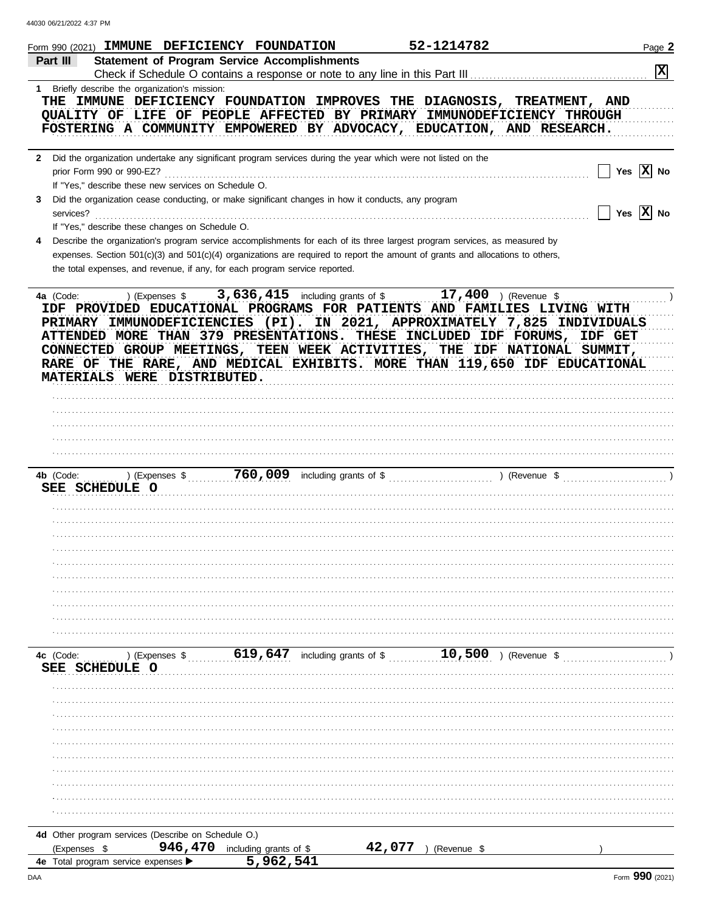Form 990 (2021) IMMUNE DEFICIENCY FOUNDATION 52-1214782 Page **2**

## Part III Statement of Program Service Accomplishments

Check if Schedule O contains a response or note to any line in this Part III . . . . . . . . . . [X]

**1** Briefly describe the organization's mission:

THE IMMUNE DEFICIENCY FOUNDATION IMPROVES THE DIAGNOSIS, TREATMENT, AND QUALITY OF LIFE OF PEOPLE AFFECTED BY PRIMARY IMMUNODEFICIENCY THROUGH FOSTERING A COMMUNITY EMPOWERED BY ADVOCACY, EDUCATION, AND RESEARCH.

**2** Did the organization undertake any significant program services during the year which were not listed on the prior Form 990 or 990-EZ? . . . . . . [ ] Yes [X] No

If "Yes," describe these new services on Schedule O.

**3** Did the organization cease conducting, or make significant changes in how it conducts, any program services? . . . . . . [ ] Yes [X] No

If "Yes," describe these changes on Schedule O.

**4** Describe the organization's program service accomplishments for each of its three largest program services, as measured by expenses. Section 501(c)(3) and 501(c)(4) organizations are required to report the amount of grants and allocations to others, the total expenses, and revenue, if any, for each program service reported.

**4a** (Code: ) (Expenses $ 3,636,415 including grants of $ 17,400 ) (Revenue $ )

IDF PROVIDED EDUCATIONAL PROGRAMS FOR PATIENTS AND FAMILIES LIVING WITH PRIMARY IMMUNODEFICIENCIES (PI). IN 2021, APPROXIMATELY 7,825 INDIVIDUALS ATTENDED MORE THAN 379 PRESENTATIONS. THESE INCLUDED IDF FORUMS, IDF GET CONNECTED GROUP MEETINGS, TEEN WEEK ACTIVITIES, THE IDF NATIONAL SUMMIT, RARE OF THE RARE, AND MEDICAL EXHIBITS. MORE THAN 119,650 IDF EDUCATIONAL MATERIALS WERE DISTRIBUTED.

**4b** (Code: ) (Expenses $ 760,009 including grants of $ ) (Revenue $ )

SEE SCHEDULE O

**4c** (Code: ) (Expenses $ 619,647 including grants of $ 10,500 ) (Revenue $ )

SEE SCHEDULE O

**4d** Other program services (Describe on Schedule O.)

(Expenses $ 946,470 including grants of $ 42,077 ) (Revenue $ )

**4e** Total program service expenses ▶ 5,962,541

Form **990** (2021)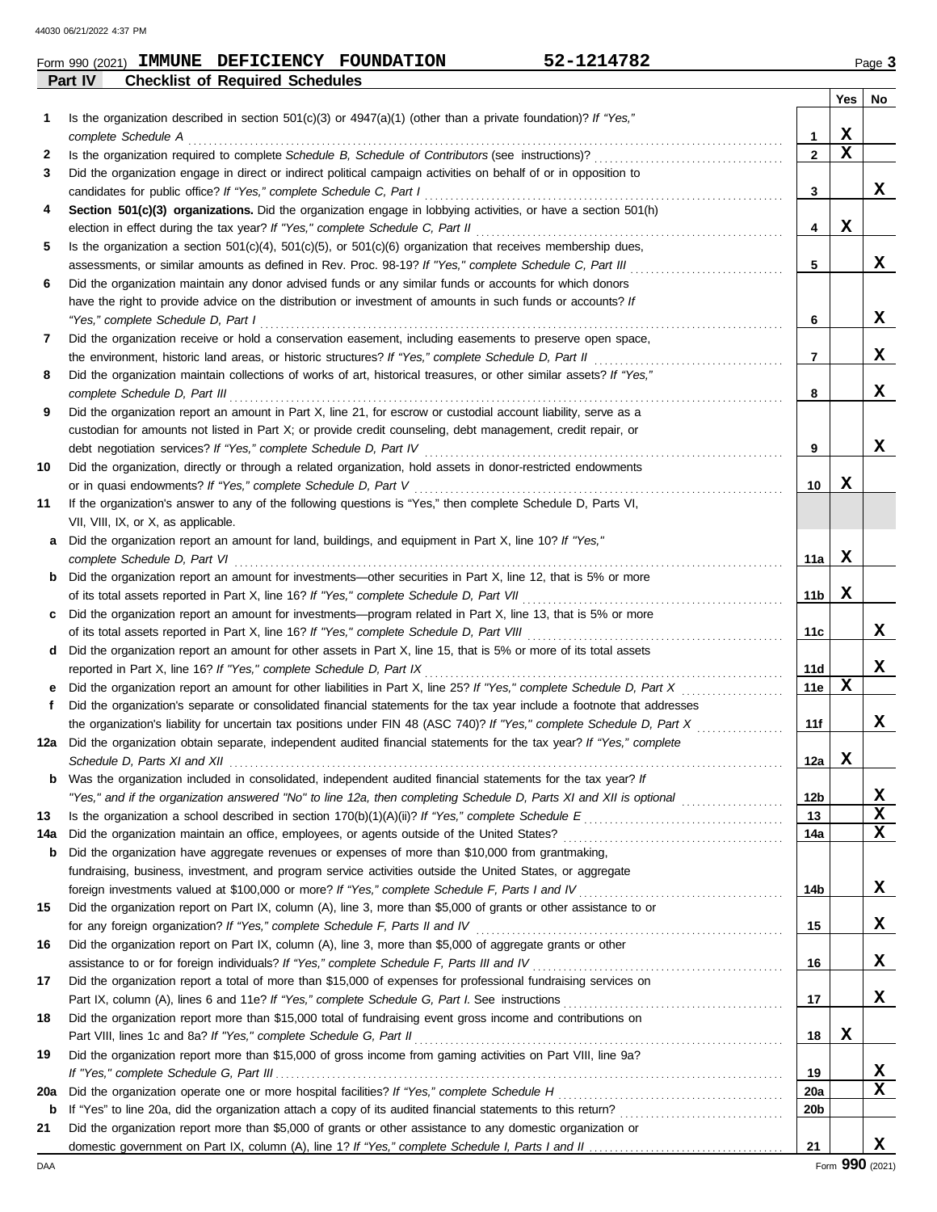Form 990 (2021) **IMMUNE DEFICIENCY FOUNDATION** 52-1214782

## Part IV Checklist of Required Schedules

| | | | Yes | No |
|---|---|---|---|---|
| **1** | Is the organization described in section 501(c)(3) or 4947(a)(1) (other than a private foundation)? *If "Yes," complete Schedule A* | 1 | X | |
| **2** | Is the organization required to complete *Schedule B, Schedule of Contributors* (see instructions)? | 2 | X | |
| **3** | Did the organization engage in direct or indirect political campaign activities on behalf of or in opposition to candidates for public office? *If "Yes," complete Schedule C, Part I* | 3 | | X |
| **4** | **Section 501(c)(3) organizations.** Did the organization engage in lobbying activities, or have a section 501(h) election in effect during the tax year? *If "Yes," complete Schedule C, Part II* | 4 | X | |
| **5** | Is the organization a section 501(c)(4), 501(c)(5), or 501(c)(6) organization that receives membership dues, assessments, or similar amounts as defined in Rev. Proc. 98-19? *If "Yes," complete Schedule C, Part III* | 5 | | X |
| **6** | Did the organization maintain any donor advised funds or any similar funds or accounts for which donors have the right to provide advice on the distribution or investment of amounts in such funds or accounts? *If "Yes," complete Schedule D, Part I* | 6 | | X |
| **7** | Did the organization receive or hold a conservation easement, including easements to preserve open space, the environment, historic land areas, or historic structures? *If "Yes," complete Schedule D, Part II* | 7 | | X |
| **8** | Did the organization maintain collections of works of art, historical treasures, or other similar assets? *If "Yes," complete Schedule D, Part III* | 8 | | X |
| **9** | Did the organization report an amount in Part X, line 21, for escrow or custodial account liability, serve as a custodian for amounts not listed in Part X; or provide credit counseling, debt management, credit repair, or debt negotiation services? *If "Yes," complete Schedule D, Part IV* | 9 | | X |
| **10** | Did the organization, directly or through a related organization, hold assets in donor-restricted endowments or in quasi endowments? *If "Yes," complete Schedule D, Part V* | 10 | X | |
| **11** | If the organization's answer to any of the following questions is "Yes," then complete Schedule D, Parts VI, VII, VIII, IX, or X, as applicable. | | | |
| **a** | Did the organization report an amount for land, buildings, and equipment in Part X, line 10? *If "Yes," complete Schedule D, Part VI* | 11a | X | |
| **b** | Did the organization report an amount for investments—other securities in Part X, line 12, that is 5% or more of its total assets reported in Part X, line 16? *If "Yes," complete Schedule D, Part VII* | 11b | X | |
| **c** | Did the organization report an amount for investments—program related in Part X, line 13, that is 5% or more of its total assets reported in Part X, line 16? *If "Yes," complete Schedule D, Part VIII* | 11c | | X |
| **d** | Did the organization report an amount for other assets in Part X, line 15, that is 5% or more of its total assets reported in Part X, line 16? *If "Yes," complete Schedule D, Part IX* | 11d | | X |
| **e** | Did the organization report an amount for other liabilities in Part X, line 25? *If "Yes," complete Schedule D, Part X* | 11e | X | |
| **f** | Did the organization's separate or consolidated financial statements for the tax year include a footnote that addresses the organization's liability for uncertain tax positions under FIN 48 (ASC 740)? *If "Yes," complete Schedule D, Part X* | 11f | | X |
| **12a** | Did the organization obtain separate, independent audited financial statements for the tax year? *If "Yes," complete Schedule D, Parts XI and XII* | 12a | X | |
| **b** | Was the organization included in consolidated, independent audited financial statements for the tax year? *If "Yes," and if the organization answered "No" to line 12a, then completing Schedule D, Parts XI and XII is optional* | 12b | | X |
| **13** | Is the organization a school described in section 170(b)(1)(A)(ii)? *If "Yes," complete Schedule E* | 13 | | X |
| **14a** | Did the organization maintain an office, employees, or agents outside of the United States? | 14a | | X |
| **b** | Did the organization have aggregate revenues or expenses of more than $10,000 from grantmaking, fundraising, business, investment, and program service activities outside the United States, or aggregate foreign investments valued at $100,000 or more? *If "Yes," complete Schedule F, Parts I and IV* | 14b | | X |
| **15** | Did the organization report on Part IX, column (A), line 3, more than $5,000 of grants or other assistance to or for any foreign organization? *If "Yes," complete Schedule F, Parts II and IV* | 15 | | X |
| **16** | Did the organization report on Part IX, column (A), line 3, more than $5,000 of aggregate grants or other assistance to or for foreign individuals? *If "Yes," complete Schedule F, Parts III and IV* | 16 | | X |
| **17** | Did the organization report a total of more than $15,000 of expenses for professional fundraising services on Part IX, column (A), lines 6 and 11e? *If "Yes," complete Schedule G, Part I. See instructions* | 17 | | X |
| **18** | Did the organization report more than $15,000 total of fundraising event gross income and contributions on Part VIII, lines 1c and 8a? *If "Yes," complete Schedule G, Part II* | 18 | X | |
| **19** | Did the organization report more than $15,000 of gross income from gaming activities on Part VIII, line 9a? *If "Yes," complete Schedule G, Part III* | 19 | | X |
| **20a** | Did the organization operate one or more hospital facilities? *If "Yes," complete Schedule H* | 20a | | X |
| **b** | If "Yes" to line 20a, did the organization attach a copy of its audited financial statements to this return? | 20b | | |
| **21** | Did the organization report more than $5,000 of grants or other assistance to any domestic organization or domestic government on Part IX, column (A), line 1? *If "Yes," complete Schedule I, Parts I and II* | 21 | | X |

Form **990** (2021)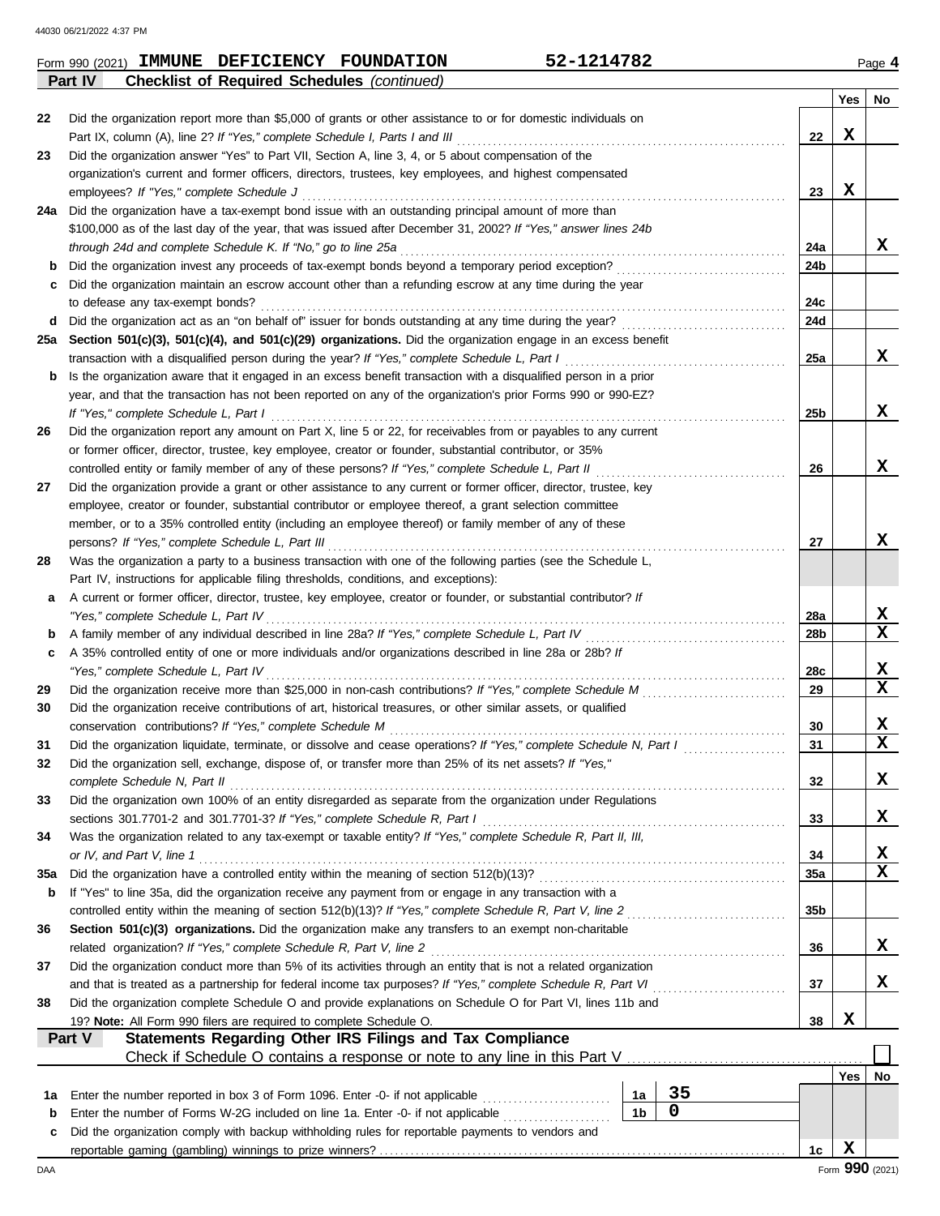Form 990 (2021) **IMMUNE DEFICIENCY FOUNDATION** 52-1214782 Page **4**

**Part IV — Checklist of Required Schedules** *(continued)*

| | | | Yes | No |
|---|---|---|---|---|
| 22 | Did the organization report more than $5,000 of grants or other assistance to or for domestic individuals on Part IX, column (A), line 2? *If "Yes," complete Schedule I, Parts I and III* | 22 | X | |
| 23 | Did the organization answer "Yes" to Part VII, Section A, line 3, 4, or 5 about compensation of the organization's current and former officers, directors, trustees, key employees, and highest compensated employees? *If "Yes," complete Schedule J* | 23 | X | |
| 24a | Did the organization have a tax-exempt bond issue with an outstanding principal amount of more than $100,000 as of the last day of the year, that was issued after December 31, 2002? *If "Yes," answer lines 24b through 24d and complete Schedule K. If "No," go to line 25a* | 24a | | X |
| b | Did the organization invest any proceeds of tax-exempt bonds beyond a temporary period exception? | 24b | | |
| c | Did the organization maintain an escrow account other than a refunding escrow at any time during the year to defease any tax-exempt bonds? | 24c | | |
| d | Did the organization act as an "on behalf of" issuer for bonds outstanding at any time during the year? | 24d | | |
| 25a | **Section 501(c)(3), 501(c)(4), and 501(c)(29) organizations.** Did the organization engage in an excess benefit transaction with a disqualified person during the year? *If "Yes," complete Schedule L, Part I* | 25a | | X |
| b | Is the organization aware that it engaged in an excess benefit transaction with a disqualified person in a prior year, and that the transaction has not been reported on any of the organization's prior Forms 990 or 990-EZ? *If "Yes," complete Schedule L, Part I* | 25b | | X |
| 26 | Did the organization report any amount on Part X, line 5 or 22, for receivables from or payables to any current or former officer, director, trustee, key employee, creator or founder, substantial contributor, or 35% controlled entity or family member of any of these persons? *If "Yes," complete Schedule L, Part II* | 26 | | X |
| 27 | Did the organization provide a grant or other assistance to any current or former officer, director, trustee, key employee, creator or founder, substantial contributor or employee thereof, a grant selection committee member, or to a 35% controlled entity (including an employee thereof) or family member of any of these persons? *If "Yes," complete Schedule L, Part III* | 27 | | X |
| 28 | Was the organization a party to a business transaction with one of the following parties (see the Schedule L, Part IV, instructions for applicable filing thresholds, conditions, and exceptions): | | | |
| a | A current or former officer, director, trustee, key employee, creator or founder, or substantial contributor? *If "Yes," complete Schedule L, Part IV* | 28a | | X |
| b | A family member of any individual described in line 28a? *If "Yes," complete Schedule L, Part IV* | 28b | | X |
| c | A 35% controlled entity of one or more individuals and/or organizations described in line 28a or 28b? *If "Yes," complete Schedule L, Part IV* | 28c | | X |
| 29 | Did the organization receive more than $25,000 in non-cash contributions? *If "Yes," complete Schedule M* | 29 | | X |
| 30 | Did the organization receive contributions of art, historical treasures, or other similar assets, or qualified conservation contributions? *If "Yes," complete Schedule M* | 30 | | X |
| 31 | Did the organization liquidate, terminate, or dissolve and cease operations? *If "Yes," complete Schedule N, Part I* | 31 | | X |
| 32 | Did the organization sell, exchange, dispose of, or transfer more than 25% of its net assets? *If "Yes," complete Schedule N, Part II* | 32 | | X |
| 33 | Did the organization own 100% of an entity disregarded as separate from the organization under Regulations sections 301.7701-2 and 301.7701-3? *If "Yes," complete Schedule R, Part I* | 33 | | X |
| 34 | Was the organization related to any tax-exempt or taxable entity? *If "Yes," complete Schedule R, Part II, III, or IV, and Part V, line 1* | 34 | | X |
| 35a | Did the organization have a controlled entity within the meaning of section 512(b)(13)? | 35a | | X |
| b | If "Yes" to line 35a, did the organization receive any payment from or engage in any transaction with a controlled entity within the meaning of section 512(b)(13)? *If "Yes," complete Schedule R, Part V, line 2* | 35b | | |
| 36 | **Section 501(c)(3) organizations.** Did the organization make any transfers to an exempt non-charitable related organization? *If "Yes," complete Schedule R, Part V, line 2* | 36 | | X |
| 37 | Did the organization conduct more than 5% of its activities through an entity that is not a related organization and that is treated as a partnership for federal income tax purposes? *If "Yes," complete Schedule R, Part VI* | 37 | | X |
| 38 | Did the organization complete Schedule O and provide explanations on Schedule O for Part VI, lines 11b and 19? **Note:** All Form 990 filers are required to complete Schedule O. | 38 | X | |

**Part V — Statements Regarding Other IRS Filings and Tax Compliance**

Check if Schedule O contains a response or note to any line in this Part V ☐

| | | | | | Yes | No |
|---|---|---|---|---|---|---|
| 1a | Enter the number reported in box 3 of Form 1096. Enter -0- if not applicable | 1a | 35 | | | |
| b | Enter the number of Forms W-2G included on line 1a. Enter -0- if not applicable | 1b | 0 | | | |
| c | Did the organization comply with backup withholding rules for reportable payments to vendors and reportable gaming (gambling) winnings to prize winners? | | | 1c | X | |

Form **990** (2021)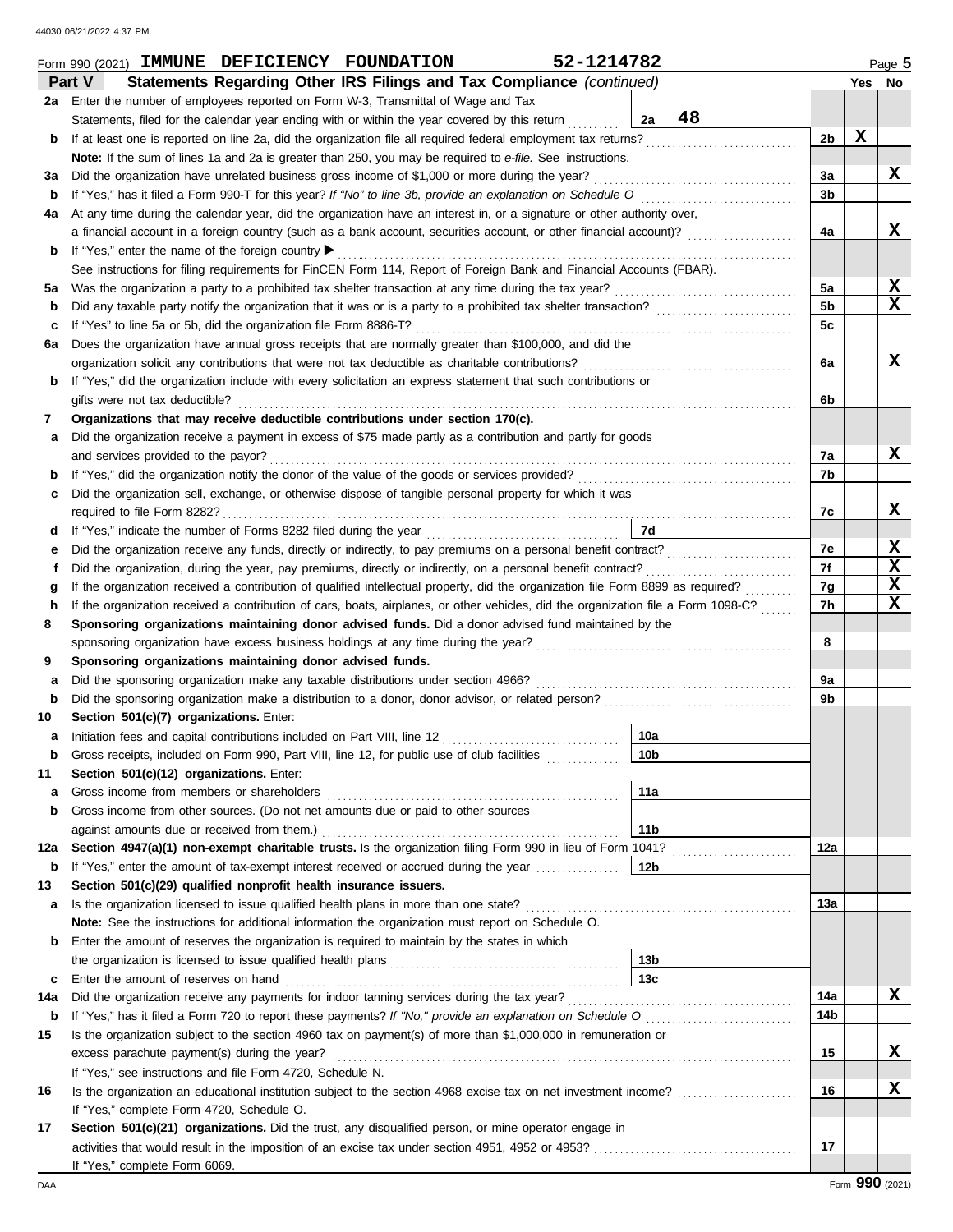Form 990 (2021) **IMMUNE DEFICIENCY FOUNDATION** 52-1214782 Page 5

**Part V Statements Regarding Other IRS Filings and Tax Compliance** *(continued)*

| | | | | Line | Yes | No |
|---|---|---|---|---|---|---|
| 2a | Enter the number of employees reported on Form W-3, Transmittal of Wage and Tax Statements, filed for the calendar year ending with or within the year covered by this return | 2a | 48 | | | |
| b | If at least one is reported on line 2a, did the organization file all required federal employment tax returns? | | | 2b | X | |
| | **Note:** If the sum of lines 1a and 2a is greater than 250, you may be required to *e-file*. See instructions. | | | | | |
| 3a | Did the organization have unrelated business gross income of $1,000 or more during the year? | | | 3a | | X |
| b | If "Yes," has it filed a Form 990-T for this year? *If "No" to line 3b, provide an explanation on Schedule O* | | | 3b | | |
| 4a | At any time during the calendar year, did the organization have an interest in, or a signature or other authority over, a financial account in a foreign country (such as a bank account, securities account, or other financial account)? | | | 4a | | X |
| b | If "Yes," enter the name of the foreign country ▶ | | | | | |
| | See instructions for filing requirements for FinCEN Form 114, Report of Foreign Bank and Financial Accounts (FBAR). | | | | | |
| 5a | Was the organization a party to a prohibited tax shelter transaction at any time during the tax year? | | | 5a | | X |
| b | Did any taxable party notify the organization that it was or is a party to a prohibited tax shelter transaction? | | | 5b | | X |
| c | If "Yes" to line 5a or 5b, did the organization file Form 8886-T? | | | 5c | | |
| 6a | Does the organization have annual gross receipts that are normally greater than $100,000, and did the organization solicit any contributions that were not tax deductible as charitable contributions? | | | 6a | | X |
| b | If "Yes," did the organization include with every solicitation an express statement that such contributions or gifts were not tax deductible? | | | 6b | | |
| 7 | **Organizations that may receive deductible contributions under section 170(c).** | | | | | |
| a | Did the organization receive a payment in excess of $75 made partly as a contribution and partly for goods and services provided to the payor? | | | 7a | | X |
| b | If "Yes," did the organization notify the donor of the value of the goods or services provided? | | | 7b | | |
| c | Did the organization sell, exchange, or otherwise dispose of tangible personal property for which it was required to file Form 8282? | | | 7c | | X |
| d | If "Yes," indicate the number of Forms 8282 filed during the year | 7d | | | | |
| e | Did the organization receive any funds, directly or indirectly, to pay premiums on a personal benefit contract? | | | 7e | | X |
| f | Did the organization, during the year, pay premiums, directly or indirectly, on a personal benefit contract? | | | 7f | | X |
| g | If the organization received a contribution of qualified intellectual property, did the organization file Form 8899 as required? | | | 7g | | X |
| h | If the organization received a contribution of cars, boats, airplanes, or other vehicles, did the organization file a Form 1098-C? | | | 7h | | X |
| 8 | **Sponsoring organizations maintaining donor advised funds.** Did a donor advised fund maintained by the sponsoring organization have excess business holdings at any time during the year? | | | 8 | | |
| 9 | **Sponsoring organizations maintaining donor advised funds.** | | | | | |
| a | Did the sponsoring organization make any taxable distributions under section 4966? | | | 9a | | |
| b | Did the sponsoring organization make a distribution to a donor, donor advisor, or related person? | | | 9b | | |
| 10 | **Section 501(c)(7) organizations.** Enter: | | | | | |
| a | Initiation fees and capital contributions included on Part VIII, line 12 | 10a | | | | |
| b | Gross receipts, included on Form 990, Part VIII, line 12, for public use of club facilities | 10b | | | | |
| 11 | **Section 501(c)(12) organizations.** Enter: | | | | | |
| a | Gross income from members or shareholders | 11a | | | | |
| b | Gross income from other sources. (Do not net amounts due or paid to other sources against amounts due or received from them.) | 11b | | | | |
| 12a | **Section 4947(a)(1) non-exempt charitable trusts.** Is the organization filing Form 990 in lieu of Form 1041? | | | 12a | | |
| b | If "Yes," enter the amount of tax-exempt interest received or accrued during the year | 12b | | | | |
| 13 | **Section 501(c)(29) qualified nonprofit health insurance issuers.** | | | | | |
| a | Is the organization licensed to issue qualified health plans in more than one state? | | | 13a | | |
| | **Note:** See the instructions for additional information the organization must report on Schedule O. | | | | | |
| b | Enter the amount of reserves the organization is required to maintain by the states in which the organization is licensed to issue qualified health plans | 13b | | | | |
| c | Enter the amount of reserves on hand | 13c | | | | |
| 14a | Did the organization receive any payments for indoor tanning services during the tax year? | | | 14a | | X |
| b | If "Yes," has it filed a Form 720 to report these payments? *If "No," provide an explanation on Schedule O* | | | 14b | | |
| 15 | Is the organization subject to the section 4960 tax on payment(s) of more than $1,000,000 in remuneration or excess parachute payment(s) during the year? | | | 15 | | X |
| | If "Yes," see instructions and file Form 4720, Schedule N. | | | | | |
| 16 | Is the organization an educational institution subject to the section 4968 excise tax on net investment income? | | | 16 | | X |
| | If "Yes," complete Form 4720, Schedule O. | | | | | |
| 17 | **Section 501(c)(21) organizations.** Did the trust, any disqualified person, or mine operator engage in activities that would result in the imposition of an excise tax under section 4951, 4952 or 4953? | | | 17 | | |
| | If "Yes," complete Form 6069. | | | | | |

Form **990** (2021)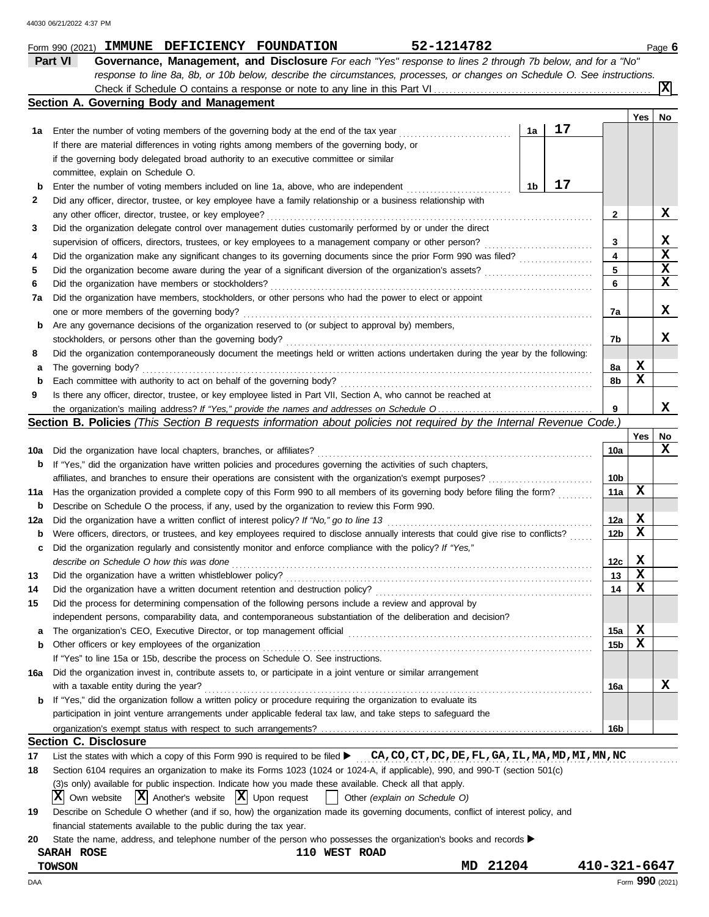Form 990 (2021) **IMMUNE DEFICIENCY FOUNDATION** 52-1214782 Page **6**

## Part VI Governance, Management, and Disclosure

*For each "Yes" response to lines 2 through 7b below, and for a "No" response to line 8a, 8b, or 10b below, describe the circumstances, processes, or changes on Schedule O. See instructions.*

Check if Schedule O contains a response or note to any line in this Part VI . . . . . . [X]

### Section A. Governing Body and Management

| | | | Yes | No |
|---|---|---|---|---|
| **1a** | Enter the number of voting members of the governing body at the end of the tax year . . . **1a** 17 If there are material differences in voting rights among members of the governing body, or if the governing body delegated broad authority to an executive committee or similar committee, explain on Schedule O. | | | |
| **b** | Enter the number of voting members included on line 1a, above, who are independent . . . **1b** 17 | | | |
| **2** | Did any officer, director, trustee, or key employee have a family relationship or a business relationship with any other officer, director, trustee, or key employee? | **2** | | X |
| **3** | Did the organization delegate control over management duties customarily performed by or under the direct supervision of officers, directors, trustees, or key employees to a management company or other person? | **3** | | X |
| **4** | Did the organization make any significant changes to its governing documents since the prior Form 990 was filed? | **4** | | X |
| **5** | Did the organization become aware during the year of a significant diversion of the organization's assets? | **5** | | X |
| **6** | Did the organization have members or stockholders? | **6** | | X |
| **7a** | Did the organization have members, stockholders, or other persons who had the power to elect or appoint one or more members of the governing body? | **7a** | | X |
| **b** | Are any governance decisions of the organization reserved to (or subject to approval by) members, stockholders, or persons other than the governing body? | **7b** | | X |
| **8** | Did the organization contemporaneously document the meetings held or written actions undertaken during the year by the following: | | | |
| **a** | The governing body? | **8a** | X | |
| **b** | Each committee with authority to act on behalf of the governing body? | **8b** | X | |
| **9** | Is there any officer, director, trustee, or key employee listed in Part VII, Section A, who cannot be reached at the organization's mailing address? *If "Yes," provide the names and addresses on Schedule O* | **9** | | X |

### Section B. Policies *(This Section B requests information about policies not required by the Internal Revenue Code.)*

| | | | Yes | No |
|---|---|---|---|---|
| **10a** | Did the organization have local chapters, branches, or affiliates? | **10a** | | X |
| **b** | If "Yes," did the organization have written policies and procedures governing the activities of such chapters, affiliates, and branches to ensure their operations are consistent with the organization's exempt purposes? | **10b** | | |
| **11a** | Has the organization provided a complete copy of this Form 990 to all members of its governing body before filing the form? | **11a** | X | |
| **b** | Describe on Schedule O the process, if any, used by the organization to review this Form 990. | | | |
| **12a** | Did the organization have a written conflict of interest policy? *If "No," go to line 13* | **12a** | X | |
| **b** | Were officers, directors, or trustees, and key employees required to disclose annually interests that could give rise to conflicts? | **12b** | X | |
| **c** | Did the organization regularly and consistently monitor and enforce compliance with the policy? *If "Yes," describe on Schedule O how this was done* | **12c** | X | |
| **13** | Did the organization have a written whistleblower policy? | **13** | X | |
| **14** | Did the organization have a written document retention and destruction policy? | **14** | X | |
| **15** | Did the process for determining compensation of the following persons include a review and approval by independent persons, comparability data, and contemporaneous substantiation of the deliberation and decision? | | | |
| **a** | The organization's CEO, Executive Director, or top management official | **15a** | X | |
| **b** | Other officers or key employees of the organization | **15b** | X | |
| | If "Yes" to line 15a or 15b, describe the process on Schedule O. See instructions. | | | |
| **16a** | Did the organization invest in, contribute assets to, or participate in a joint venture or similar arrangement with a taxable entity during the year? | **16a** | | X |
| **b** | If "Yes," did the organization follow a written policy or procedure requiring the organization to evaluate its participation in joint venture arrangements under applicable federal tax law, and take steps to safeguard the organization's exempt status with respect to such arrangements? | **16b** | | |

### Section C. Disclosure

**17** List the states with which a copy of this Form 990 is required to be filed ▶ CA,CO,CT,DC,DE,FL,GA,IL,MA,MD,MI,MN,NC

**18** Section 6104 requires an organization to make its Forms 1023 (1024 or 1024-A, if applicable), 990, and 990-T (section 501(c)(3)s only) available for public inspection. Indicate how you made these available. Check all that apply.

[X] Own website [X] Another's website [X] Upon request [ ] Other *(explain on Schedule O)*

**19** Describe on Schedule O whether (and if so, how) the organization made its governing documents, conflict of interest policy, and financial statements available to the public during the tax year.

**20** State the name, address, and telephone number of the person who possesses the organization's books and records ▶

SARAH ROSE
110 WEST ROAD
TOWSON MD 21204
410-321-6647

Form **990** (2021)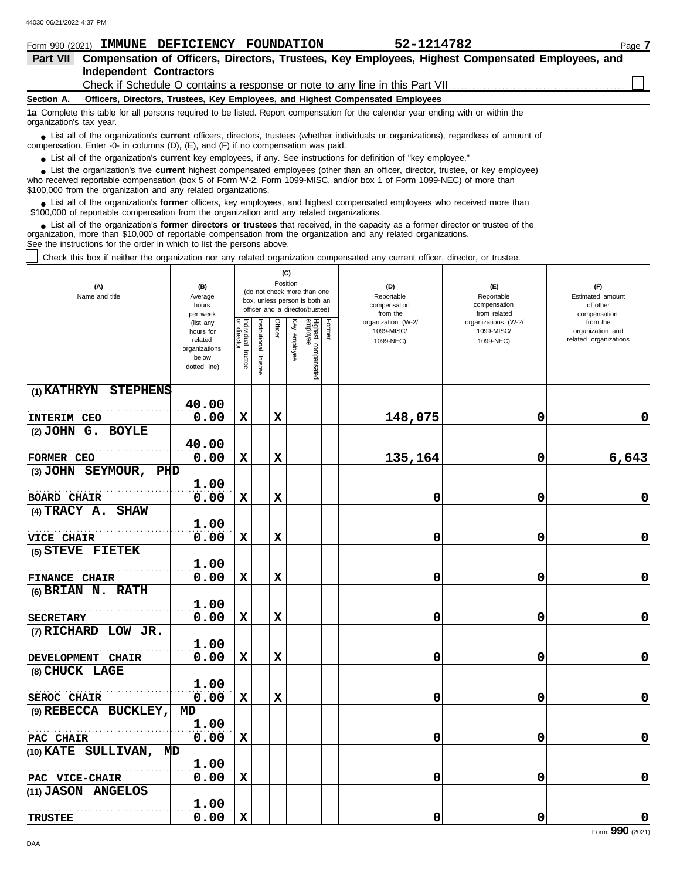Form 990 (2021) **IMMUNE DEFICIENCY FOUNDATION** 52-1214782 Page 7

## Part VII Compensation of Officers, Directors, Trustees, Key Employees, Highest Compensated Employees, and Independent Contractors

Check if Schedule O contains a response or note to any line in this Part VII ☐

**Section A. Officers, Directors, Trustees, Key Employees, and Highest Compensated Employees**

**1a** Complete this table for all persons required to be listed. Report compensation for the calendar year ending with or within the organization's tax year.

- List all of the organization's **current** officers, directors, trustees (whether individuals or organizations), regardless of amount of compensation. Enter -0- in columns (D), (E), and (F) if no compensation was paid.
- List all of the organization's **current** key employees, if any. See instructions for definition of "key employee."
- List the organization's five **current** highest compensated employees (other than an officer, director, trustee, or key employee) who received reportable compensation (box 5 of Form W-2, Form 1099-MISC, and/or box 1 of Form 1099-NEC) of more than $100,000 from the organization and any related organizations.
- List all of the organization's **former** officers, key employees, and highest compensated employees who received more than $100,000 of reportable compensation from the organization and any related organizations.
- List all of the organization's **former directors or trustees** that received, in the capacity as a former director or trustee of the organization, more than $10,000 of reportable compensation from the organization and any related organizations.

See the instructions for the order in which to list the persons above.

☐ Check this box if neither the organization nor any related organization compensated any current officer, director, or trustee.

| (A) Name and title | (B) Average hours per week (list any hours for related organizations below dotted line) | (C) Position (do not check more than one box, unless person is both an officer and a director/trustee) | | | | | | (D) Reportable compensation from the organization (W-2/1099-MISC/1099-NEC) | (E) Reportable compensation from related organizations (W-2/1099-MISC/1099-NEC) | (F) Estimated amount of other compensation from the organization and related organizations |
|---|---|---|---|---|---|---|---|---|---|---|
| | | Individual trustee or director | Institutional trustee | Officer | Key employee | Highest compensated employee | Former | | | |
| (1) KATHRYN STEPHENS<br>INTERIM CEO | 40.00<br>0.00 | X | | X | | | | 148,075 | 0 | 0 |
| (2) JOHN G. BOYLE<br>FORMER CEO | 40.00<br>0.00 | X | | X | | | | 135,164 | 0 | 6,643 |
| (3) JOHN SEYMOUR, PHD<br>BOARD CHAIR | 1.00<br>0.00 | X | | X | | | | 0 | 0 | 0 |
| (4) TRACY A. SHAW<br>VICE CHAIR | 1.00<br>0.00 | X | | X | | | | 0 | 0 | 0 |
| (5) STEVE FIETEK<br>FINANCE CHAIR | 1.00<br>0.00 | X | | X | | | | 0 | 0 | 0 |
| (6) BRIAN N. RATH<br>SECRETARY | 1.00<br>0.00 | X | | X | | | | 0 | 0 | 0 |
| (7) RICHARD LOW JR.<br>DEVELOPMENT CHAIR | 1.00<br>0.00 | X | | X | | | | 0 | 0 | 0 |
| (8) CHUCK LAGE<br>SEROC CHAIR | 1.00<br>0.00 | X | | X | | | | 0 | 0 | 0 |
| (9) REBECCA BUCKLEY, MD<br>PAC CHAIR | 1.00<br>0.00 | X | | | | | | 0 | 0 | 0 |
| (10) KATE SULLIVAN, MD<br>PAC VICE-CHAIR | 1.00<br>0.00 | X | | | | | | 0 | 0 | 0 |
| (11) JASON ANGELOS<br>TRUSTEE | 1.00<br>0.00 | X | | | | | | 0 | 0 | 0 |

Form **990** (2021)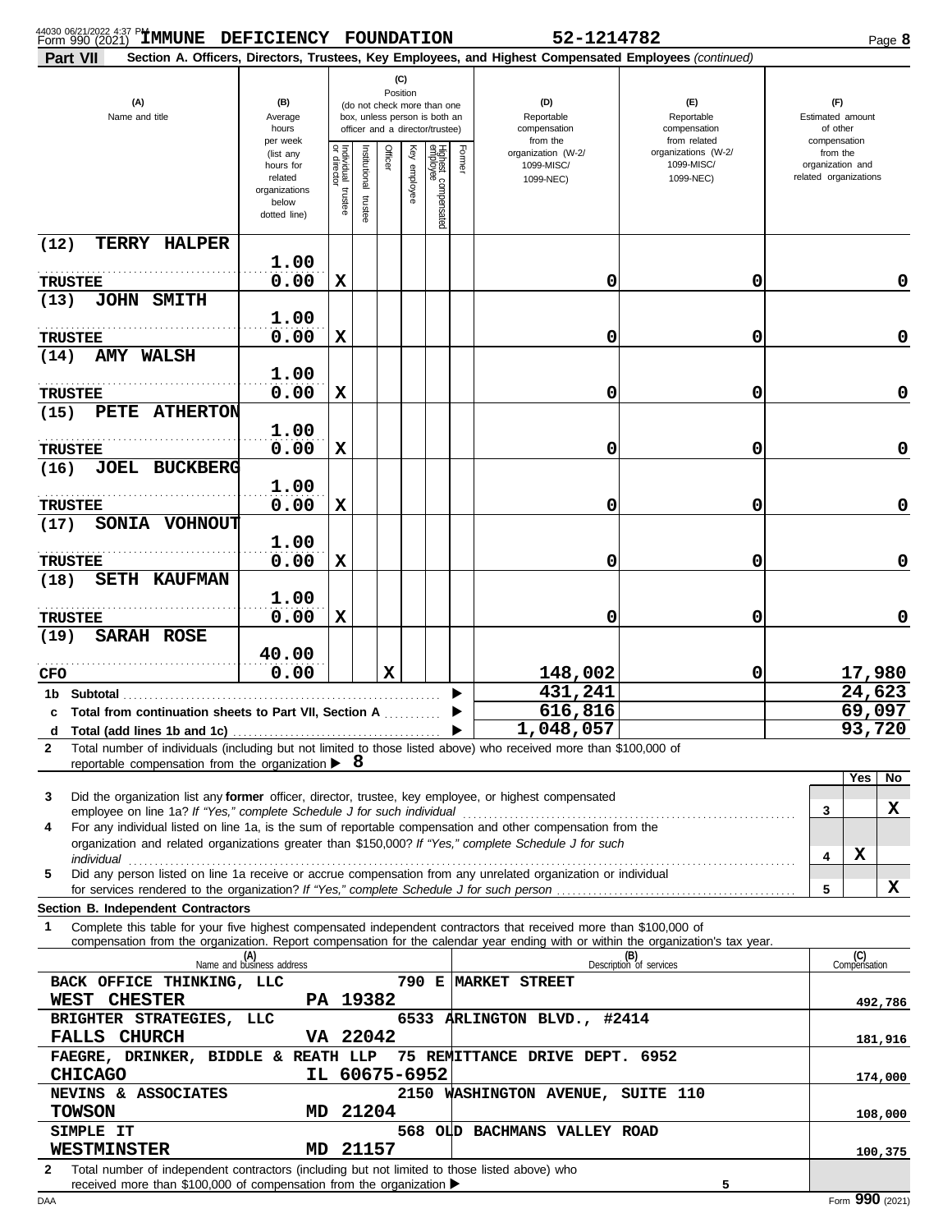Form 990 (2021) IMMUNE DEFICIENCY FOUNDATION 52-1214782

**Part VII** Section A. Officers, Directors, Trustees, Key Employees, and Highest Compensated Employees *(continued)*

| (A) Name and title | (B) Average hours per week (list any hours for related organizations below dotted line) | (C) Position: Individual trustee or director | Institutional trustee | Officer | Key employee | Highest compensated employee | Former | (D) Reportable compensation from the organization (W-2/1099-MISC/1099-NEC) | (E) Reportable compensation from related organizations (W-2/1099-MISC/1099-NEC) | (F) Estimated amount of other compensation from the organization and related organizations |
|---|---|---|---|---|---|---|---|---|---|---|
| (12) TERRY HALPER<br>TRUSTEE | 1.00<br>0.00 | X | | | | | | 0 | 0 | 0 |
| (13) JOHN SMITH<br>TRUSTEE | 1.00<br>0.00 | X | | | | | | 0 | 0 | 0 |
| (14) AMY WALSH<br>TRUSTEE | 1.00<br>0.00 | X | | | | | | 0 | 0 | 0 |
| (15) PETE ATHERTON<br>TRUSTEE | 1.00<br>0.00 | X | | | | | | 0 | 0 | 0 |
| (16) JOEL BUCKBERG<br>TRUSTEE | 1.00<br>0.00 | X | | | | | | 0 | 0 | 0 |
| (17) SONIA VOHNOUT<br>TRUSTEE | 1.00<br>0.00 | X | | | | | | 0 | 0 | 0 |
| (18) SETH KAUFMAN<br>TRUSTEE | 1.00<br>0.00 | X | | | | | | 0 | 0 | 0 |
| (19) SARAH ROSE<br>CFO | 40.00<br>0.00 | | | X | | | | 148,002 | 0 | 17,980 |
| 1b Subtotal | | | | | | | | 431,241 | | 24,623 |
| c Total from continuation sheets to Part VII, Section A | | | | | | | | 616,816 | | 69,097 |
| d Total (add lines 1b and 1c) | | | | | | | | 1,048,057 | | 93,720 |

2 Total number of individuals (including but not limited to those listed above) who received more than $100,000 of reportable compensation from the organization ▶ 8

| | | Yes | No |
|---|---|---|---|
| 3 Did the organization list any **former** officer, director, trustee, key employee, or highest compensated employee on line 1a? *If "Yes," complete Schedule J for such individual* | 3 | | X |
| 4 For any individual listed on line 1a, is the sum of reportable compensation and other compensation from the organization and related organizations greater than $150,000? *If "Yes," complete Schedule J for such individual* | 4 | X | |
| 5 Did any person listed on line 1a receive or accrue compensation from any unrelated organization or individual for services rendered to the organization? *If "Yes," complete Schedule J for such person* | 5 | | X |

**Section B. Independent Contractors**

1 Complete this table for your five highest compensated independent contractors that received more than $100,000 of compensation from the organization. Report compensation for the calendar year ending with or within the organization's tax year.

| (A) Name and business address | (B) Description of services | (C) Compensation |
|---|---|---|
| BACK OFFICE THINKING, LLC 790 E MARKET STREET<br>WEST CHESTER PA 19382 | | 492,786 |
| BRIGHTER STRATEGIES, LLC 6533 ARLINGTON BLVD., #2414<br>FALLS CHURCH VA 22042 | | 181,916 |
| FAEGRE, DRINKER, BIDDLE & REATH LLP 75 REMITTANCE DRIVE DEPT. 6952<br>CHICAGO IL 60675-6952 | | 174,000 |
| NEVINS & ASSOCIATES 2150 WASHINGTON AVENUE, SUITE 110<br>TOWSON MD 21204 | | 108,000 |
| SIMPLE IT 568 OLD BACHMANS VALLEY ROAD<br>WESTMINSTER MD 21157 | | 100,375 |

2 Total number of independent contractors (including but not limited to those listed above) who received more than $100,000 of compensation from the organization ▶ 5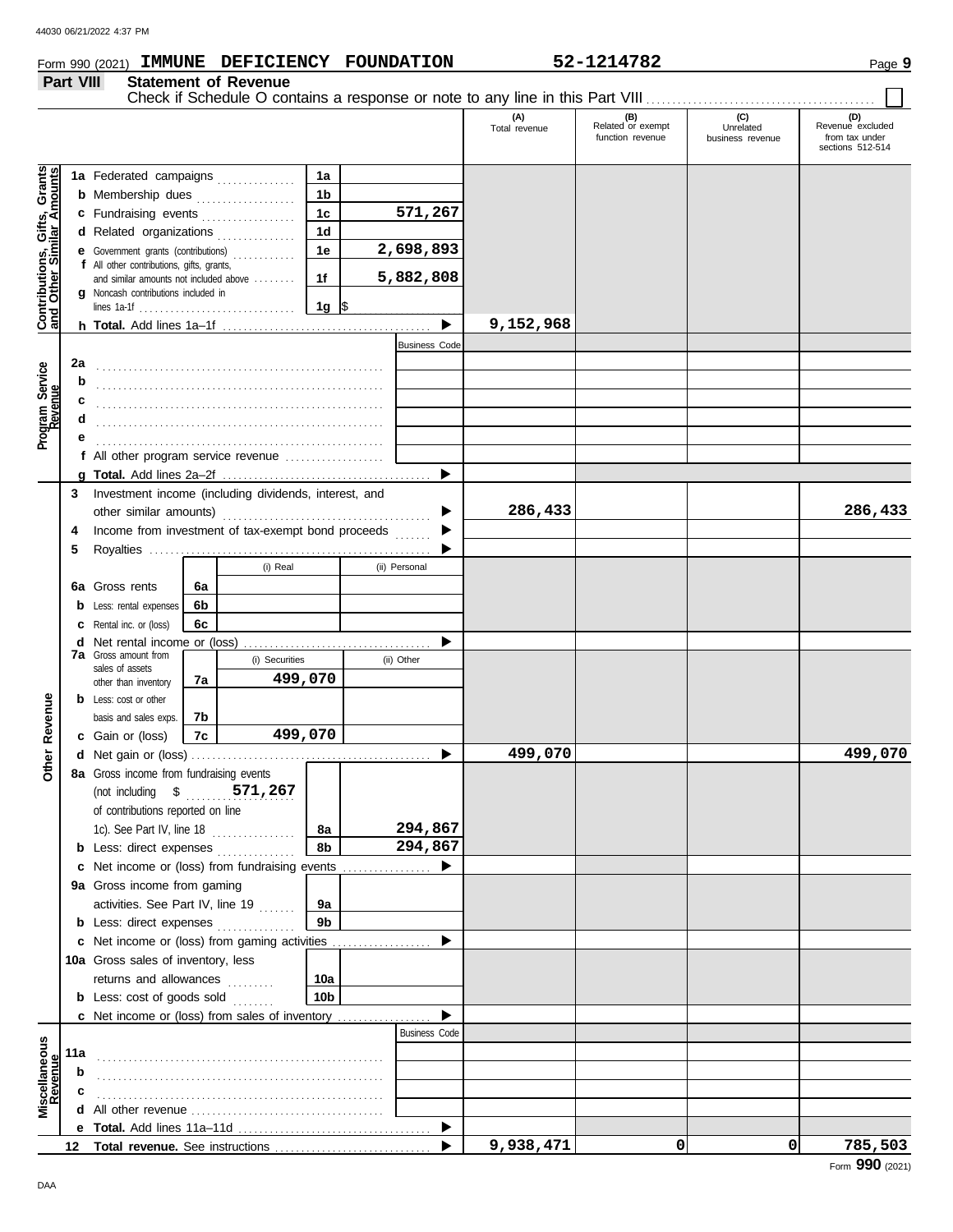Form 990 (2021) **IMMUNE DEFICIENCY FOUNDATION** 52-1214782

## Part VIII Statement of Revenue

Check if Schedule O contains a response or note to any line in this Part VIII ☐

| | | | | (A) Total revenue | (B) Related or exempt function revenue | (C) Unrelated business revenue | (D) Revenue excluded from tax under sections 512-514 |
|---|---|---|---|---|---|---|---|
| **Contributions, Gifts, Grants and Other Similar Amounts** | 1a Federated campaigns | 1a | | | | | |
| | b Membership dues | 1b | | | | | |
| | c Fundraising events | 1c | 571,267 | | | | |
| | d Related organizations | 1d | | | | | |
| | e Government grants (contributions) | 1e | 2,698,893 | | | | |
| | f All other contributions, gifts, grants, and similar amounts not included above | 1f | 5,882,808 | | | | |
| | g Noncash contributions included in lines 1a-1f | 1g | $ | | | | |
| | h **Total.** Add lines 1a–1f | | ▶ | 9,152,968 | | | |
| **Program Service Revenue** | | | Business Code | | | | |
| | 2a | | | | | | |
| | b | | | | | | |
| | c | | | | | | |
| | d | | | | | | |
| | e | | | | | | |
| | f All other program service revenue | | | | | | |
| | g **Total.** Add lines 2a–2f | | ▶ | | | | |
| **Other Revenue** | 3 Investment income (including dividends, interest, and other similar amounts) | | ▶ | 286,433 | | | 286,433 |
| | 4 Income from investment of tax-exempt bond proceeds | | ▶ | | | | |
| | 5 Royalties | | ▶ | | | | |
| | | (i) Real | (ii) Personal | | | | |
| | 6a Gross rents | 6a | | | | | |
| | b Less: rental expenses | 6b | | | | | |
| | c Rental inc. or (loss) | 6c | | | | | |
| | d Net rental income or (loss) | | ▶ | | | | |
| | | (i) Securities | (ii) Other | | | | |
| | 7a Gross amount from sales of assets other than inventory | 7a 499,070 | | | | | |
| | b Less: cost or other basis and sales exps. | 7b | | | | | |
| | c Gain or (loss) | 7c 499,070 | | | | | |
| | d Net gain or (loss) | | ▶ | 499,070 | | | 499,070 |
| | 8a Gross income from fundraising events (not including $ 571,267 of contributions reported on line 1c). See Part IV, line 18 | 8a | 294,867 | | | | |
| | b Less: direct expenses | 8b | 294,867 | | | | |
| | c Net income or (loss) from fundraising events | | ▶ | | | | |
| | 9a Gross income from gaming activities. See Part IV, line 19 | 9a | | | | | |
| | b Less: direct expenses | 9b | | | | | |
| | c Net income or (loss) from gaming activities | | ▶ | | | | |
| | 10a Gross sales of inventory, less returns and allowances | 10a | | | | | |
| | b Less: cost of goods sold | 10b | | | | | |
| | c Net income or (loss) from sales of inventory | | ▶ | | | | |
| **Miscellaneous Revenue** | | | Business Code | | | | |
| | 11a | | | | | | |
| | b | | | | | | |
| | c | | | | | | |
| | d All other revenue | | | | | | |
| | e **Total.** Add lines 11a–11d | | ▶ | | | | |
| | 12 **Total revenue.** See instructions | | ▶ | 9,938,471 | 0 | 0 | 785,503 |

Form **990** (2021)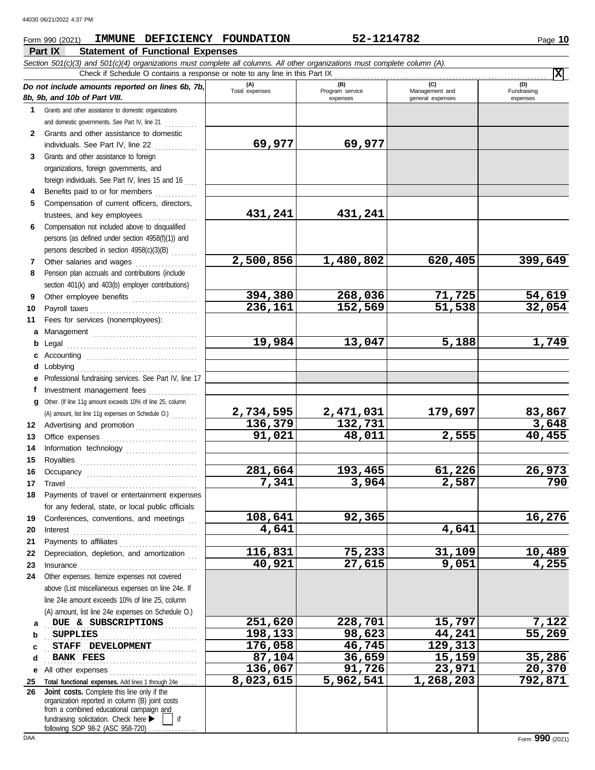Form 990 (2021) **IMMUNE DEFICIENCY FOUNDATION** **52-1214782**

## Part IX Statement of Functional Expenses

*Section 501(c)(3) and 501(c)(4) organizations must complete all columns. All other organizations must complete column (A).*

Check if Schedule O contains a response or note to any line in this Part IX .......... [X]

| *Do not include amounts reported on lines 6b, 7b, 8b, 9b, and 10b of Part VIII.* | (A) Total expenses | (B) Program service expenses | (C) Management and general expenses | (D) Fundraising expenses |
|---|---|---|---|---|
| **1** Grants and other assistance to domestic organizations and domestic governments. See Part IV, line 21 | | | | |
| **2** Grants and other assistance to domestic individuals. See Part IV, line 22 | 69,977 | 69,977 | | |
| **3** Grants and other assistance to foreign organizations, foreign governments, and foreign individuals. See Part IV, lines 15 and 16 | | | | |
| **4** Benefits paid to or for members | | | | |
| **5** Compensation of current officers, directors, trustees, and key employees | 431,241 | 431,241 | | |
| **6** Compensation not included above to disqualified persons (as defined under section 4958(f)(1)) and persons described in section 4958(c)(3)(B) | | | | |
| **7** Other salaries and wages | 2,500,856 | 1,480,802 | 620,405 | 399,649 |
| **8** Pension plan accruals and contributions (include section 401(k) and 403(b) employer contributions) | | | | |
| **9** Other employee benefits | 394,380 | 268,036 | 71,725 | 54,619 |
| **10** Payroll taxes | 236,161 | 152,569 | 51,538 | 32,054 |
| **11** Fees for services (nonemployees): | | | | |
| **a** Management | | | | |
| **b** Legal | 19,984 | 13,047 | 5,188 | 1,749 |
| **c** Accounting | | | | |
| **d** Lobbying | | | | |
| **e** Professional fundraising services. See Part IV, line 17 | | | | |
| **f** Investment management fees | | | | |
| **g** Other. (If line 11g amount exceeds 10% of line 25, column (A) amount, list line 11g expenses on Schedule O.) | 2,734,595 | 2,471,031 | 179,697 | 83,867 |
| **12** Advertising and promotion | 136,379 | 132,731 | | 3,648 |
| **13** Office expenses | 91,021 | 48,011 | 2,555 | 40,455 |
| **14** Information technology | | | | |
| **15** Royalties | | | | |
| **16** Occupancy | 281,664 | 193,465 | 61,226 | 26,973 |
| **17** Travel | 7,341 | 3,964 | 2,587 | 790 |
| **18** Payments of travel or entertainment expenses for any federal, state, or local public officials | | | | |
| **19** Conferences, conventions, and meetings | 108,641 | 92,365 | | 16,276 |
| **20** Interest | 4,641 | | 4,641 | |
| **21** Payments to affiliates | | | | |
| **22** Depreciation, depletion, and amortization | 116,831 | 75,233 | 31,109 | 10,489 |
| **23** Insurance | 40,921 | 27,615 | 9,051 | 4,255 |
| **24** Other expenses. Itemize expenses not covered above (List miscellaneous expenses on line 24e. If line 24e amount exceeds 10% of line 25, column (A) amount, list line 24e expenses on Schedule O.) | | | | |
| **a** DUE & SUBSCRIPTIONS | 251,620 | 228,701 | 15,797 | 7,122 |
| **b** SUPPLIES | 198,133 | 98,623 | 44,241 | 55,269 |
| **c** STAFF DEVELOPMENT | 176,058 | 46,745 | 129,313 | |
| **d** BANK FEES | 87,104 | 36,659 | 15,159 | 35,286 |
| **e** All other expenses | 136,067 | 91,726 | 23,971 | 20,370 |
| **25 Total functional expenses.** Add lines 1 through 24e | 8,023,615 | 5,962,541 | 1,268,203 | 792,871 |
| **26 Joint costs.** Complete this line only if the organization reported in column (B) joint costs from a combined educational campaign and fundraising solicitation. Check here ▶ [ ] if following SOP 98-2 (ASC 958-720) | | | | |

Form **990** (2021)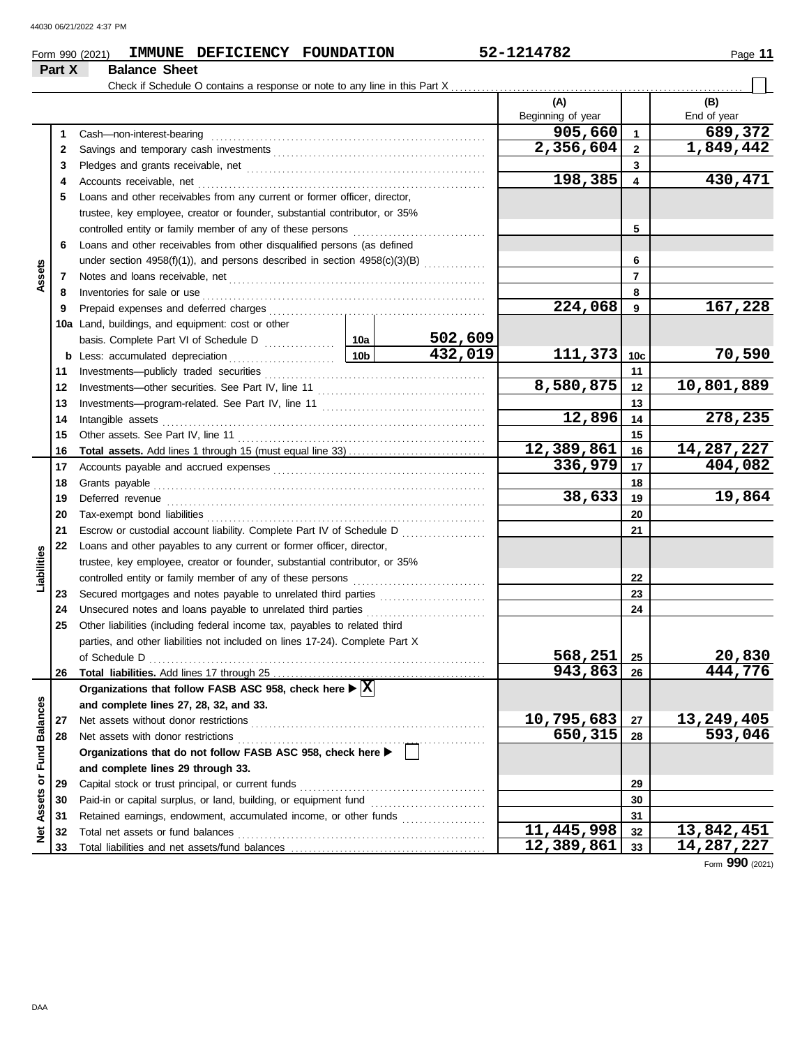Form 990 (2021) **IMMUNE DEFICIENCY FOUNDATION** 52-1214782

## Part X Balance Sheet

Check if Schedule O contains a response or note to any line in this Part X ☐

| | Line | Description | | (A) Beginning of year | | (B) End of year |
|---|---|---|---|---|---|---|
| **Assets** | 1 | Cash—non-interest-bearing | | 905,660 | 1 | 689,372 |
| | 2 | Savings and temporary cash investments | | 2,356,604 | 2 | 1,849,442 |
| | 3 | Pledges and grants receivable, net | | | 3 | |
| | 4 | Accounts receivable, net | | 198,385 | 4 | 430,471 |
| | 5 | Loans and other receivables from any current or former officer, director, trustee, key employee, creator or founder, substantial contributor, or 35% controlled entity or family member of any of these persons | | | 5 | |
| | 6 | Loans and other receivables from other disqualified persons (as defined under section 4958(f)(1)), and persons described in section 4958(c)(3)(B) | | | 6 | |
| | 7 | Notes and loans receivable, net | | | 7 | |
| | 8 | Inventories for sale or use | | | 8 | |
| | 9 | Prepaid expenses and deferred charges | | 224,068 | 9 | 167,228 |
| | 10a | Land, buildings, and equipment: cost or other basis. Complete Part VI of Schedule D | 10a 502,609 | | | |
| | b | Less: accumulated depreciation | 10b 432,019 | 111,373 | 10c | 70,590 |
| | 11 | Investments—publicly traded securities | | | 11 | |
| | 12 | Investments—other securities. See Part IV, line 11 | | 8,580,875 | 12 | 10,801,889 |
| | 13 | Investments—program-related. See Part IV, line 11 | | | 13 | |
| | 14 | Intangible assets | | 12,896 | 14 | 278,235 |
| | 15 | Other assets. See Part IV, line 11 | | | 15 | |
| | 16 | **Total assets.** Add lines 1 through 15 (must equal line 33) | | 12,389,861 | 16 | 14,287,227 |
| **Liabilities** | 17 | Accounts payable and accrued expenses | | 336,979 | 17 | 404,082 |
| | 18 | Grants payable | | | 18 | |
| | 19 | Deferred revenue | | 38,633 | 19 | 19,864 |
| | 20 | Tax-exempt bond liabilities | | | 20 | |
| | 21 | Escrow or custodial account liability. Complete Part IV of Schedule D | | | 21 | |
| | 22 | Loans and other payables to any current or former officer, director, trustee, key employee, creator or founder, substantial contributor, or 35% controlled entity or family member of any of these persons | | | 22 | |
| | 23 | Secured mortgages and notes payable to unrelated third parties | | | 23 | |
| | 24 | Unsecured notes and loans payable to unrelated third parties | | | 24 | |
| | 25 | Other liabilities (including federal income tax, payables to related third parties, and other liabilities not included on lines 17-24). Complete Part X of Schedule D | | 568,251 | 25 | 20,830 |
| | 26 | **Total liabilities.** Add lines 17 through 25 | | 943,863 | 26 | 444,776 |
| **Net Assets or Fund Balances** | | **Organizations that follow FASB ASC 958, check here ▶ [X] and complete lines 27, 28, 32, and 33.** | | | | |
| | 27 | Net assets without donor restrictions | | 10,795,683 | 27 | 13,249,405 |
| | 28 | Net assets with donor restrictions | | 650,315 | 28 | 593,046 |
| | | **Organizations that do not follow FASB ASC 958, check here ▶ [ ] and complete lines 29 through 33.** | | | | |
| | 29 | Capital stock or trust principal, or current funds | | | 29 | |
| | 30 | Paid-in or capital surplus, or land, building, or equipment fund | | | 30 | |
| | 31 | Retained earnings, endowment, accumulated income, or other funds | | | 31 | |
| | 32 | Total net assets or fund balances | | 11,445,998 | 32 | 13,842,451 |
| | 33 | Total liabilities and net assets/fund balances | | 12,389,861 | 33 | 14,287,227 |

Form **990** (2021)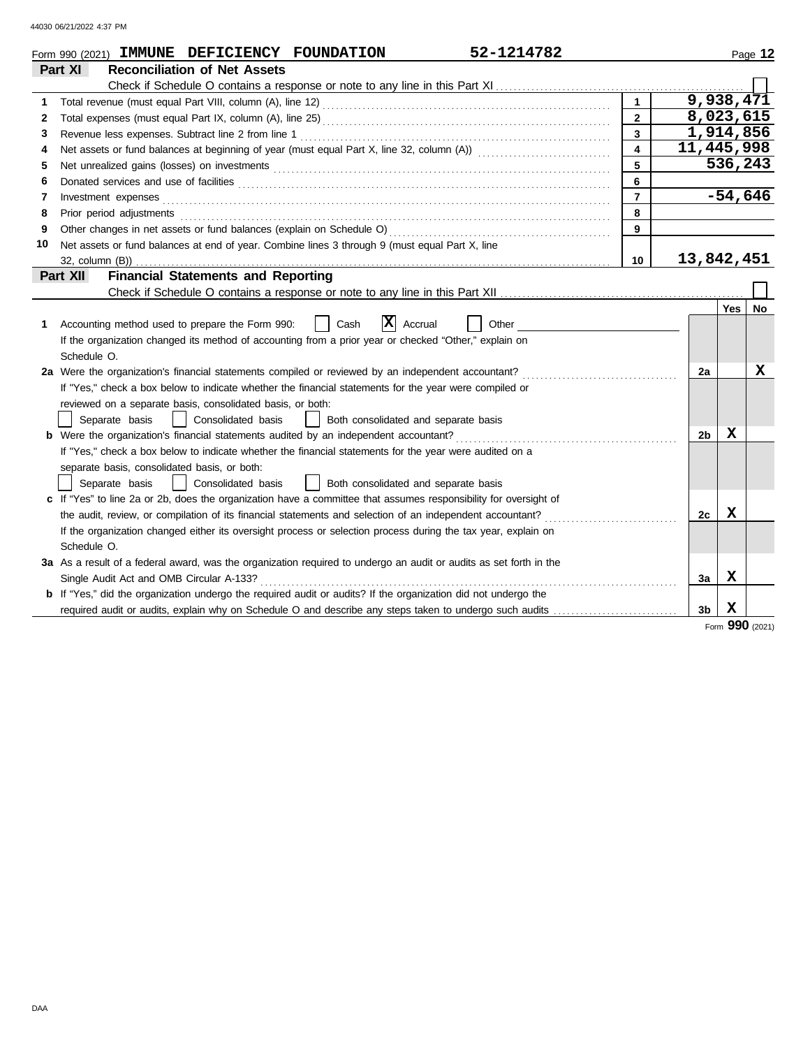Form 990 (2021) **IMMUNE DEFICIENCY FOUNDATION** **52-1214782** Page **12**

## Part XI Reconciliation of Net Assets

Check if Schedule O contains a response or note to any line in this Part XI ☐

| | | | |
|---|---|---|---|
| 1 | Total revenue (must equal Part VIII, column (A), line 12) | 1 | 9,938,471 |
| 2 | Total expenses (must equal Part IX, column (A), line 25) | 2 | 8,023,615 |
| 3 | Revenue less expenses. Subtract line 2 from line 1 | 3 | 1,914,856 |
| 4 | Net assets or fund balances at beginning of year (must equal Part X, line 32, column (A)) | 4 | 11,445,998 |
| 5 | Net unrealized gains (losses) on investments | 5 | 536,243 |
| 6 | Donated services and use of facilities | 6 | |
| 7 | Investment expenses | 7 | -54,646 |
| 8 | Prior period adjustments | 8 | |
| 9 | Other changes in net assets or fund balances (explain on Schedule O) | 9 | |
| 10 | Net assets or fund balances at end of year. Combine lines 3 through 9 (must equal Part X, line 32, column (B)) | 10 | 13,842,451 |

## Part XII Financial Statements and Reporting

Check if Schedule O contains a response or note to any line in this Part XII ☐

| | | | Yes | No |
|---|---|---|---|---|
| 1 | Accounting method used to prepare the Form 990: ☐ Cash ☒ Accrual ☐ Other | | | |
| | If the organization changed its method of accounting from a prior year or checked "Other," explain on Schedule O. | | | |
| 2a | Were the organization's financial statements compiled or reviewed by an independent accountant? | 2a | | X |
| | If "Yes," check a box below to indicate whether the financial statements for the year were compiled or reviewed on a separate basis, consolidated basis, or both: ☐ Separate basis ☐ Consolidated basis ☐ Both consolidated and separate basis | | | |
| b | Were the organization's financial statements audited by an independent accountant? | 2b | X | |
| | If "Yes," check a box below to indicate whether the financial statements for the year were audited on a separate basis, consolidated basis, or both: ☐ Separate basis ☐ Consolidated basis ☐ Both consolidated and separate basis | | | |
| c | If "Yes" to line 2a or 2b, does the organization have a committee that assumes responsibility for oversight of the audit, review, or compilation of its financial statements and selection of an independent accountant? | 2c | X | |
| | If the organization changed either its oversight process or selection process during the tax year, explain on Schedule O. | | | |
| 3a | As a result of a federal award, was the organization required to undergo an audit or audits as set forth in the Single Audit Act and OMB Circular A-133? | 3a | X | |
| b | If "Yes," did the organization undergo the required audit or audits? If the organization did not undergo the required audit or audits, explain why on Schedule O and describe any steps taken to undergo such audits | 3b | X | |

Form **990** (2021)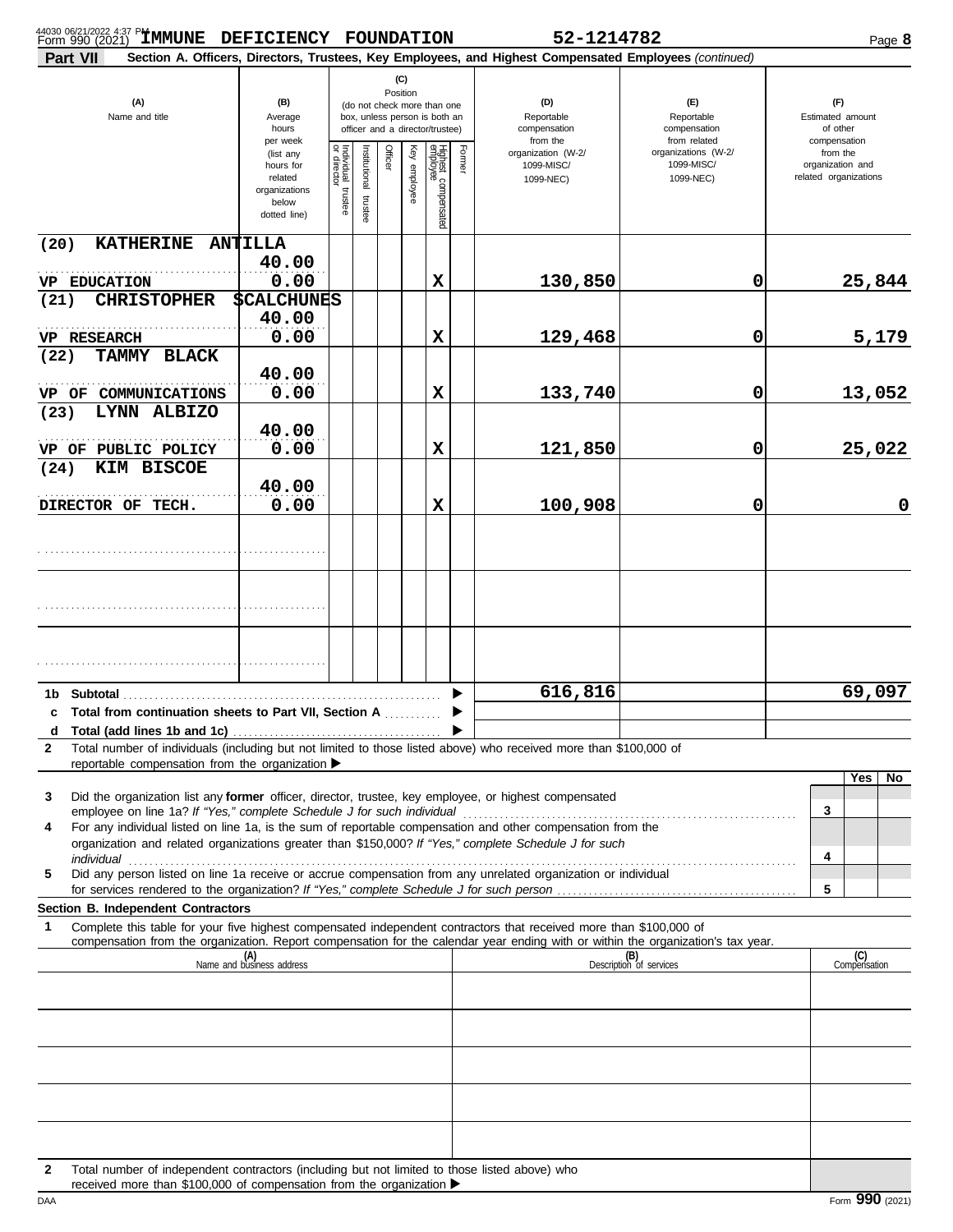Form 990 (2021) IMMUNE DEFICIENCY FOUNDATION 52-1214782 Page **8**

**Part VII** **Section A. Officers, Directors, Trustees, Key Employees, and Highest Compensated Employees** *(continued)*

| (A) Name and title | (B) Average hours per week (list any hours for related organizations below dotted line) | (C) Individual trustee or director | Institutional trustee | Officer | Key employee | Highest compensated employee | Former | (D) Reportable compensation from the organization (W-2/ 1099-MISC/ 1099-NEC) | (E) Reportable compensation from related organizations (W-2/ 1099-MISC/ 1099-NEC) | (F) Estimated amount of other compensation from the organization and related organizations |
|---|---|---|---|---|---|---|---|---|---|---|
| (20) KATHERINE ANTILLA<br>VP EDUCATION | 40.00<br>0.00 | | | | | X | | 130,850 | 0 | 25,844 |
| (21) CHRISTOPHER SCALCHUNES<br>VP RESEARCH | 40.00<br>0.00 | | | | | X | | 129,468 | 0 | 5,179 |
| (22) TAMMY BLACK<br>VP OF COMMUNICATIONS | 40.00<br>0.00 | | | | | X | | 133,740 | 0 | 13,052 |
| (23) LYNN ALBIZO<br>VP OF PUBLIC POLICY | 40.00<br>0.00 | | | | | X | | 121,850 | 0 | 25,022 |
| (24) KIM BISCOE<br>DIRECTOR OF TECH. | 40.00<br>0.00 | | | | | X | | 100,908 | 0 | 0 |
| | | | | | | | | | | |
| | | | | | | | | | | |
| | | | | | | | | | | |

| | | (D) | (E) | (F) |
|---|---|---|---|---|
| 1b | Subtotal | 616,816 | | 69,097 |
| c | Total from continuation sheets to Part VII, Section A | | | |
| d | Total (add lines 1b and 1c) | | | |

**2** Total number of individuals (including but not limited to those listed above) who received more than $100,000 of reportable compensation from the organization ▶

| | | | Yes | No |
|---|---|---|---|---|
| 3 | Did the organization list any **former** officer, director, trustee, key employee, or highest compensated employee on line 1a? *If "Yes," complete Schedule J for such individual* | 3 | | |
| 4 | For any individual listed on line 1a, is the sum of reportable compensation and other compensation from the organization and related organizations greater than $150,000? *If "Yes," complete Schedule J for such individual* | 4 | | |
| 5 | Did any person listed on line 1a receive or accrue compensation from any unrelated organization or individual for services rendered to the organization? *If "Yes," complete Schedule J for such person* | 5 | | |

**Section B. Independent Contractors**

**1** Complete this table for your five highest compensated independent contractors that received more than $100,000 of compensation from the organization. Report compensation for the calendar year ending with or within the organization's tax year.

| (A) Name and business address | (B) Description of services | (C) Compensation |
|---|---|---|
| | | |
| | | |
| | | |
| | | |
| | | |

**2** Total number of independent contractors (including but not limited to those listed above) who received more than $100,000 of compensation from the organization ▶

Form **990** (2021)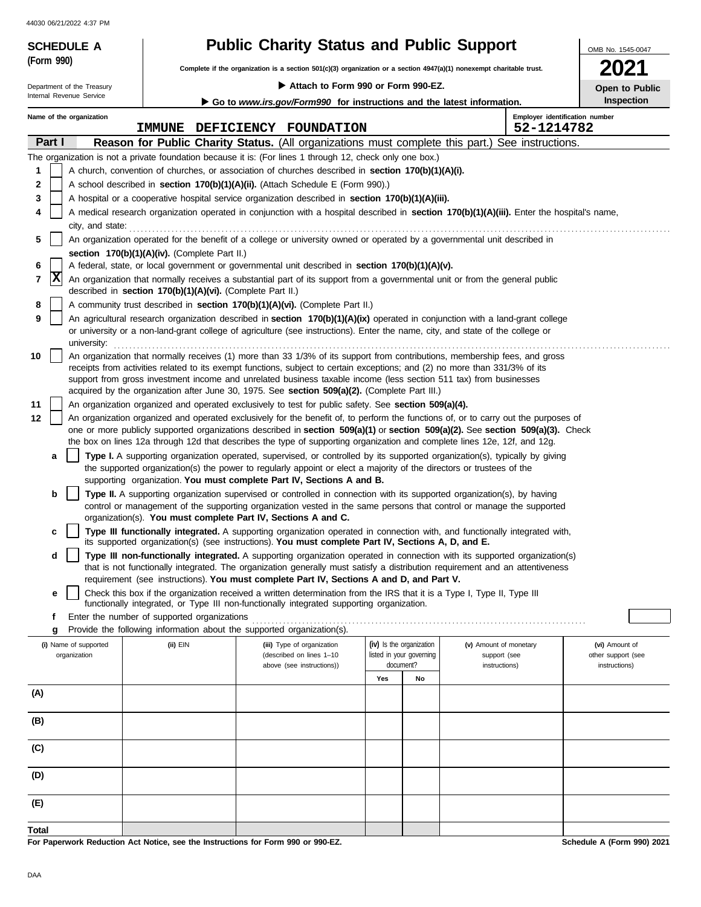44030 06/21/2022 4:37 PM

**SCHEDULE A (Form 990)**

Department of the Treasury
Internal Revenue Service

# Public Charity Status and Public Support

**Complete if the organization is a section 501(c)(3) organization or a section 4947(a)(1) nonexempt charitable trust.**

▶ **Attach to Form 990 or Form 990-EZ.**

▶ **Go to *www.irs.gov/Form990* for instructions and the latest information.**

OMB No. 1545-0047

**2021**

**Open to Public Inspection**

Name of the organization: IMMUNE DEFICIENCY FOUNDATION

Employer identification number: 52-1214782

**Part I Reason for Public Charity Status.** (All organizations must complete this part.) See instructions.

The organization is not a private foundation because it is: (For lines 1 through 12, check only one box.)

1 [ ] A church, convention of churches, or association of churches described in **section 170(b)(1)(A)(i).**

2 [ ] A school described in **section 170(b)(1)(A)(ii).** (Attach Schedule E (Form 990).)

3 [ ] A hospital or a cooperative hospital service organization described in **section 170(b)(1)(A)(iii).**

4 [ ] A medical research organization operated in conjunction with a hospital described in **section 170(b)(1)(A)(iii).** Enter the hospital's name, city, and state:

5 [ ] An organization operated for the benefit of a college or university owned or operated by a governmental unit described in **section 170(b)(1)(A)(iv).** (Complete Part II.)

6 [ ] A federal, state, or local government or governmental unit described in **section 170(b)(1)(A)(v).**

7 [X] An organization that normally receives a substantial part of its support from a governmental unit or from the general public described in **section 170(b)(1)(A)(vi).** (Complete Part II.)

8 [ ] A community trust described in **section 170(b)(1)(A)(vi).** (Complete Part II.)

9 [ ] An agricultural research organization described in **section 170(b)(1)(A)(ix)** operated in conjunction with a land-grant college or university or a non-land-grant college of agriculture (see instructions). Enter the name, city, and state of the college or university:

10 [ ] An organization that normally receives (1) more than 33 1/3% of its support from contributions, membership fees, and gross receipts from activities related to its exempt functions, subject to certain exceptions; and (2) no more than 331/3% of its support from gross investment income and unrelated business taxable income (less section 511 tax) from businesses acquired by the organization after June 30, 1975. See **section 509(a)(2).** (Complete Part III.)

11 [ ] An organization organized and operated exclusively to test for public safety. See **section 509(a)(4).**

12 [ ] An organization organized and operated exclusively for the benefit of, to perform the functions of, or to carry out the purposes of one or more publicly supported organizations described in **section 509(a)(1)** or **section 509(a)(2).** See **section 509(a)(3).** Check the box on lines 12a through 12d that describes the type of supporting organization and complete lines 12e, 12f, and 12g.

a [ ] **Type I.** A supporting organization operated, supervised, or controlled by its supported organization(s), typically by giving the supported organization(s) the power to regularly appoint or elect a majority of the directors or trustees of the supporting organization. **You must complete Part IV, Sections A and B.**

b [ ] **Type II.** A supporting organization supervised or controlled in connection with its supported organization(s), by having control or management of the supporting organization vested in the same persons that control or manage the supported organization(s). **You must complete Part IV, Sections A and C.**

c [ ] **Type III functionally integrated.** A supporting organization operated in connection with, and functionally integrated with, its supported organization(s) (see instructions). **You must complete Part IV, Sections A, D, and E.**

d [ ] **Type III non-functionally integrated.** A supporting organization operated in connection with its supported organization(s) that is not functionally integrated. The organization generally must satisfy a distribution requirement and an attentiveness requirement (see instructions). **You must complete Part IV, Sections A and D, and Part V.**

e [ ] Check this box if the organization received a written determination from the IRS that it is a Type I, Type II, Type III functionally integrated, or Type III non-functionally integrated supporting organization.

f Enter the number of supported organizations

g Provide the following information about the supported organization(s).

| (i) Name of supported organization | (ii) EIN | (iii) Type of organization (described on lines 1–10 above (see instructions)) | (iv) Is the organization listed in your governing document? Yes | No | (v) Amount of monetary support (see instructions) | (vi) Amount of other support (see instructions) |
|---|---|---|---|---|---|---|
| (A) | | | | | | |
| (B) | | | | | | |
| (C) | | | | | | |
| (D) | | | | | | |
| (E) | | | | | | |
| Total | | | | | | |

**For Paperwork Reduction Act Notice, see the Instructions for Form 990 or 990-EZ.**

**Schedule A (Form 990) 2021**

DAA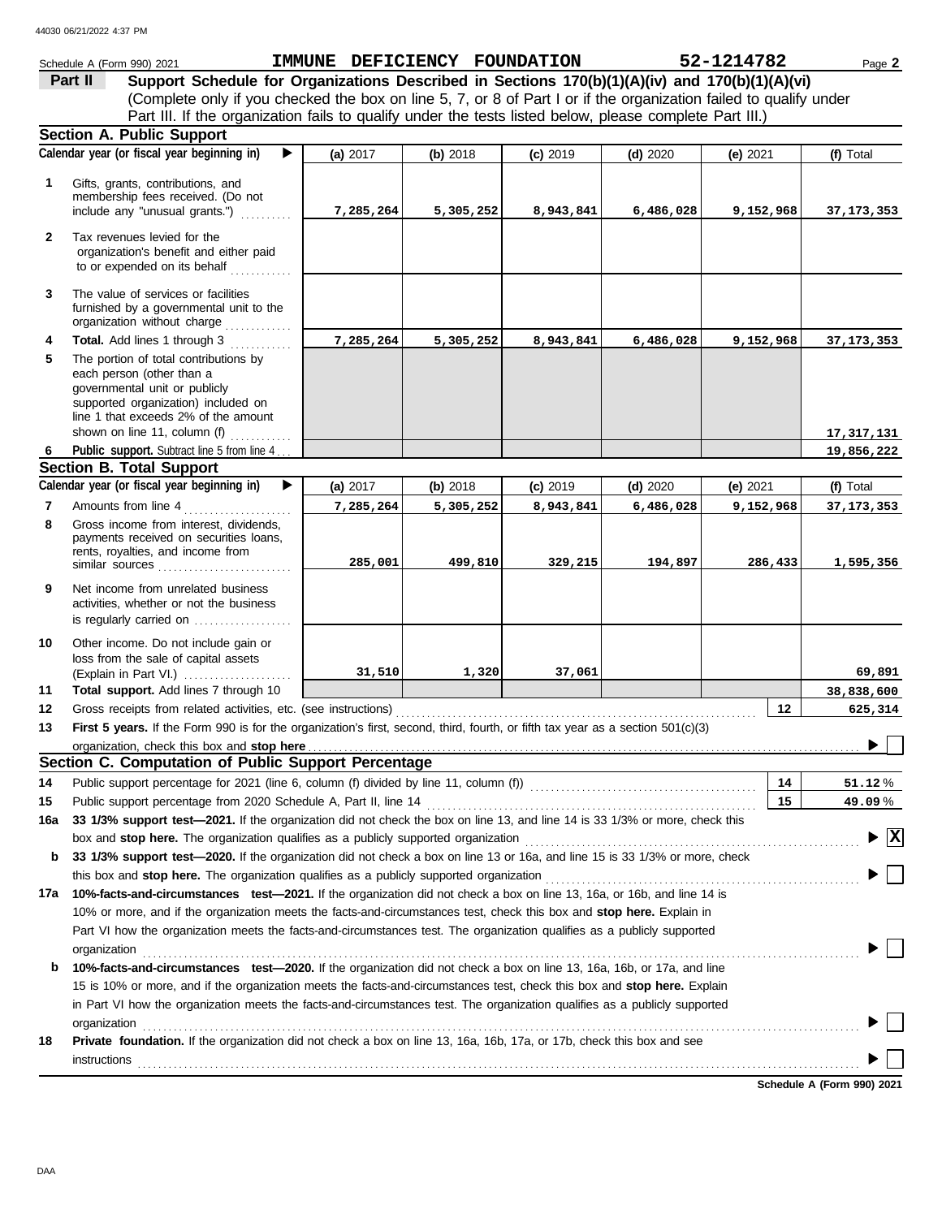Schedule A (Form 990) 2021 **IMMUNE DEFICIENCY FOUNDATION** **52-1214782** Page **2**

## Part II Support Schedule for Organizations Described in Sections 170(b)(1)(A)(iv) and 170(b)(1)(A)(vi)

(Complete only if you checked the box on line 5, 7, or 8 of Part I or if the organization failed to qualify under Part III. If the organization fails to qualify under the tests listed below, please complete Part III.)

### Section A. Public Support

| | Calendar year (or fiscal year beginning in) ▶ | (a) 2017 | (b) 2018 | (c) 2019 | (d) 2020 | (e) 2021 | (f) Total |
|---|---|---|---|---|---|---|---|
| 1 | Gifts, grants, contributions, and membership fees received. (Do not include any "unusual grants.") | 7,285,264 | 5,305,252 | 8,943,841 | 6,486,028 | 9,152,968 | 37,173,353 |
| 2 | Tax revenues levied for the organization's benefit and either paid to or expended on its behalf | | | | | | |
| 3 | The value of services or facilities furnished by a governmental unit to the organization without charge | | | | | | |
| 4 | **Total.** Add lines 1 through 3 | 7,285,264 | 5,305,252 | 8,943,841 | 6,486,028 | 9,152,968 | 37,173,353 |
| 5 | The portion of total contributions by each person (other than a governmental unit or publicly supported organization) included on line 1 that exceeds 2% of the amount shown on line 11, column (f) | | | | | | 17,317,131 |
| 6 | **Public support.** Subtract line 5 from line 4 | | | | | | 19,856,222 |

### Section B. Total Support

| | Calendar year (or fiscal year beginning in) ▶ | (a) 2017 | (b) 2018 | (c) 2019 | (d) 2020 | (e) 2021 | (f) Total |
|---|---|---|---|---|---|---|---|
| 7 | Amounts from line 4 | 7,285,264 | 5,305,252 | 8,943,841 | 6,486,028 | 9,152,968 | 37,173,353 |
| 8 | Gross income from interest, dividends, payments received on securities loans, rents, royalties, and income from similar sources | 285,001 | 499,810 | 329,215 | 194,897 | 286,433 | 1,595,356 |
| 9 | Net income from unrelated business activities, whether or not the business is regularly carried on | | | | | | |
| 10 | Other income. Do not include gain or loss from the sale of capital assets (Explain in Part VI.) | 31,510 | 1,320 | 37,061 | | | 69,891 |
| 11 | **Total support.** Add lines 7 through 10 | | | | | | 38,838,600 |

**12** Gross receipts from related activities, etc. (see instructions) | **12** | 625,314

**13** **First 5 years.** If the Form 990 is for the organization's first, second, third, fourth, or fifth tax year as a section 501(c)(3) organization, check this box and **stop here** ▶ ☐

### Section C. Computation of Public Support Percentage

**14** Public support percentage for 2021 (line 6, column (f) divided by line 11, column (f)) | **14** | 51.12 %

**15** Public support percentage from 2020 Schedule A, Part II, line 14 | **15** | 49.09 %

**16a** **33 1/3% support test—2021.** If the organization did not check the box on line 13, and line 14 is 33 1/3% or more, check this box and **stop here.** The organization qualifies as a publicly supported organization ▶ ☒

**b** **33 1/3% support test—2020.** If the organization did not check a box on line 13 or 16a, and line 15 is 33 1/3% or more, check this box and **stop here.** The organization qualifies as a publicly supported organization ▶ ☐

**17a** **10%-facts-and-circumstances test—2021.** If the organization did not check a box on line 13, 16a, or 16b, and line 14 is 10% or more, and if the organization meets the facts-and-circumstances test, check this box and **stop here.** Explain in Part VI how the organization meets the facts-and-circumstances test. The organization qualifies as a publicly supported organization ▶ ☐

**b** **10%-facts-and-circumstances test—2020.** If the organization did not check a box on line 13, 16a, 16b, or 17a, and line 15 is 10% or more, and if the organization meets the facts-and-circumstances test, check this box and **stop here.** Explain in Part VI how the organization meets the facts-and-circumstances test. The organization qualifies as a publicly supported organization ▶ ☐

**18** **Private foundation.** If the organization did not check a box on line 13, 16a, 16b, 17a, or 17b, check this box and see instructions ▶ ☐

**Schedule A (Form 990) 2021**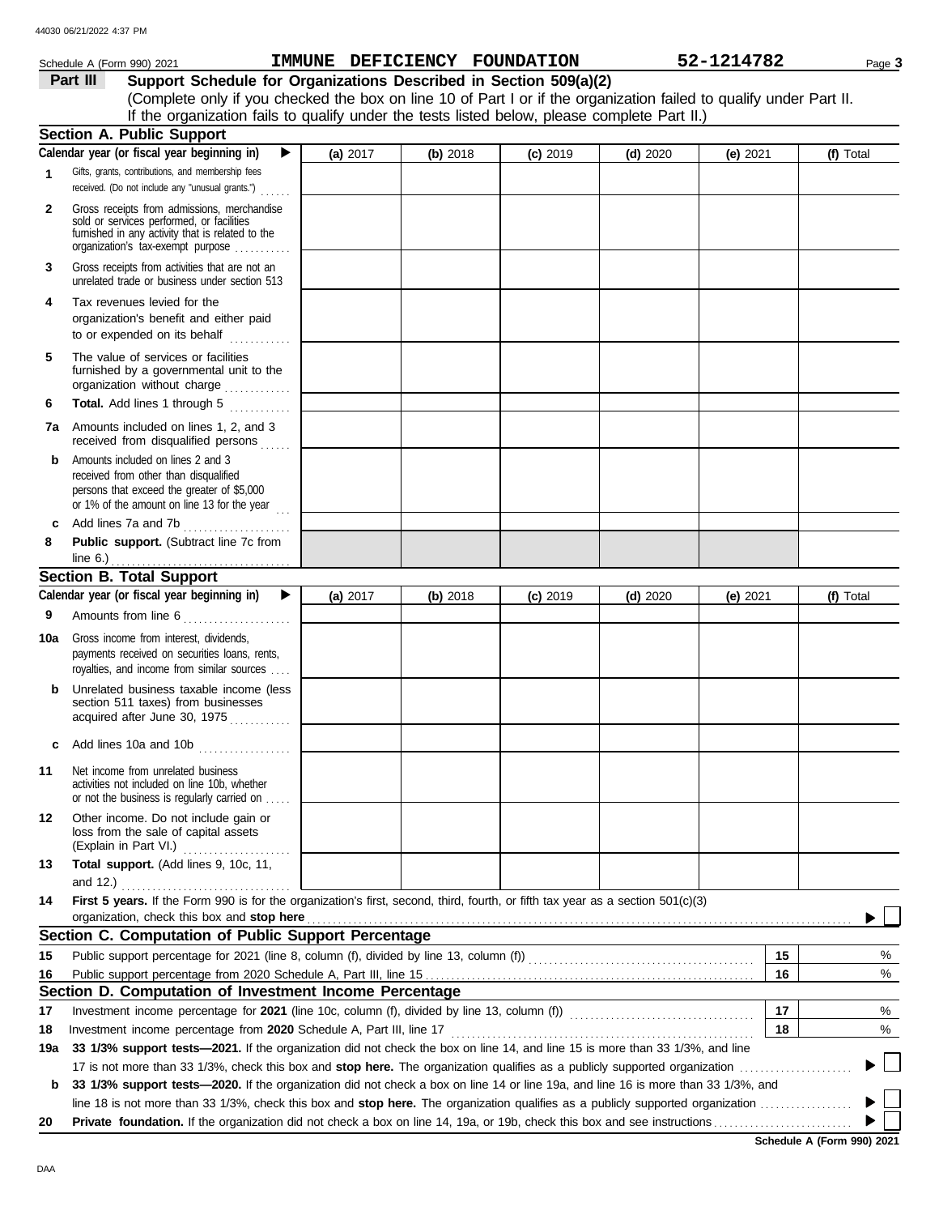Schedule A (Form 990) 2021 **IMMUNE DEFICIENCY FOUNDATION** **52-1214782**

**Part III** **Support Schedule for Organizations Described in Section 509(a)(2)**

(Complete only if you checked the box on line 10 of Part I or if the organization failed to qualify under Part II. If the organization fails to qualify under the tests listed below, please complete Part II.)

## Section A. Public Support

| Calendar year (or fiscal year beginning in) ▶ | (a) 2017 | (b) 2018 | (c) 2019 | (d) 2020 | (e) 2021 | (f) Total |
|---|---|---|---|---|---|---|
| **1** Gifts, grants, contributions, and membership fees received. (Do not include any "unusual grants.") | | | | | | |
| **2** Gross receipts from admissions, merchandise sold or services performed, or facilities furnished in any activity that is related to the organization's tax-exempt purpose | | | | | | |
| **3** Gross receipts from activities that are not an unrelated trade or business under section 513 | | | | | | |
| **4** Tax revenues levied for the organization's benefit and either paid to or expended on its behalf | | | | | | |
| **5** The value of services or facilities furnished by a governmental unit to the organization without charge | | | | | | |
| **6** **Total.** Add lines 1 through 5 | | | | | | |
| **7a** Amounts included on lines 1, 2, and 3 received from disqualified persons | | | | | | |
| **b** Amounts included on lines 2 and 3 received from other than disqualified persons that exceed the greater of $5,000 or 1% of the amount on line 13 for the year | | | | | | |
| **c** Add lines 7a and 7b | | | | | | |
| **8** **Public support.** (Subtract line 7c from line 6.) | | | | | | |

## Section B. Total Support

| Calendar year (or fiscal year beginning in) ▶ | (a) 2017 | (b) 2018 | (c) 2019 | (d) 2020 | (e) 2021 | (f) Total |
|---|---|---|---|---|---|---|
| **9** Amounts from line 6 | | | | | | |
| **10a** Gross income from interest, dividends, payments received on securities loans, rents, royalties, and income from similar sources | | | | | | |
| **b** Unrelated business taxable income (less section 511 taxes) from businesses acquired after June 30, 1975 | | | | | | |
| **c** Add lines 10a and 10b | | | | | | |
| **11** Net income from unrelated business activities not included on line 10b, whether or not the business is regularly carried on | | | | | | |
| **12** Other income. Do not include gain or loss from the sale of capital assets (Explain in Part VI.) | | | | | | |
| **13** **Total support.** (Add lines 9, 10c, 11, and 12.) | | | | | | |

**14** **First 5 years.** If the Form 990 is for the organization's first, second, third, fourth, or fifth tax year as a section 501(c)(3) organization, check this box and **stop here** ▶ ☐

## Section C. Computation of Public Support Percentage

| | | | |
|---|---|---|---|
| **15** | Public support percentage for 2021 (line 8, column (f), divided by line 13, column (f)) | **15** | % |
| **16** | Public support percentage from 2020 Schedule A, Part III, line 15 | **16** | % |

## Section D. Computation of Investment Income Percentage

| | | | |
|---|---|---|---|
| **17** | Investment income percentage for **2021** (line 10c, column (f), divided by line 13, column (f)) | **17** | % |
| **18** | Investment income percentage from **2020** Schedule A, Part III, line 17 | **18** | % |

**19a** **33 1/3% support tests—2021.** If the organization did not check the box on line 14, and line 15 is more than 33 1/3%, and line 17 is not more than 33 1/3%, check this box and **stop here.** The organization qualifies as a publicly supported organization ▶ ☐

**b** **33 1/3% support tests—2020.** If the organization did not check a box on line 14 or line 19a, and line 16 is more than 33 1/3%, and line 18 is not more than 33 1/3%, check this box and **stop here.** The organization qualifies as a publicly supported organization ▶ ☐

**20** **Private foundation.** If the organization did not check a box on line 14, 19a, or 19b, check this box and see instructions ▶ ☐

**Schedule A (Form 990) 2021**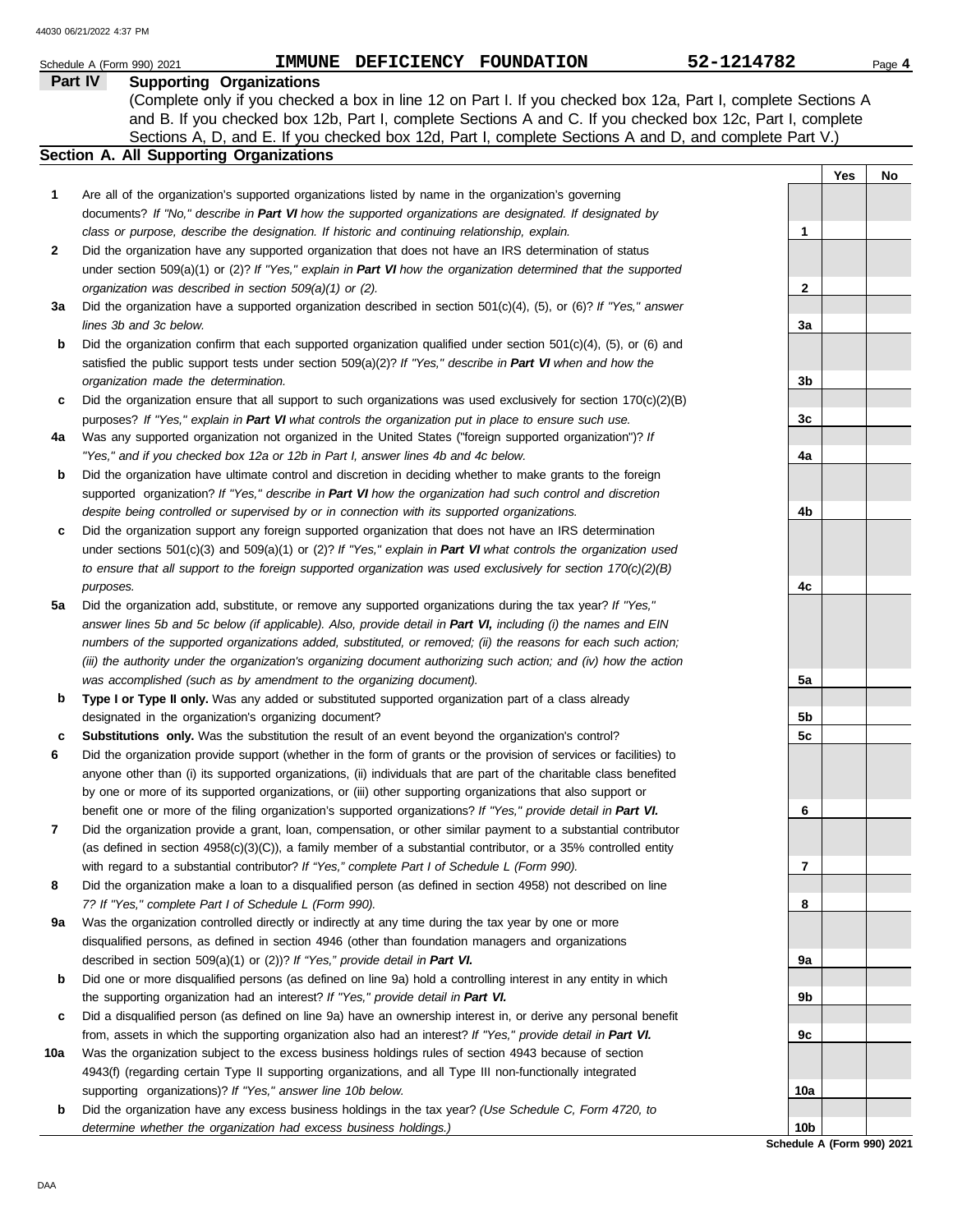Schedule A (Form 990) 2021 IMMUNE DEFICIENCY FOUNDATION 52-1214782 Page **4**

## Part IV Supporting Organizations

(Complete only if you checked a box in line 12 on Part I. If you checked box 12a, Part I, complete Sections A and B. If you checked box 12b, Part I, complete Sections A and C. If you checked box 12c, Part I, complete Sections A, D, and E. If you checked box 12d, Part I, complete Sections A and D, and complete Part V.)

### Section A. All Supporting Organizations

| | | | Yes | No |
|---|---|---|---|---|
| **1** | Are all of the organization's supported organizations listed by name in the organization's governing documents? *If "No," describe in **Part VI** how the supported organizations are designated. If designated by class or purpose, describe the designation. If historic and continuing relationship, explain.* | 1 | | |
| **2** | Did the organization have any supported organization that does not have an IRS determination of status under section 509(a)(1) or (2)? *If "Yes," explain in **Part VI** how the organization determined that the supported organization was described in section 509(a)(1) or (2).* | 2 | | |
| **3a** | Did the organization have a supported organization described in section 501(c)(4), (5), or (6)? *If "Yes," answer lines 3b and 3c below.* | 3a | | |
| **b** | Did the organization confirm that each supported organization qualified under section 501(c)(4), (5), or (6) and satisfied the public support tests under section 509(a)(2)? *If "Yes," describe in **Part VI** when and how the organization made the determination.* | 3b | | |
| **c** | Did the organization ensure that all support to such organizations was used exclusively for section 170(c)(2)(B) purposes? *If "Yes," explain in **Part VI** what controls the organization put in place to ensure such use.* | 3c | | |
| **4a** | Was any supported organization not organized in the United States ("foreign supported organization")? *If "Yes," and if you checked box 12a or 12b in Part I, answer lines 4b and 4c below.* | 4a | | |
| **b** | Did the organization have ultimate control and discretion in deciding whether to make grants to the foreign supported organization? *If "Yes," describe in **Part VI** how the organization had such control and discretion despite being controlled or supervised by or in connection with its supported organizations.* | 4b | | |
| **c** | Did the organization support any foreign supported organization that does not have an IRS determination under sections 501(c)(3) and 509(a)(1) or (2)? *If "Yes," explain in **Part VI** what controls the organization used to ensure that all support to the foreign supported organization was used exclusively for section 170(c)(2)(B) purposes.* | 4c | | |
| **5a** | Did the organization add, substitute, or remove any supported organizations during the tax year? *If "Yes," answer lines 5b and 5c below (if applicable). Also, provide detail in **Part VI,** including (i) the names and EIN numbers of the supported organizations added, substituted, or removed; (ii) the reasons for each such action; (iii) the authority under the organization's organizing document authorizing such action; and (iv) how the action was accomplished (such as by amendment to the organizing document).* | 5a | | |
| **b** | **Type I or Type II only.** Was any added or substituted supported organization part of a class already designated in the organization's organizing document? | 5b | | |
| **c** | **Substitutions only.** Was the substitution the result of an event beyond the organization's control? | 5c | | |
| **6** | Did the organization provide support (whether in the form of grants or the provision of services or facilities) to anyone other than (i) its supported organizations, (ii) individuals that are part of the charitable class benefited by one or more of its supported organizations, or (iii) other supporting organizations that also support or benefit one or more of the filing organization's supported organizations? *If "Yes," provide detail in **Part VI.*** | 6 | | |
| **7** | Did the organization provide a grant, loan, compensation, or other similar payment to a substantial contributor (as defined in section 4958(c)(3)(C)), a family member of a substantial contributor, or a 35% controlled entity with regard to a substantial contributor? *If "Yes," complete Part I of Schedule L (Form 990).* | 7 | | |
| **8** | Did the organization make a loan to a disqualified person (as defined in section 4958) not described on line 7? *If "Yes," complete Part I of Schedule L (Form 990).* | 8 | | |
| **9a** | Was the organization controlled directly or indirectly at any time during the tax year by one or more disqualified persons, as defined in section 4946 (other than foundation managers and organizations described in section 509(a)(1) or (2))? *If "Yes," provide detail in **Part VI.*** | 9a | | |
| **b** | Did one or more disqualified persons (as defined on line 9a) hold a controlling interest in any entity in which the supporting organization had an interest? *If "Yes," provide detail in **Part VI.*** | 9b | | |
| **c** | Did a disqualified person (as defined on line 9a) have an ownership interest in, or derive any personal benefit from, assets in which the supporting organization also had an interest? *If "Yes," provide detail in **Part VI.*** | 9c | | |
| **10a** | Was the organization subject to the excess business holdings rules of section 4943 because of section 4943(f) (regarding certain Type II supporting organizations, and all Type III non-functionally integrated supporting organizations)? *If "Yes," answer line 10b below.* | 10a | | |
| **b** | Did the organization have any excess business holdings in the tax year? *(Use Schedule C, Form 4720, to determine whether the organization had excess business holdings.)* | 10b | | |

**Schedule A (Form 990) 2021**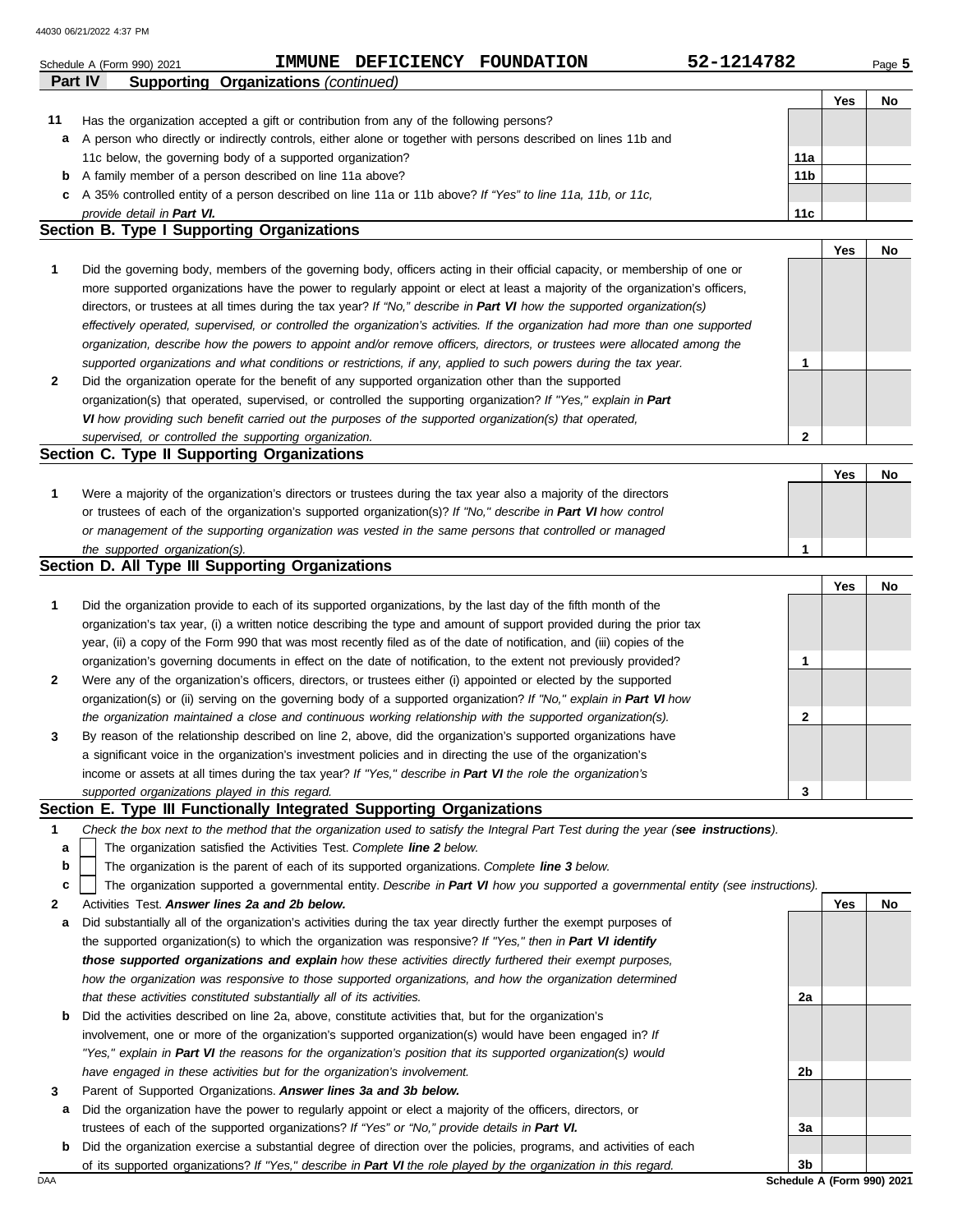Schedule A (Form 990) 2021 **IMMUNE DEFICIENCY FOUNDATION** **52-1214782**

## Part IV Supporting Organizations *(continued)*

| | | | Yes | No |
|---|---|---|---|---|
| **11** | Has the organization accepted a gift or contribution from any of the following persons? | | | |
| **a** | A person who directly or indirectly controls, either alone or together with persons described on lines 11b and 11c below, the governing body of a supported organization? | **11a** | | |
| **b** | A family member of a person described on line 11a above? | **11b** | | |
| **c** | A 35% controlled entity of a person described on line 11a or 11b above? *If "Yes" to line 11a, 11b, or 11c, provide detail in **Part VI.*** | **11c** | | |

### Section B. Type I Supporting Organizations

| | | | Yes | No |
|---|---|---|---|---|
| **1** | Did the governing body, members of the governing body, officers acting in their official capacity, or membership of one or more supported organizations have the power to regularly appoint or elect at least a majority of the organization's officers, directors, or trustees at all times during the tax year? *If "No," describe in **Part VI** how the supported organization(s) effectively operated, supervised, or controlled the organization's activities. If the organization had more than one supported organization, describe how the powers to appoint and/or remove officers, directors, or trustees were allocated among the supported organizations and what conditions or restrictions, if any, applied to such powers during the tax year.* | **1** | | |
| **2** | Did the organization operate for the benefit of any supported organization other than the supported organization(s) that operated, supervised, or controlled the supporting organization? *If "Yes," explain in **Part VI** how providing such benefit carried out the purposes of the supported organization(s) that operated, supervised, or controlled the supporting organization.* | **2** | | |

### Section C. Type II Supporting Organizations

| | | | Yes | No |
|---|---|---|---|---|
| **1** | Were a majority of the organization's directors or trustees during the tax year also a majority of the directors or trustees of each of the organization's supported organization(s)? *If "No," describe in **Part VI** how control or management of the supporting organization was vested in the same persons that controlled or managed the supported organization(s).* | **1** | | |

### Section D. All Type III Supporting Organizations

| | | | Yes | No |
|---|---|---|---|---|
| **1** | Did the organization provide to each of its supported organizations, by the last day of the fifth month of the organization's tax year, (i) a written notice describing the type and amount of support provided during the prior tax year, (ii) a copy of the Form 990 that was most recently filed as of the date of notification, and (iii) copies of the organization's governing documents in effect on the date of notification, to the extent not previously provided? | **1** | | |
| **2** | Were any of the organization's officers, directors, or trustees either (i) appointed or elected by the supported organization(s) or (ii) serving on the governing body of a supported organization? *If "No," explain in **Part VI** how the organization maintained a close and continuous working relationship with the supported organization(s).* | **2** | | |
| **3** | By reason of the relationship described on line 2, above, did the organization's supported organizations have a significant voice in the organization's investment policies and in directing the use of the organization's income or assets at all times during the tax year? *If "Yes," describe in **Part VI** the role the organization's supported organizations played in this regard.* | **3** | | |

### Section E. Type III Functionally Integrated Supporting Organizations

**1** *Check the box next to the method that the organization used to satisfy the Integral Part Test during the year (**see instructions**).*

- **a** ☐ The organization satisfied the Activities Test. *Complete **line 2** below.*
- **b** ☐ The organization is the parent of each of its supported organizations. *Complete **line 3** below.*
- **c** ☐ The organization supported a governmental entity. *Describe in **Part VI** how you supported a governmental entity (see instructions).*

| | | | Yes | No |
|---|---|---|---|---|
| **2** | Activities Test. ***Answer lines 2a and 2b below.*** | | | |
| **a** | Did substantially all of the organization's activities during the tax year directly further the exempt purposes of the supported organization(s) to which the organization was responsive? *If "Yes," then in **Part VI identify those supported organizations and explain** how these activities directly furthered their exempt purposes, how the organization was responsive to those supported organizations, and how the organization determined that these activities constituted substantially all of its activities.* | **2a** | | |
| **b** | Did the activities described on line 2a, above, constitute activities that, but for the organization's involvement, one or more of the organization's supported organization(s) would have been engaged in? *If "Yes," explain in **Part VI** the reasons for the organization's position that its supported organization(s) would have engaged in these activities but for the organization's involvement.* | **2b** | | |
| **3** | Parent of Supported Organizations. ***Answer lines 3a and 3b below.*** | | | |
| **a** | Did the organization have the power to regularly appoint or elect a majority of the officers, directors, or trustees of each of the supported organizations? *If "Yes" or "No," provide details in **Part VI.*** | **3a** | | |
| **b** | Did the organization exercise a substantial degree of direction over the policies, programs, and activities of each of its supported organizations? *If "Yes," describe in **Part VI** the role played by the organization in this regard.* | **3b** | | |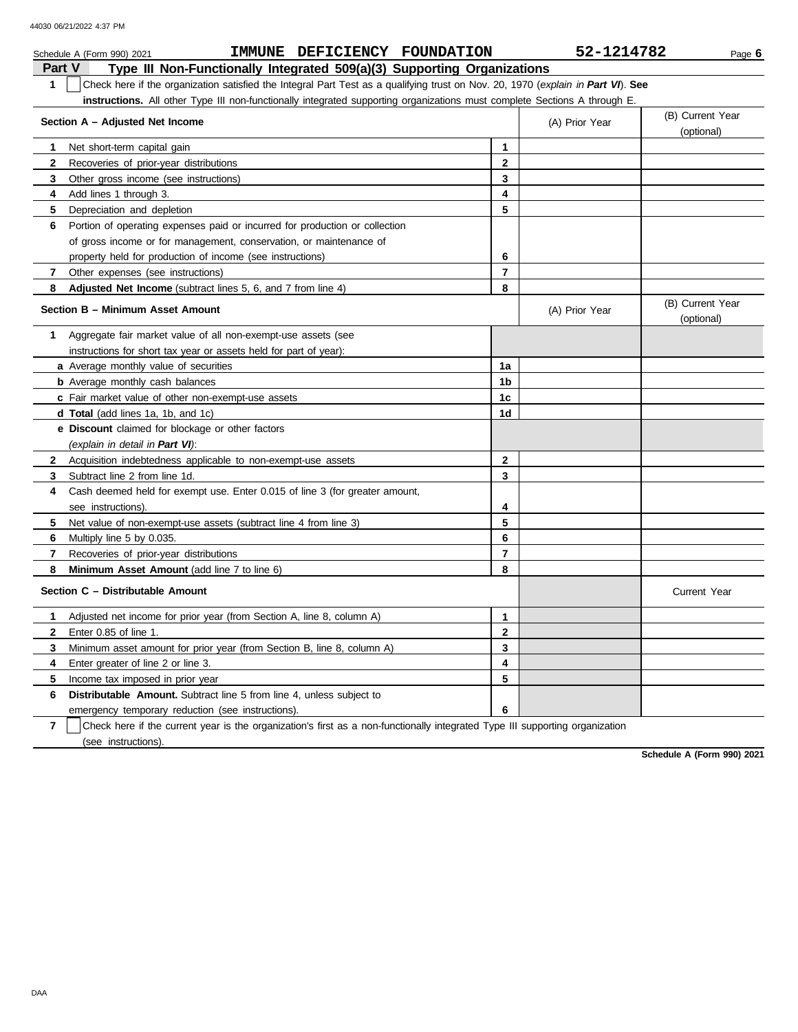Schedule A (Form 990) 2021 **IMMUNE DEFICIENCY FOUNDATION** **52-1214782** Page **6**

## Part V Type III Non-Functionally Integrated 509(a)(3) Supporting Organizations

**1** ☐ Check here if the organization satisfied the Integral Part Test as a qualifying trust on Nov. 20, 1970 (*explain in **Part VI***). **See instructions.** All other Type III non-functionally integrated supporting organizations must complete Sections A through E.

| **Section A – Adjusted Net Income** | | (A) Prior Year | (B) Current Year (optional) |
|---|---|---|---|
| **1** Net short-term capital gain | **1** | | |
| **2** Recoveries of prior-year distributions | **2** | | |
| **3** Other gross income (see instructions) | **3** | | |
| **4** Add lines 1 through 3. | **4** | | |
| **5** Depreciation and depletion | **5** | | |
| **6** Portion of operating expenses paid or incurred for production or collection of gross income or for management, conservation, or maintenance of property held for production of income (see instructions) | **6** | | |
| **7** Other expenses (see instructions) | **7** | | |
| **8** **Adjusted Net Income** (subtract lines 5, 6, and 7 from line 4) | **8** | | |

| **Section B – Minimum Asset Amount** | | (A) Prior Year | (B) Current Year (optional) |
|---|---|---|---|
| **1** Aggregate fair market value of all non-exempt-use assets (see instructions for short tax year or assets held for part of year): | | | |
| **a** Average monthly value of securities | **1a** | | |
| **b** Average monthly cash balances | **1b** | | |
| **c** Fair market value of other non-exempt-use assets | **1c** | | |
| **d** **Total** (add lines 1a, 1b, and 1c) | **1d** | | |
| **e** **Discount** claimed for blockage or other factors (*explain in detail in **Part VI***): | | | |
| **2** Acquisition indebtedness applicable to non-exempt-use assets | **2** | | |
| **3** Subtract line 2 from line 1d. | **3** | | |
| **4** Cash deemed held for exempt use. Enter 0.015 of line 3 (for greater amount, see instructions). | **4** | | |
| **5** Net value of non-exempt-use assets (subtract line 4 from line 3) | **5** | | |
| **6** Multiply line 5 by 0.035. | **6** | | |
| **7** Recoveries of prior-year distributions | **7** | | |
| **8** **Minimum Asset Amount** (add line 7 to line 6) | **8** | | |

| **Section C – Distributable Amount** | | | Current Year |
|---|---|---|---|
| **1** Adjusted net income for prior year (from Section A, line 8, column A) | **1** | | |
| **2** Enter 0.85 of line 1. | **2** | | |
| **3** Minimum asset amount for prior year (from Section B, line 8, column A) | **3** | | |
| **4** Enter greater of line 2 or line 3. | **4** | | |
| **5** Income tax imposed in prior year | **5** | | |
| **6** **Distributable Amount.** Subtract line 5 from line 4, unless subject to emergency temporary reduction (see instructions). | **6** | | |

**7** ☐ Check here if the current year is the organization's first as a non-functionally integrated Type III supporting organization (see instructions).

**Schedule A (Form 990) 2021**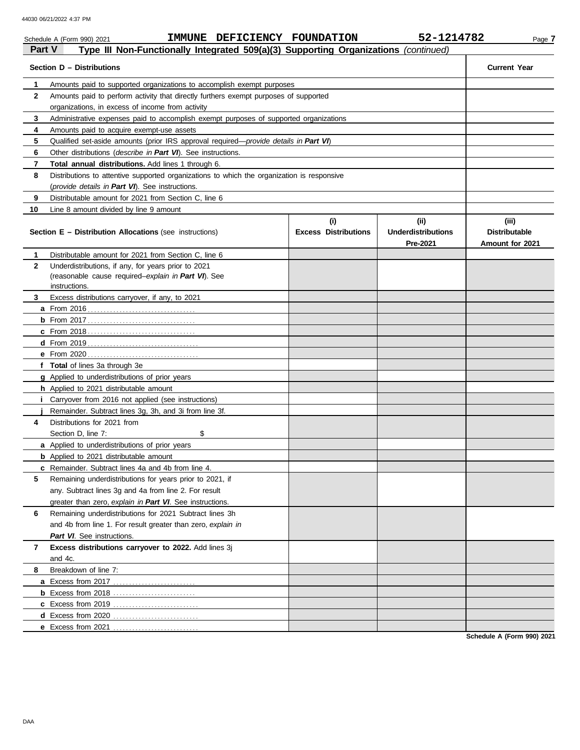Schedule A (Form 990) 2021 IMMUNE DEFICIENCY FOUNDATION 52-1214782

## Part V Type III Non-Functionally Integrated 509(a)(3) Supporting Organizations *(continued)*

| | Section D – Distributions | Current Year |
|---|---|---|
| 1 | Amounts paid to supported organizations to accomplish exempt purposes | |
| 2 | Amounts paid to perform activity that directly furthers exempt purposes of supported organizations, in excess of income from activity | |
| 3 | Administrative expenses paid to accomplish exempt purposes of supported organizations | |
| 4 | Amounts paid to acquire exempt-use assets | |
| 5 | Qualified set-aside amounts (prior IRS approval required—*provide details in **Part VI***) | |
| 6 | Other distributions (*describe in **Part VI***). See instructions. | |
| 7 | **Total annual distributions.** Add lines 1 through 6. | |
| 8 | Distributions to attentive supported organizations to which the organization is responsive (*provide details in **Part VI***). See instructions. | |
| 9 | Distributable amount for 2021 from Section C, line 6 | |
| 10 | Line 8 amount divided by line 9 amount | |

| | Section E – Distribution Allocations (see instructions) | (i) Excess Distributions | (ii) Underdistributions Pre-2021 | (iii) Distributable Amount for 2021 |
|---|---|---|---|---|
| 1 | Distributable amount for 2021 from Section C, line 6 | | | |
| 2 | Underdistributions, if any, for years prior to 2021 (reasonable cause required–*explain in **Part VI***). See instructions. | | | |
| 3 | Excess distributions carryover, if any, to 2021 | | | |
| a | From 2016 | | | |
| b | From 2017 | | | |
| c | From 2018 | | | |
| d | From 2019 | | | |
| e | From 2020 | | | |
| f | **Total** of lines 3a through 3e | | | |
| g | Applied to underdistributions of prior years | | | |
| h | Applied to 2021 distributable amount | | | |
| i | Carryover from 2016 not applied (see instructions) | | | |
| j | Remainder. Subtract lines 3g, 3h, and 3i from line 3f. | | | |
| 4 | Distributions for 2021 from Section D, line 7: $ | | | |
| a | Applied to underdistributions of prior years | | | |
| b | Applied to 2021 distributable amount | | | |
| c | Remainder. Subtract lines 4a and 4b from line 4. | | | |
| 5 | Remaining underdistributions for years prior to 2021, if any. Subtract lines 3g and 4a from line 2. For result greater than zero, *explain in **Part VI***. See instructions. | | | |
| 6 | Remaining underdistributions for 2021 Subtract lines 3h and 4b from line 1. For result greater than zero, *explain in **Part VI***. See instructions. | | | |
| 7 | **Excess distributions carryover to 2022.** Add lines 3j and 4c. | | | |
| 8 | Breakdown of line 7: | | | |
| a | Excess from 2017 | | | |
| b | Excess from 2018 | | | |
| c | Excess from 2019 | | | |
| d | Excess from 2020 | | | |
| e | Excess from 2021 | | | |

Schedule A (Form 990) 2021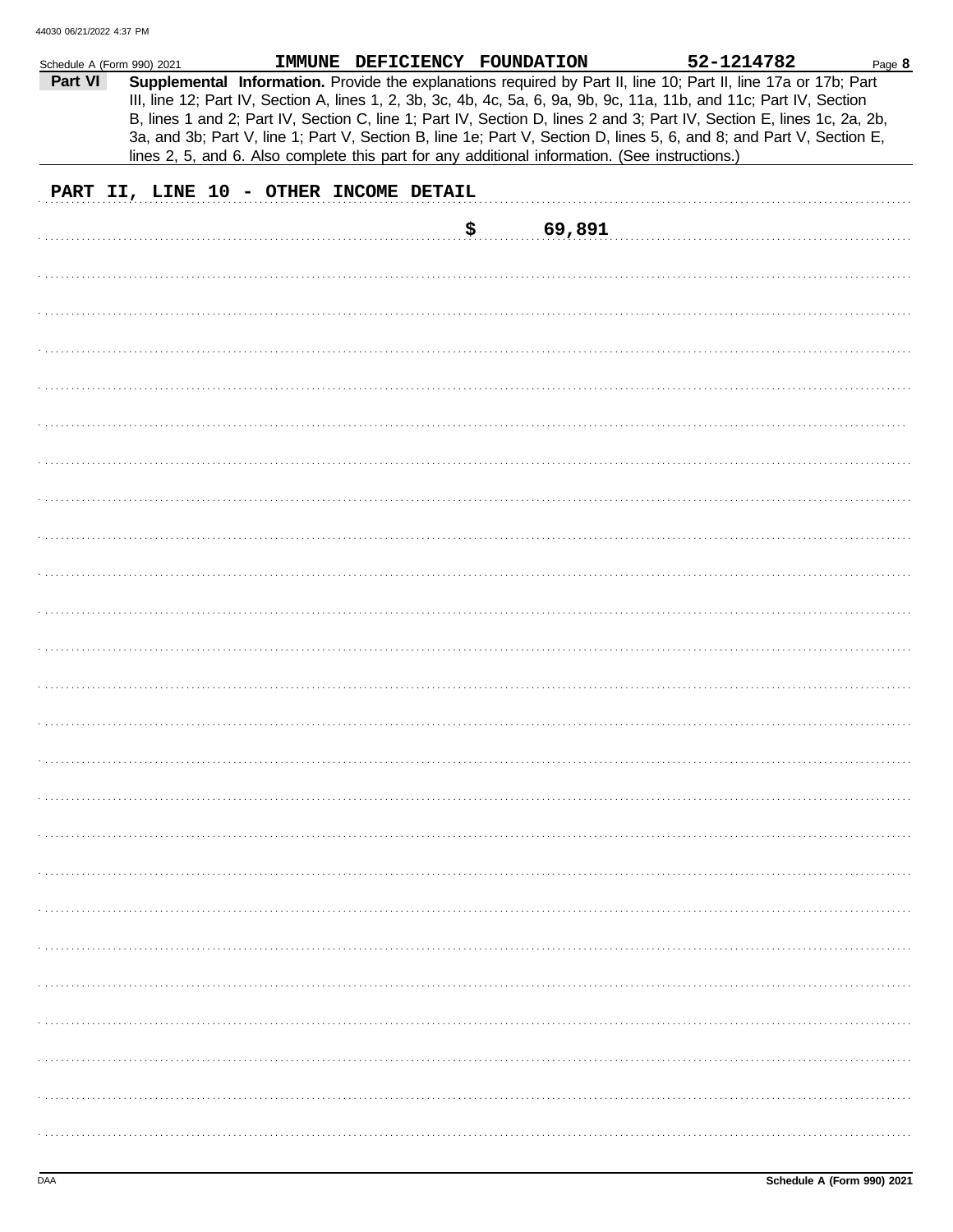Schedule A (Form 990) 2021 IMMUNE DEFICIENCY FOUNDATION 52-1214782

**Part VI** **Supplemental Information.** Provide the explanations required by Part II, line 10; Part II, line 17a or 17b; Part III, line 12; Part IV, Section A, lines 1, 2, 3b, 3c, 4b, 4c, 5a, 6, 9a, 9b, 9c, 11a, 11b, and 11c; Part IV, Section B, lines 1 and 2; Part IV, Section C, line 1; Part IV, Section D, lines 2 and 3; Part IV, Section E, lines 1c, 2a, 2b, 3a, and 3b; Part V, line 1; Part V, Section B, line 1e; Part V, Section D, lines 5, 6, and 8; and Part V, Section E, lines 2, 5, and 6. Also complete this part for any additional information. (See instructions.)

**PART II, LINE 10 - OTHER INCOME DETAIL**

$ 69,891

Schedule A (Form 990) 2021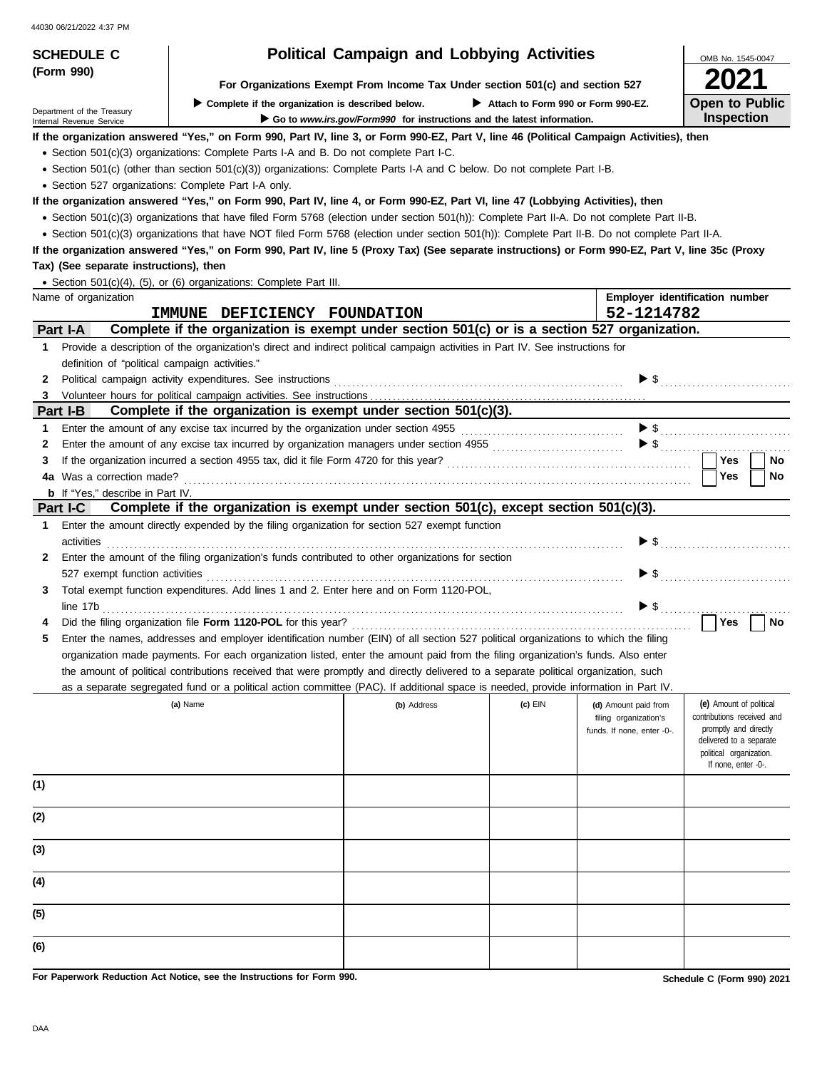**SCHEDULE C (Form 990)**

Department of the Treasury
Internal Revenue Service

# Political Campaign and Lobbying Activities

**For Organizations Exempt From Income Tax Under section 501(c) and section 527**

▶ Complete if the organization is described below. ▶ Attach to Form 990 or Form 990-EZ.

▶ Go to *www.irs.gov/Form990* for instructions and the latest information.

OMB No. 1545-0047

**2021**

**Open to Public Inspection**

**If the organization answered "Yes," on Form 990, Part IV, line 3, or Form 990-EZ, Part V, line 46 (Political Campaign Activities), then**

- Section 501(c)(3) organizations: Complete Parts I-A and B. Do not complete Part I-C.
- Section 501(c) (other than section 501(c)(3)) organizations: Complete Parts I-A and C below. Do not complete Part I-B.
- Section 527 organizations: Complete Part I-A only.

**If the organization answered "Yes," on Form 990, Part IV, line 4, or Form 990-EZ, Part VI, line 47 (Lobbying Activities), then**

- Section 501(c)(3) organizations that have filed Form 5768 (election under section 501(h)): Complete Part II-A. Do not complete Part II-B.
- Section 501(c)(3) organizations that have NOT filed Form 5768 (election under section 501(h)): Complete Part II-B. Do not complete Part II-A.

**If the organization answered "Yes," on Form 990, Part IV, line 5 (Proxy Tax) (See separate instructions) or Form 990-EZ, Part V, line 35c (Proxy Tax) (See separate instructions), then**

- Section 501(c)(4), (5), or (6) organizations: Complete Part III.

| Name of organization | Employer identification number |
|---|---|
| IMMUNE DEFICIENCY FOUNDATION | 52-1214782 |

## Part I-A Complete if the organization is exempt under section 501(c) or is a section 527 organization.

1 Provide a description of the organization's direct and indirect political campaign activities in Part IV. See instructions for definition of "political campaign activities."

2 Political campaign activity expenditures. See instructions ▶ $

3 Volunteer hours for political campaign activities. See instructions

## Part I-B Complete if the organization is exempt under section 501(c)(3).

1 Enter the amount of any excise tax incurred by the organization under section 4955 ▶ $

2 Enter the amount of any excise tax incurred by organization managers under section 4955 ▶ $

3 If the organization incurred a section 4955 tax, did it file Form 4720 for this year? ☐ Yes ☐ No

4a Was a correction made? ☐ Yes ☐ No

b If "Yes," describe in Part IV.

## Part I-C Complete if the organization is exempt under section 501(c), except section 501(c)(3).

1 Enter the amount directly expended by the filing organization for section 527 exempt function activities ▶ $

2 Enter the amount of the filing organization's funds contributed to other organizations for section 527 exempt function activities ▶ $

3 Total exempt function expenditures. Add lines 1 and 2. Enter here and on Form 1120-POL, line 17b ▶ $

4 Did the filing organization file **Form 1120-POL** for this year? ☐ Yes ☐ No

5 Enter the names, addresses and employer identification number (EIN) of all section 527 political organizations to which the filing organization made payments. For each organization listed, enter the amount paid from the filing organization's funds. Also enter the amount of political contributions received that were promptly and directly delivered to a separate political organization, such as a separate segregated fund or a political action committee (PAC). If additional space is needed, provide information in Part IV.

| | (a) Name | (b) Address | (c) EIN | (d) Amount paid from filing organization's funds. If none, enter -0-. | (e) Amount of political contributions received and promptly and directly delivered to a separate political organization. If none, enter -0-. |
|---|---|---|---|---|---|
| (1) | | | | | |
| (2) | | | | | |
| (3) | | | | | |
| (4) | | | | | |
| (5) | | | | | |
| (6) | | | | | |

**For Paperwork Reduction Act Notice, see the Instructions for Form 990.**

**Schedule C (Form 990) 2021**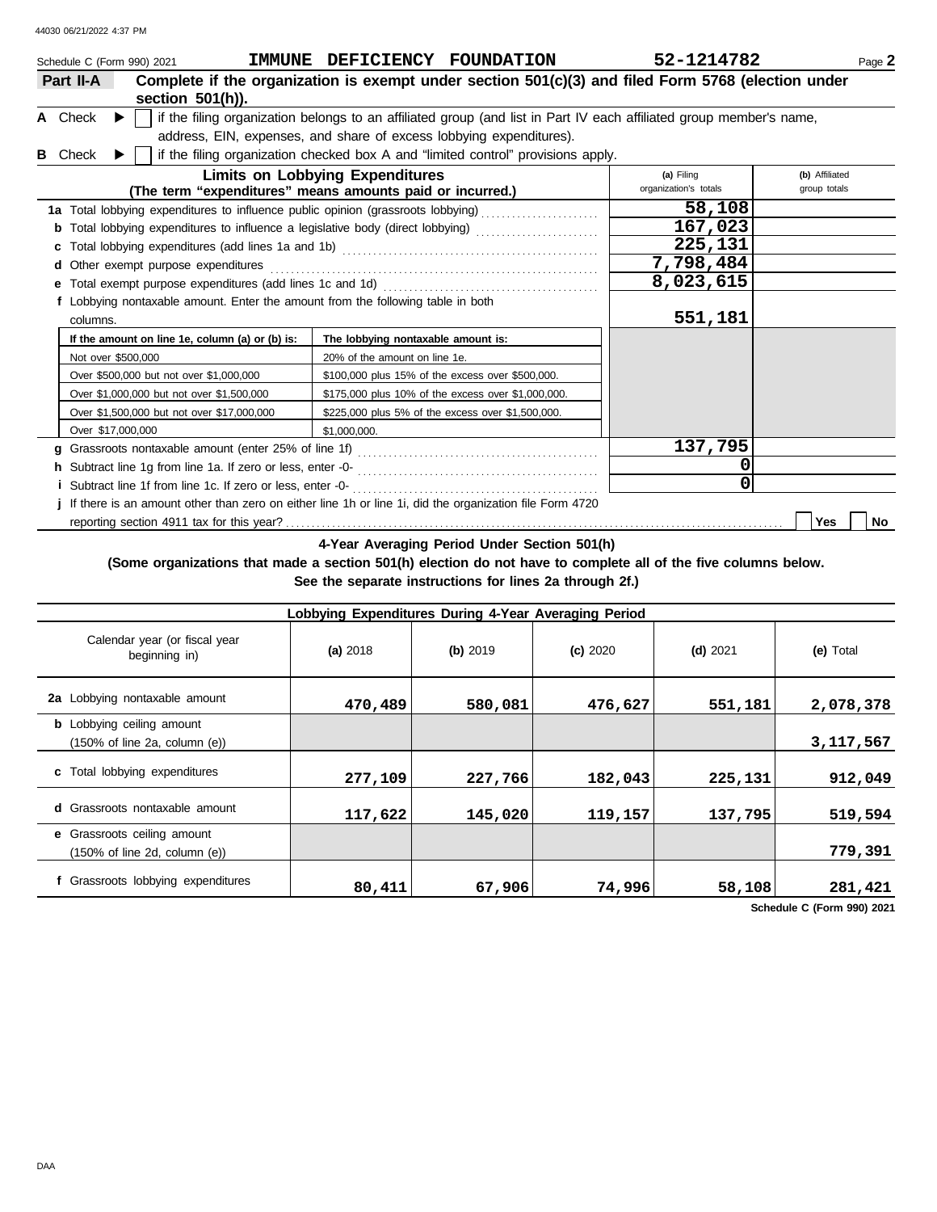Schedule C (Form 990) 2021 **IMMUNE DEFICIENCY FOUNDATION** **52-1214782**

## Part II-A Complete if the organization is exempt under section 501(c)(3) and filed Form 5768 (election under section 501(h)).

**A** Check ▶ ☐ if the filing organization belongs to an affiliated group (and list in Part IV each affiliated group member's name, address, EIN, expenses, and share of excess lobbying expenditures).

**B** Check ▶ ☐ if the filing organization checked box A and "limited control" provisions apply.

| Limits on Lobbying Expenditures (The term "expenditures" means amounts paid or incurred.) | (a) Filing organization's totals | (b) Affiliated group totals |
|---|---|---|
| **1a** Total lobbying expenditures to influence public opinion (grassroots lobbying) | 58,108 | |
| **b** Total lobbying expenditures to influence a legislative body (direct lobbying) | 167,023 | |
| **c** Total lobbying expenditures (add lines 1a and 1b) | 225,131 | |
| **d** Other exempt purpose expenditures | 7,798,484 | |
| **e** Total exempt purpose expenditures (add lines 1c and 1d) | 8,023,615 | |
| **f** Lobbying nontaxable amount. Enter the amount from the following table in both columns. | 551,181 | |

| If the amount on line 1e, column (a) or (b) is: | The lobbying nontaxable amount is: |
|---|---|
| Not over $500,000 | 20% of the amount on line 1e. |
| Over $500,000 but not over $1,000,000 | $100,000 plus 15% of the excess over $500,000. |
| Over $1,000,000 but not over $1,500,000 | $175,000 plus 10% of the excess over $1,000,000. |
| Over $1,500,000 but not over $17,000,000 | $225,000 plus 5% of the excess over $1,500,000. |
| Over $17,000,000 | $1,000,000. |

| | (a) Filing organization's totals | (b) Affiliated group totals |
|---|---|---|
| **g** Grassroots nontaxable amount (enter 25% of line 1f) | 137,795 | |
| **h** Subtract line 1g from line 1a. If zero or less, enter -0- | 0 | |
| **i** Subtract line 1f from line 1c. If zero or less, enter -0- | 0 | |

**j** If there is an amount other than zero on either line 1h or line 1i, did the organization file Form 4720 reporting section 4911 tax for this year? ☐ Yes ☐ No

### 4-Year Averaging Period Under Section 501(h)

**(Some organizations that made a section 501(h) election do not have to complete all of the five columns below. See the separate instructions for lines 2a through 2f.)**

| Lobbying Expenditures During 4-Year Averaging Period | | | | | |
|---|---|---|---|---|---|
| Calendar year (or fiscal year beginning in) | (a) 2018 | (b) 2019 | (c) 2020 | (d) 2021 | (e) Total |
| **2a** Lobbying nontaxable amount | 470,489 | 580,081 | 476,627 | 551,181 | 2,078,378 |
| **b** Lobbying ceiling amount (150% of line 2a, column (e)) | | | | | 3,117,567 |
| **c** Total lobbying expenditures | 277,109 | 227,766 | 182,043 | 225,131 | 912,049 |
| **d** Grassroots nontaxable amount | 117,622 | 145,020 | 119,157 | 137,795 | 519,594 |
| **e** Grassroots ceiling amount (150% of line 2d, column (e)) | | | | | 779,391 |
| **f** Grassroots lobbying expenditures | 80,411 | 67,906 | 74,996 | 58,108 | 281,421 |

Schedule C (Form 990) 2021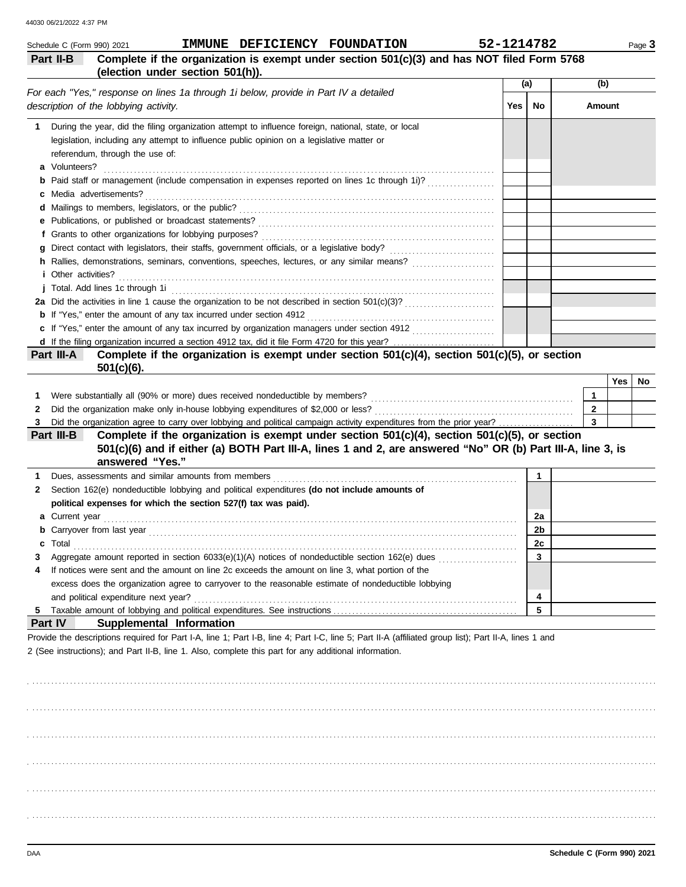Schedule C (Form 990) 2021 IMMUNE DEFICIENCY FOUNDATION 52-1214782

## Part II-B Complete if the organization is exempt under section 501(c)(3) and has NOT filed Form 5768 (election under section 501(h)).

| *For each "Yes," response on lines 1a through 1i below, provide in Part IV a detailed description of the lobbying activity.* | (a) Yes | (a) No | (b) Amount |
|---|---|---|---|
| **1** During the year, did the filing organization attempt to influence foreign, national, state, or local legislation, including any attempt to influence public opinion on a legislative matter or referendum, through the use of: | | | |
| **a** Volunteers? | | | |
| **b** Paid staff or management (include compensation in expenses reported on lines 1c through 1i)? | | | |
| **c** Media advertisements? | | | |
| **d** Mailings to members, legislators, or the public? | | | |
| **e** Publications, or published or broadcast statements? | | | |
| **f** Grants to other organizations for lobbying purposes? | | | |
| **g** Direct contact with legislators, their staffs, government officials, or a legislative body? | | | |
| **h** Rallies, demonstrations, seminars, conventions, speeches, lectures, or any similar means? | | | |
| **i** Other activities? | | | |
| **j** Total. Add lines 1c through 1i | | | |
| **2a** Did the activities in line 1 cause the organization to be not described in section 501(c)(3)? | | | |
| **b** If "Yes," enter the amount of any tax incurred under section 4912 | | | |
| **c** If "Yes," enter the amount of any tax incurred by organization managers under section 4912 | | | |
| **d** If the filing organization incurred a section 4912 tax, did it file Form 4720 for this year? | | | |

## Part III-A Complete if the organization is exempt under section 501(c)(4), section 501(c)(5), or section 501(c)(6).

| | | Yes | No |
|---|---|---|---|
| **1** Were substantially all (90% or more) dues received nondeductible by members? | 1 | | |
| **2** Did the organization make only in-house lobbying expenditures of $2,000 or less? | 2 | | |
| **3** Did the organization agree to carry over lobbying and political campaign activity expenditures from the prior year? | 3 | | |

## Part III-B Complete if the organization is exempt under section 501(c)(4), section 501(c)(5), or section 501(c)(6) and if either (a) BOTH Part III-A, lines 1 and 2, are answered "No" OR (b) Part III-A, line 3, is answered "Yes."

| | | |
|---|---|---|
| **1** Dues, assessments and similar amounts from members | 1 | |
| **2** Section 162(e) nondeductible lobbying and political expenditures **(do not include amounts of political expenses for which the section 527(f) tax was paid).** | | |
| **a** Current year | 2a | |
| **b** Carryover from last year | 2b | |
| **c** Total | 2c | |
| **3** Aggregate amount reported in section 6033(e)(1)(A) notices of nondeductible section 162(e) dues | 3 | |
| **4** If notices were sent and the amount on line 2c exceeds the amount on line 3, what portion of the excess does the organization agree to carryover to the reasonable estimate of nondeductible lobbying and political expenditure next year? | 4 | |
| **5** Taxable amount of lobbying and political expenditures. See instructions | 5 | |

## Part IV Supplemental Information

Provide the descriptions required for Part I-A, line 1; Part I-B, line 4; Part I-C, line 5; Part II-A (affiliated group list); Part II-A, lines 1 and 2 (See instructions); and Part II-B, line 1. Also, complete this part for any additional information.

Schedule C (Form 990) 2021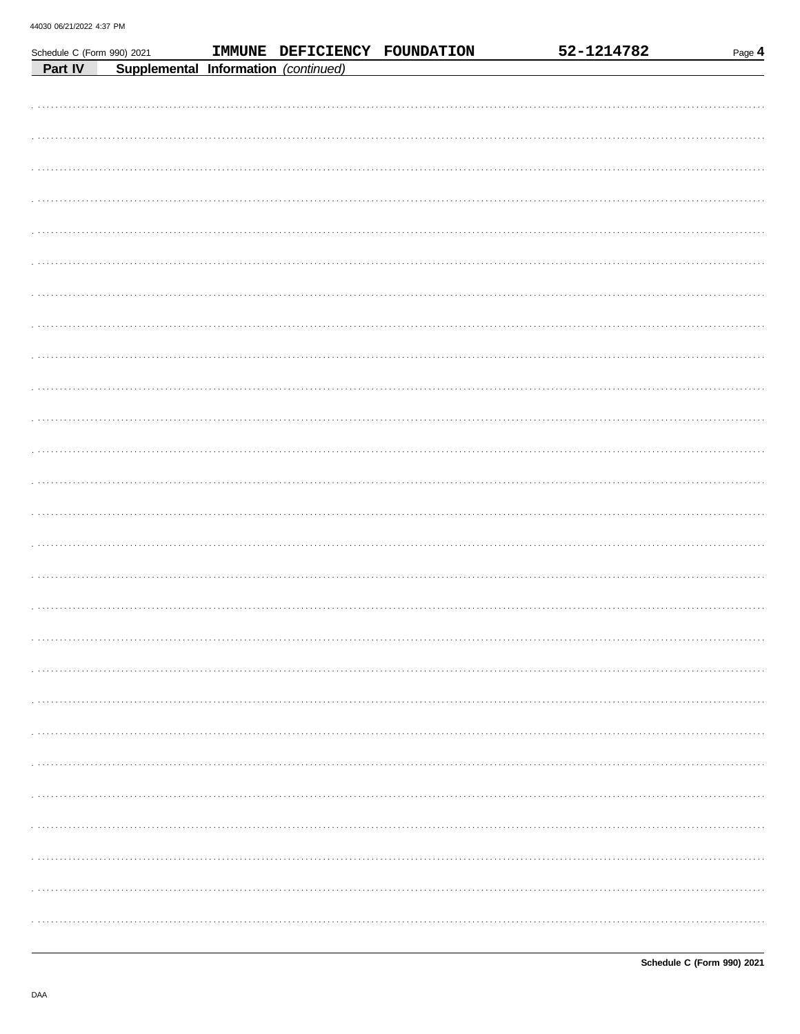Schedule C (Form 990) 2021 IMMUNE DEFICIENCY FOUNDATION 52-1214782

**Part IV** **Supplemental Information** *(continued)*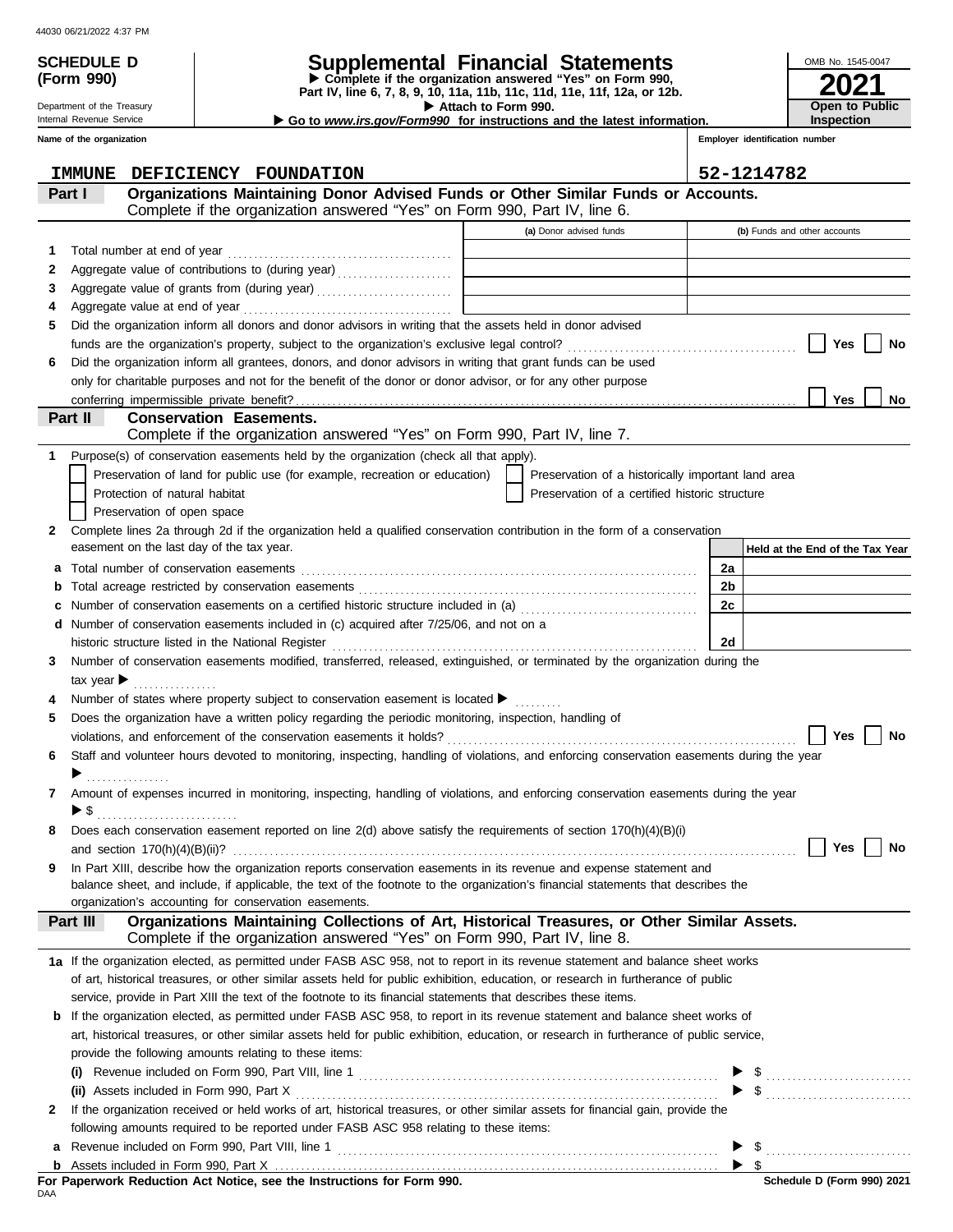44030 06/21/2022 4:37 PM

# SCHEDULE D (Form 990)

Department of the Treasury
Internal Revenue Service

## Supplemental Financial Statements

▶ Complete if the organization answered "Yes" on Form 990, Part IV, line 6, 7, 8, 9, 10, 11a, 11b, 11c, 11d, 11e, 11f, 12a, or 12b.
▶ Attach to Form 990.
▶ Go to *www.irs.gov/Form990* for instructions and the latest information.

OMB No. 1545-0047

**2021**

**Open to Public Inspection**

**Name of the organization:** IMMUNE DEFICIENCY FOUNDATION

**Employer identification number:** 52-1214782

### Part I — Organizations Maintaining Donor Advised Funds or Other Similar Funds or Accounts.
Complete if the organization answered "Yes" on Form 990, Part IV, line 6.

| | | (a) Donor advised funds | (b) Funds and other accounts |
|---|---|---|---|
| 1 | Total number at end of year | | |
| 2 | Aggregate value of contributions to (during year) | | |
| 3 | Aggregate value of grants from (during year) | | |
| 4 | Aggregate value at end of year | | |

5 Did the organization inform all donors and donor advisors in writing that the assets held in donor advised funds are the organization's property, subject to the organization's exclusive legal control? ☐ Yes ☐ No

6 Did the organization inform all grantees, donors, and donor advisors in writing that grant funds can be used only for charitable purposes and not for the benefit of the donor or donor advisor, or for any other purpose conferring impermissible private benefit? ☐ Yes ☐ No

### Part II — Conservation Easements.
Complete if the organization answered "Yes" on Form 990, Part IV, line 7.

1 Purpose(s) of conservation easements held by the organization (check all that apply).

- ☐ Preservation of land for public use (for example, recreation or education)
- ☐ Preservation of a historically important land area
- ☐ Protection of natural habitat
- ☐ Preservation of a certified historic structure
- ☐ Preservation of open space

2 Complete lines 2a through 2d if the organization held a qualified conservation contribution in the form of a conservation easement on the last day of the tax year.

| | | | Held at the End of the Tax Year |
|---|---|---|---|
| a | Total number of conservation easements | 2a | |
| b | Total acreage restricted by conservation easements | 2b | |
| c | Number of conservation easements on a certified historic structure included in (a) | 2c | |
| d | Number of conservation easements included in (c) acquired after 7/25/06, and not on a historic structure listed in the National Register | 2d | |

3 Number of conservation easements modified, transferred, released, extinguished, or terminated by the organization during the tax year ▶

4 Number of states where property subject to conservation easement is located ▶

5 Does the organization have a written policy regarding the periodic monitoring, inspection, handling of violations, and enforcement of the conservation easements it holds? ☐ Yes ☐ No

6 Staff and volunteer hours devoted to monitoring, inspecting, handling of violations, and enforcing conservation easements during the year ▶

7 Amount of expenses incurred in monitoring, inspecting, handling of violations, and enforcing conservation easements during the year ▶ $

8 Does each conservation easement reported on line 2(d) above satisfy the requirements of section 170(h)(4)(B)(i) and section 170(h)(4)(B)(ii)? ☐ Yes ☐ No

9 In Part XIII, describe how the organization reports conservation easements in its revenue and expense statement and balance sheet, and include, if applicable, the text of the footnote to the organization's financial statements that describes the organization's accounting for conservation easements.

### Part III — Organizations Maintaining Collections of Art, Historical Treasures, or Other Similar Assets.
Complete if the organization answered "Yes" on Form 990, Part IV, line 8.

1a If the organization elected, as permitted under FASB ASC 958, not to report in its revenue statement and balance sheet works of art, historical treasures, or other similar assets held for public exhibition, education, or research in furtherance of public service, provide in Part XIII the text of the footnote to its financial statements that describes these items.

b If the organization elected, as permitted under FASB ASC 958, to report in its revenue statement and balance sheet works of art, historical treasures, or other similar assets held for public exhibition, education, or research in furtherance of public service, provide the following amounts relating to these items:

(i) Revenue included on Form 990, Part VIII, line 1 ▶ $

(ii) Assets included in Form 990, Part X ▶ $

2 If the organization received or held works of art, historical treasures, or other similar assets for financial gain, provide the following amounts required to be reported under FASB ASC 958 relating to these items:

a Revenue included on Form 990, Part VIII, line 1 ▶ $

b Assets included in Form 990, Part X ▶ $

**For Paperwork Reduction Act Notice, see the Instructions for Form 990.**

DAA

**Schedule D (Form 990) 2021**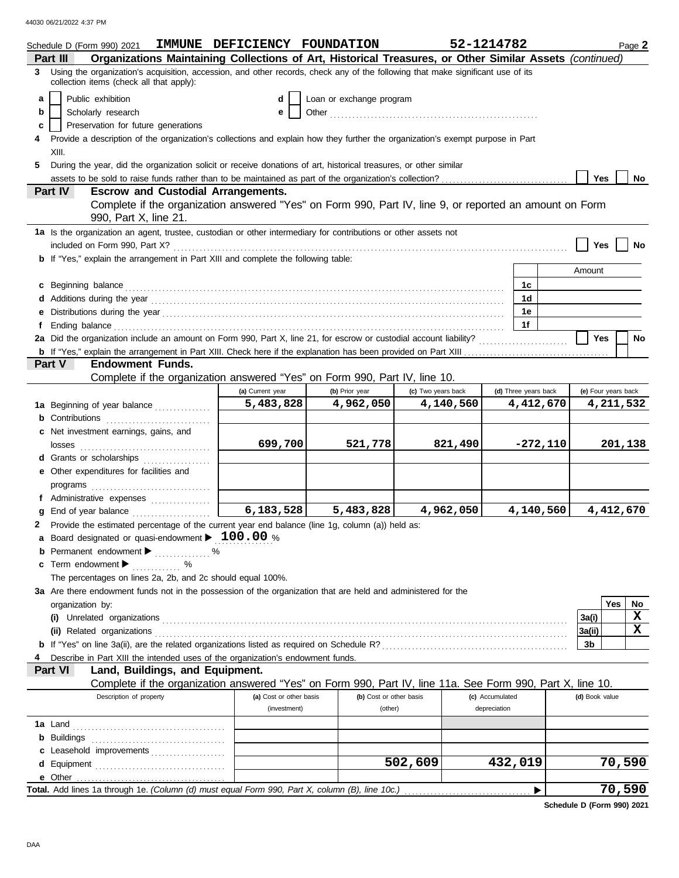Schedule D (Form 990) 2021 **IMMUNE DEFICIENCY FOUNDATION** **52-1214782** Page **2**

**Part III** **Organizations Maintaining Collections of Art, Historical Treasures, or Other Similar Assets** *(continued)*

**3** Using the organization's acquisition, accession, and other records, check any of the following that make significant use of its collection items (check all that apply):

- **a** ☐ Public exhibition
- **b** ☐ Scholarly research
- **c** ☐ Preservation for future generations
- **d** ☐ Loan or exchange program
- **e** ☐ Other

**4** Provide a description of the organization's collections and explain how they further the organization's exempt purpose in Part XIII.

**5** During the year, did the organization solicit or receive donations of art, historical treasures, or other similar assets to be sold to raise funds rather than to be maintained as part of the organization's collection? ☐ Yes ☐ No

**Part IV** **Escrow and Custodial Arrangements.**
Complete if the organization answered "Yes" on Form 990, Part IV, line 9, or reported an amount on Form 990, Part X, line 21.

**1a** Is the organization an agent, trustee, custodian or other intermediary for contributions or other assets not included on Form 990, Part X? ☐ Yes ☐ No

**b** If "Yes," explain the arrangement in Part XIII and complete the following table:

| | | Amount |
|---|---|---|
| **c** Beginning balance | 1c | |
| **d** Additions during the year | 1d | |
| **e** Distributions during the year | 1e | |
| **f** Ending balance | 1f | |

**2a** Did the organization include an amount on Form 990, Part X, line 21, for escrow or custodial account liability? ☐ Yes ☐ No

**b** If "Yes," explain the arrangement in Part XIII. Check here if the explanation has been provided on Part XIII ☐

**Part V** **Endowment Funds.**
Complete if the organization answered "Yes" on Form 990, Part IV, line 10.

| | (a) Current year | (b) Prior year | (c) Two years back | (d) Three years back | (e) Four years back |
|---|---|---|---|---|---|
| **1a** Beginning of year balance | 5,483,828 | 4,962,050 | 4,140,560 | 4,412,670 | 4,211,532 |
| **b** Contributions | | | | | |
| **c** Net investment earnings, gains, and losses | 699,700 | 521,778 | 821,490 | -272,110 | 201,138 |
| **d** Grants or scholarships | | | | | |
| **e** Other expenditures for facilities and programs | | | | | |
| **f** Administrative expenses | | | | | |
| **g** End of year balance | 6,183,528 | 5,483,828 | 4,962,050 | 4,140,560 | 4,412,670 |

**2** Provide the estimated percentage of the current year end balance (line 1g, column (a)) held as:

- **a** Board designated or quasi-endowment ▶ **100.00** %
- **b** Permanent endowment ▶ %
- **c** Term endowment ▶ %

The percentages on lines 2a, 2b, and 2c should equal 100%.

**3a** Are there endowment funds not in the possession of the organization that are held and administered for the organization by:

| | | Yes | No |
|---|---|---|---|
| **(i)** Unrelated organizations | 3a(i) | | X |
| **(ii)** Related organizations | 3a(ii) | | X |
| **b** If "Yes" on line 3a(ii), are the related organizations listed as required on Schedule R? | 3b | | |

**4** Describe in Part XIII the intended uses of the organization's endowment funds.

**Part VI** **Land, Buildings, and Equipment.**
Complete if the organization answered "Yes" on Form 990, Part IV, line 11a. See Form 990, Part X, line 10.

| Description of property | (a) Cost or other basis (investment) | (b) Cost or other basis (other) | (c) Accumulated depreciation | (d) Book value |
|---|---|---|---|---|
| **1a** Land | | | | |
| **b** Buildings | | | | |
| **c** Leasehold improvements | | | | |
| **d** Equipment | | 502,609 | 432,019 | 70,590 |
| **e** Other | | | | |
| **Total.** Add lines 1a through 1e. *(Column (d) must equal Form 990, Part X, column (B), line 10c.)* | | | ▶ | 70,590 |

**Schedule D (Form 990) 2021**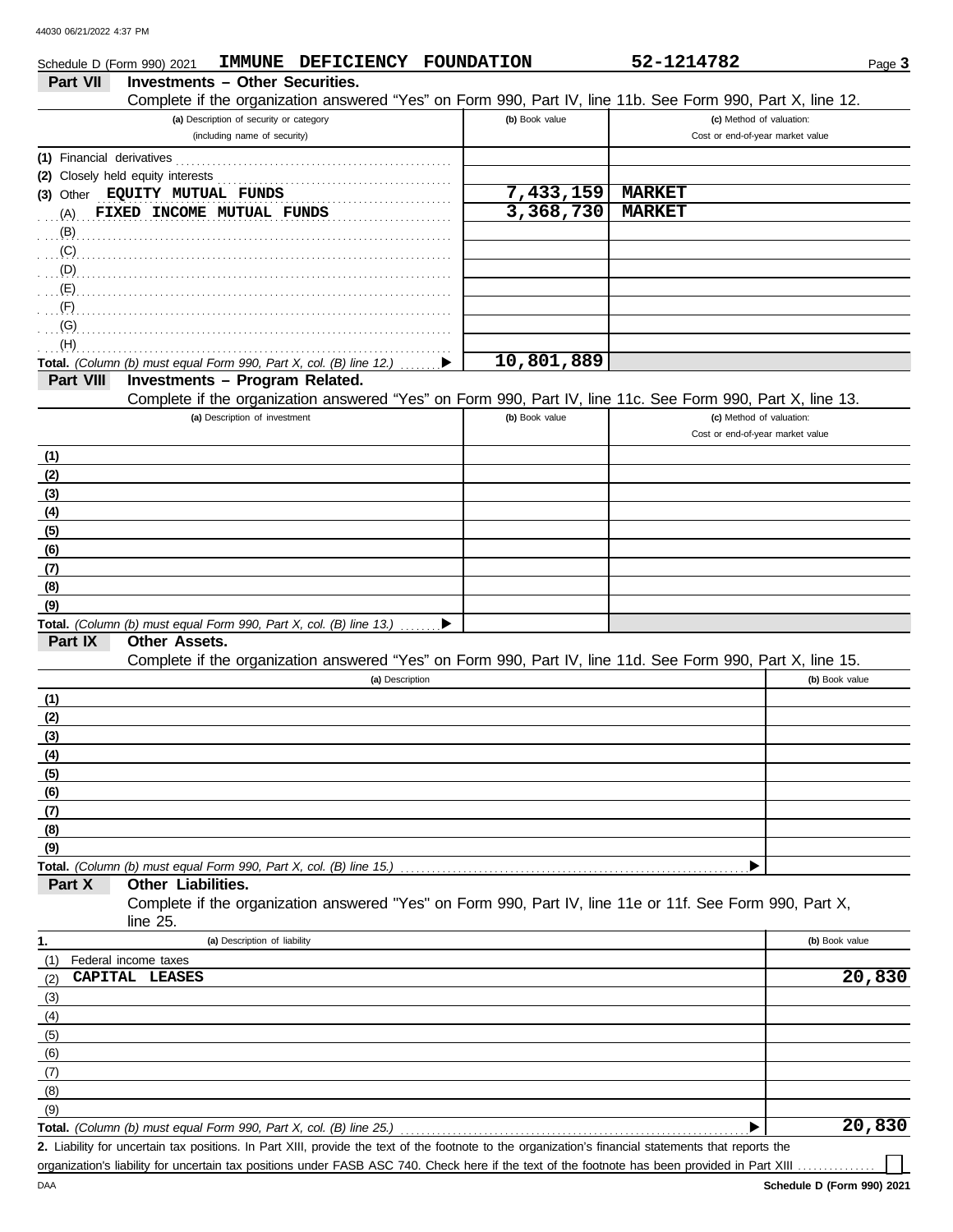44030 06/21/2022 4:37 PM

Schedule D (Form 990) 2021 **IMMUNE DEFICIENCY FOUNDATION** **52-1214782** Page **3**

## Part VII Investments – Other Securities.

Complete if the organization answered "Yes" on Form 990, Part IV, line 11b. See Form 990, Part X, line 12.

| (a) Description of security or category (including name of security) | (b) Book value | (c) Method of valuation: Cost or end-of-year market value |
|---|---|---|
| (1) Financial derivatives | | |
| (2) Closely held equity interests | | |
| (3) Other EQUITY MUTUAL FUNDS | 7,433,159 | MARKET |
| (A) FIXED INCOME MUTUAL FUNDS | 3,368,730 | MARKET |
| (B) | | |
| (C) | | |
| (D) | | |
| (E) | | |
| (F) | | |
| (G) | | |
| (H) | | |
| **Total.** *(Column (b) must equal Form 990, Part X, col. (B) line 12.)* ▶ | 10,801,889 | |

## Part VIII Investments – Program Related.

Complete if the organization answered "Yes" on Form 990, Part IV, line 11c. See Form 990, Part X, line 13.

| (a) Description of investment | (b) Book value | (c) Method of valuation: Cost or end-of-year market value |
|---|---|---|
| (1) | | |
| (2) | | |
| (3) | | |
| (4) | | |
| (5) | | |
| (6) | | |
| (7) | | |
| (8) | | |
| (9) | | |
| **Total.** *(Column (b) must equal Form 990, Part X, col. (B) line 13.)* ▶ | | |

## Part IX Other Assets.

Complete if the organization answered "Yes" on Form 990, Part IV, line 11d. See Form 990, Part X, line 15.

| (a) Description | (b) Book value |
|---|---|
| (1) | |
| (2) | |
| (3) | |
| (4) | |
| (5) | |
| (6) | |
| (7) | |
| (8) | |
| (9) | |
| **Total.** *(Column (b) must equal Form 990, Part X, col. (B) line 15.)* ▶ | |

## Part X Other Liabilities.

Complete if the organization answered "Yes" on Form 990, Part IV, line 11e or 11f. See Form 990, Part X, line 25.

| 1. (a) Description of liability | (b) Book value |
|---|---|
| (1) Federal income taxes | |
| (2) CAPITAL LEASES | 20,830 |
| (3) | |
| (4) | |
| (5) | |
| (6) | |
| (7) | |
| (8) | |
| (9) | |
| **Total.** *(Column (b) must equal Form 990, Part X, col. (B) line 25.)* ▶ | 20,830 |

**2.** Liability for uncertain tax positions. In Part XIII, provide the text of the footnote to the organization's financial statements that reports the organization's liability for uncertain tax positions under FASB ASC 740. Check here if the text of the footnote has been provided in Part XIII ☐

DAA **Schedule D (Form 990) 2021**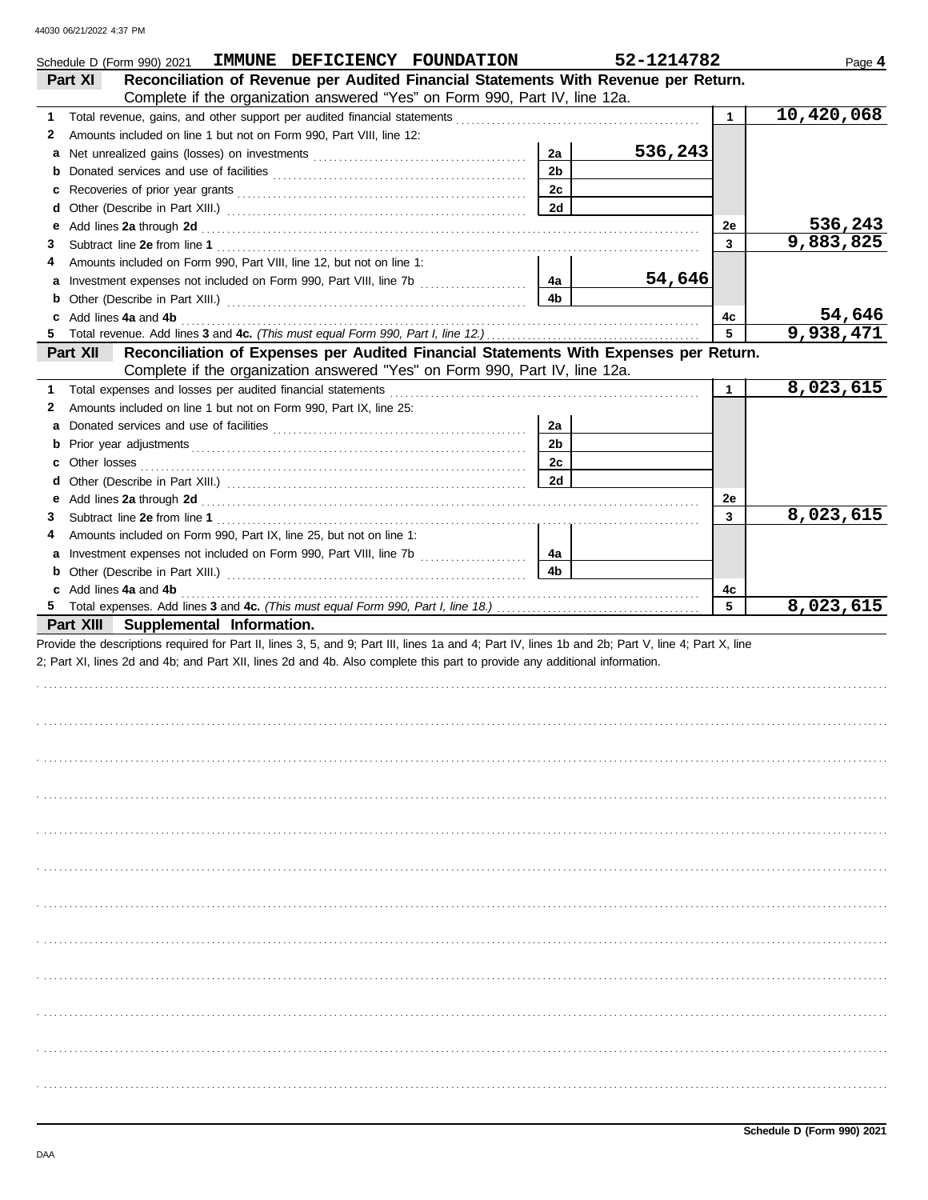Schedule D (Form 990) 2021 **IMMUNE DEFICIENCY FOUNDATION** **52-1214782** Page **4**

## Part XI Reconciliation of Revenue per Audited Financial Statements With Revenue per Return.

Complete if the organization answered "Yes" on Form 990, Part IV, line 12a.

| | | | | | |
|---|---|---|---|---|---|
| **1** | Total revenue, gains, and other support per audited financial statements | | | 1 | 10,420,068 |
| **2** | Amounts included on line 1 but not on Form 990, Part VIII, line 12: | | | | |
| **a** | Net unrealized gains (losses) on investments | 2a | 536,243 | | |
| **b** | Donated services and use of facilities | 2b | | | |
| **c** | Recoveries of prior year grants | 2c | | | |
| **d** | Other (Describe in Part XIII.) | 2d | | | |
| **e** | Add lines **2a** through **2d** | | | 2e | 536,243 |
| **3** | Subtract line **2e** from line **1** | | | 3 | 9,883,825 |
| **4** | Amounts included on Form 990, Part VIII, line 12, but not on line 1: | | | | |
| **a** | Investment expenses not included on Form 990, Part VIII, line 7b | 4a | 54,646 | | |
| **b** | Other (Describe in Part XIII.) | 4b | | | |
| **c** | Add lines **4a** and **4b** | | | 4c | 54,646 |
| **5** | Total revenue. Add lines **3** and **4c.** *(This must equal Form 990, Part I, line 12.)* | | | 5 | 9,938,471 |

## Part XII Reconciliation of Expenses per Audited Financial Statements With Expenses per Return.

Complete if the organization answered "Yes" on Form 990, Part IV, line 12a.

| | | | | | |
|---|---|---|---|---|---|
| **1** | Total expenses and losses per audited financial statements | | | 1 | 8,023,615 |
| **2** | Amounts included on line 1 but not on Form 990, Part IX, line 25: | | | | |
| **a** | Donated services and use of facilities | 2a | | | |
| **b** | Prior year adjustments | 2b | | | |
| **c** | Other losses | 2c | | | |
| **d** | Other (Describe in Part XIII.) | 2d | | | |
| **e** | Add lines **2a** through **2d** | | | 2e | |
| **3** | Subtract line **2e** from line **1** | | | 3 | 8,023,615 |
| **4** | Amounts included on Form 990, Part IX, line 25, but not on line 1: | | | | |
| **a** | Investment expenses not included on Form 990, Part VIII, line 7b | 4a | | | |
| **b** | Other (Describe in Part XIII.) | 4b | | | |
| **c** | Add lines **4a** and **4b** | | | 4c | |
| **5** | Total expenses. Add lines **3** and **4c.** *(This must equal Form 990, Part I, line 18.)* | | | 5 | 8,023,615 |

## Part XIII Supplemental Information.

Provide the descriptions required for Part II, lines 3, 5, and 9; Part III, lines 1a and 4; Part IV, lines 1b and 2b; Part V, line 4; Part X, line 2; Part XI, lines 2d and 4b; and Part XII, lines 2d and 4b. Also complete this part to provide any additional information.

**Schedule D (Form 990) 2021**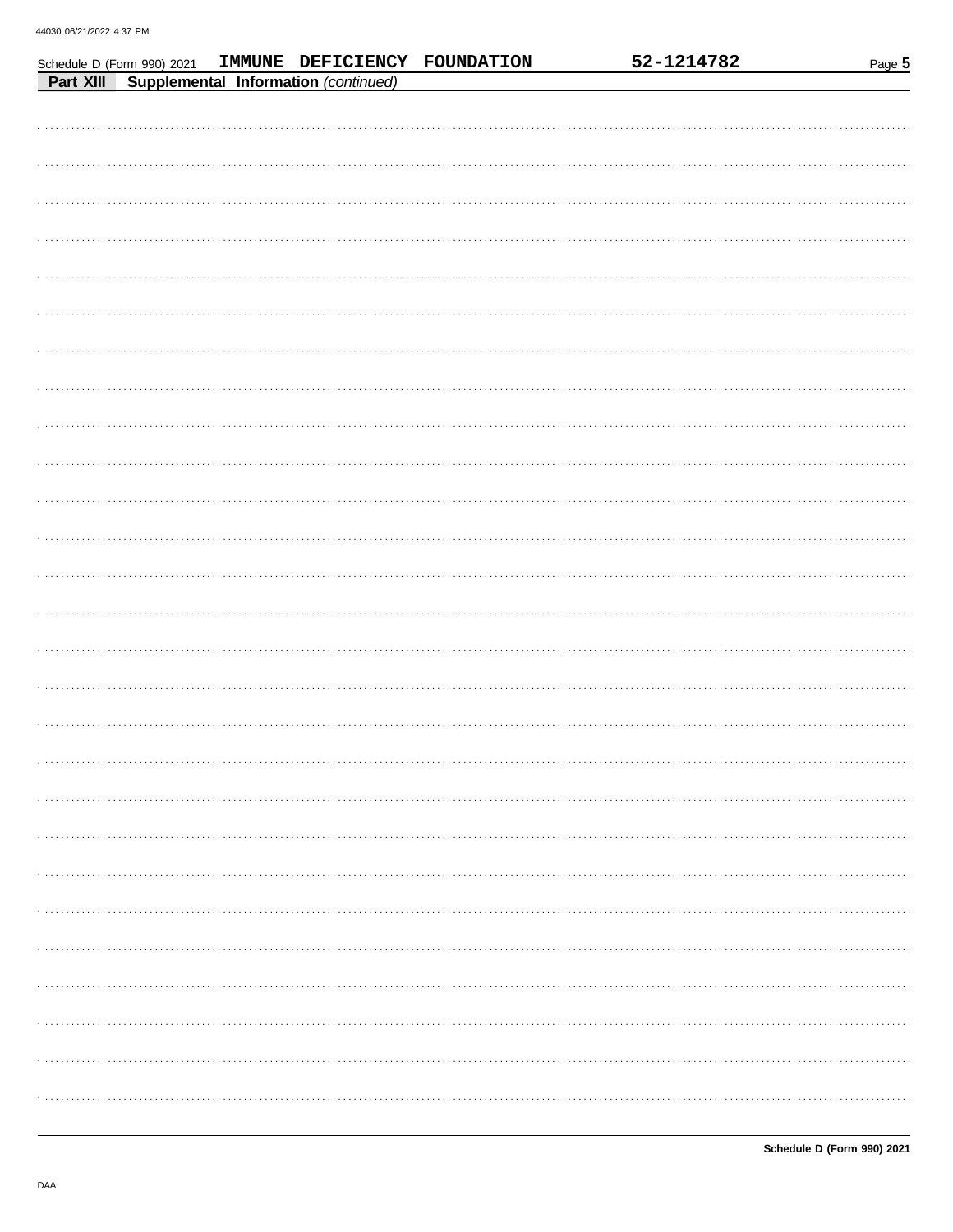Schedule D (Form 990) 2021 IMMUNE DEFICIENCY FOUNDATION 52-1214782

**Part XIII Supplemental Information** *(continued)*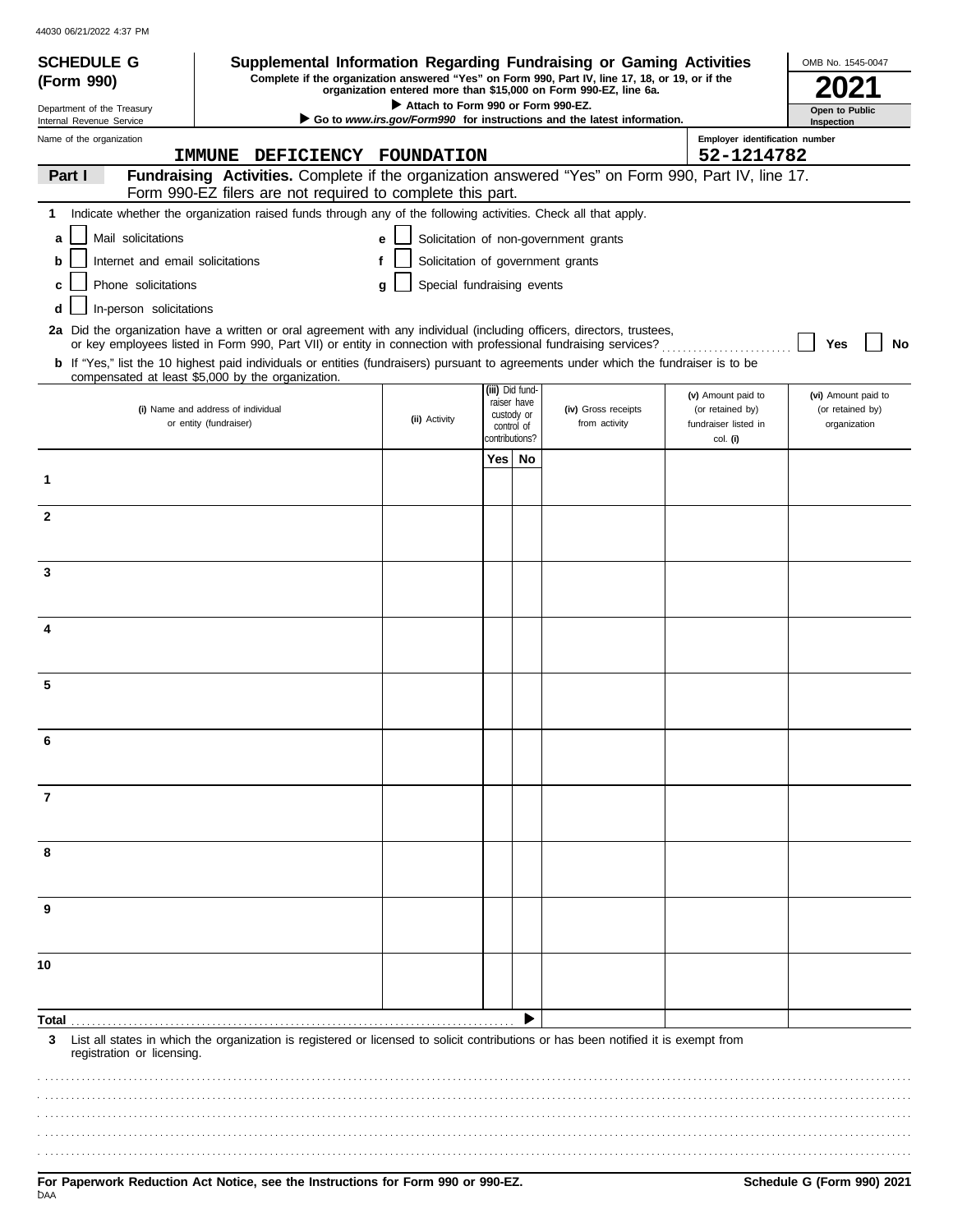44030 06/21/2022 4:37 PM

**SCHEDULE G (Form 990)**

Department of the Treasury
Internal Revenue Service

# Supplemental Information Regarding Fundraising or Gaming Activities

**Complete if the organization answered "Yes" on Form 990, Part IV, line 17, 18, or 19, or if the organization entered more than $15,000 on Form 990-EZ, line 6a.**

▶ **Attach to Form 990 or Form 990-EZ.**

▶ **Go to *www.irs.gov/Form990* for instructions and the latest information.**

OMB No. 1545-0047

**2021**

**Open to Public Inspection**

Name of the organization: **IMMUNE DEFICIENCY FOUNDATION**

Employer identification number: **52-1214782**

**Part I** **Fundraising Activities.** Complete if the organization answered "Yes" on Form 990, Part IV, line 17. Form 990-EZ filers are not required to complete this part.

**1** Indicate whether the organization raised funds through any of the following activities. Check all that apply.

- **a** ☐ Mail solicitations
- **b** ☐ Internet and email solicitations
- **c** ☐ Phone solicitations
- **d** ☐ In-person solicitations
- **e** ☐ Solicitation of non-government grants
- **f** ☐ Solicitation of government grants
- **g** ☐ Special fundraising events

**2a** Did the organization have a written or oral agreement with any individual (including officers, directors, trustees, or key employees listed in Form 990, Part VII) or entity in connection with professional fundraising services? ☐ **Yes** ☐ **No**

**b** If "Yes," list the 10 highest paid individuals or entities (fundraisers) pursuant to agreements under which the fundraiser is to be compensated at least $5,000 by the organization.

| | (i) Name and address of individual or entity (fundraiser) | (ii) Activity | (iii) Did fundraiser have custody or control of contributions? Yes | No | (iv) Gross receipts from activity | (v) Amount paid to (or retained by) fundraiser listed in col. (i) | (vi) Amount paid to (or retained by) organization |
|---|---|---|---|---|---|---|---|
| 1 | | | | | | | |
| 2 | | | | | | | |
| 3 | | | | | | | |
| 4 | | | | | | | |
| 5 | | | | | | | |
| 6 | | | | | | | |
| 7 | | | | | | | |
| 8 | | | | | | | |
| 9 | | | | | | | |
| 10 | | | | | | | |
| **Total** | | | | ▶ | | | |

**3** List all states in which the organization is registered or licensed to solicit contributions or has been notified it is exempt from registration or licensing.

**For Paperwork Reduction Act Notice, see the Instructions for Form 990 or 990-EZ.**

DAA

**Schedule G (Form 990) 2021**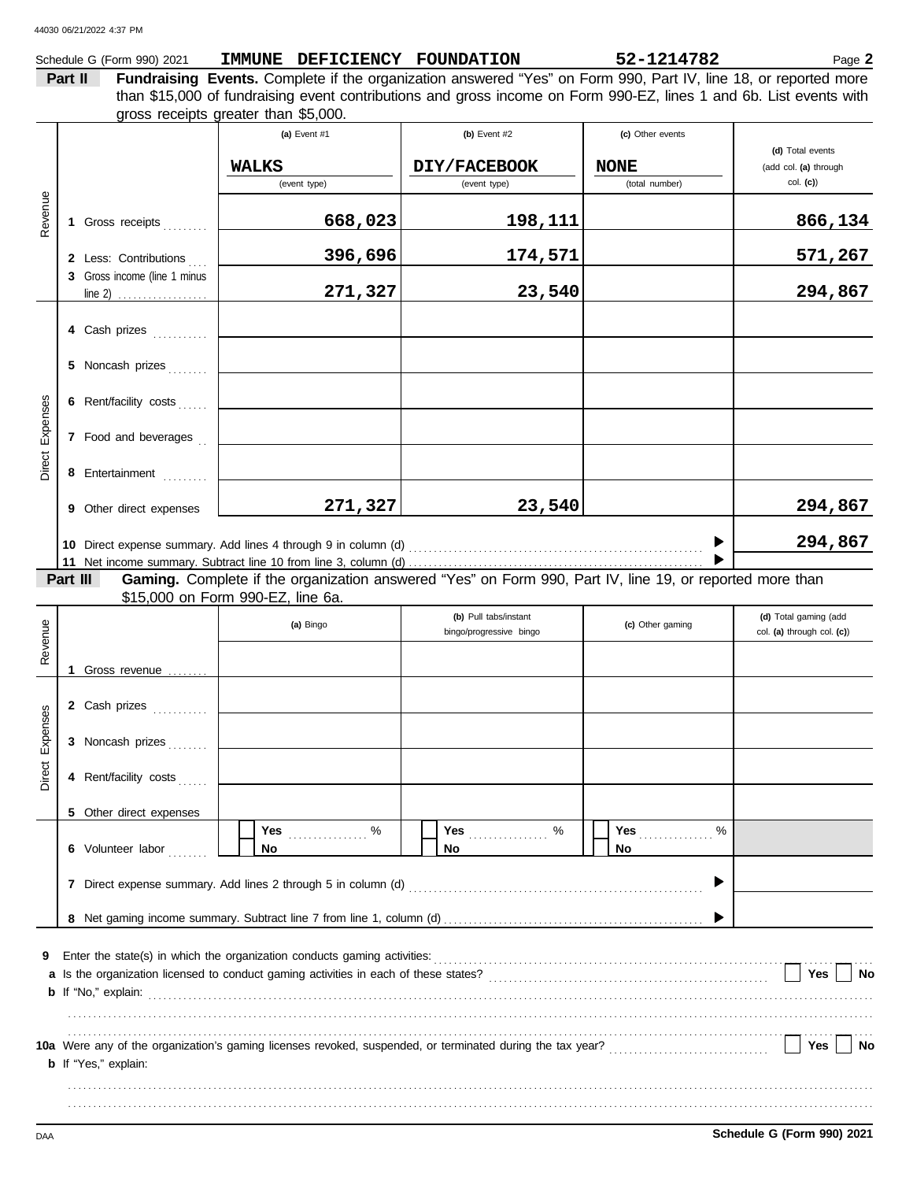Schedule G (Form 990) 2021 **IMMUNE DEFICIENCY FOUNDATION** **52-1214782** Page **2**

**Part II** **Fundraising Events.** Complete if the organization answered "Yes" on Form 990, Part IV, line 18, or reported more than $15,000 of fundraising event contributions and gross income on Form 990-EZ, lines 1 and 6b. List events with gross receipts greater than $5,000.

| | | (a) Event #1 | (b) Event #2 | (c) Other events | (d) Total events (add col. (a) through col. (c)) |
|---|---|---|---|---|---|
| | | **WALKS** (event type) | **DIY/FACEBOOK** (event type) | **NONE** (total number) | |
| Revenue | 1 Gross receipts | 668,023 | 198,111 | | 866,134 |
| | 2 Less: Contributions | 396,696 | 174,571 | | 571,267 |
| | 3 Gross income (line 1 minus line 2) | 271,327 | 23,540 | | 294,867 |
| Direct Expenses | 4 Cash prizes | | | | |
| | 5 Noncash prizes | | | | |
| | 6 Rent/facility costs | | | | |
| | 7 Food and beverages | | | | |
| | 8 Entertainment | | | | |
| | 9 Other direct expenses | 271,327 | 23,540 | | 294,867 |

10 Direct expense summary. Add lines 4 through 9 in column (d) ▶ **294,867**

11 Net income summary. Subtract line 10 from line 3, column (d) ▶

**Part III** **Gaming.** Complete if the organization answered "Yes" on Form 990, Part IV, line 19, or reported more than $15,000 on Form 990-EZ, line 6a.

| | | (a) Bingo | (b) Pull tabs/instant bingo/progressive bingo | (c) Other gaming | (d) Total gaming (add col. (a) through col. (c)) |
|---|---|---|---|---|---|
| Revenue | 1 Gross revenue | | | | |
| Direct Expenses | 2 Cash prizes | | | | |
| | 3 Noncash prizes | | | | |
| | 4 Rent/facility costs | | | | |
| | 5 Other direct expenses | | | | |
| | 6 Volunteer labor | ☐ Yes ..... % ☐ No | ☐ Yes ..... % ☐ No | ☐ Yes ..... % ☐ No | |

7 Direct expense summary. Add lines 2 through 5 in column (d) ▶

8 Net gaming income summary. Subtract line 7 from line 1, column (d) ▶

9 Enter the state(s) in which the organization conducts gaming activities:

a Is the organization licensed to conduct gaming activities in each of these states? ☐ Yes ☐ No

b If "No," explain:

10a Were any of the organization's gaming licenses revoked, suspended, or terminated during the tax year? ☐ Yes ☐ No

b If "Yes," explain:

Schedule G (Form 990) 2021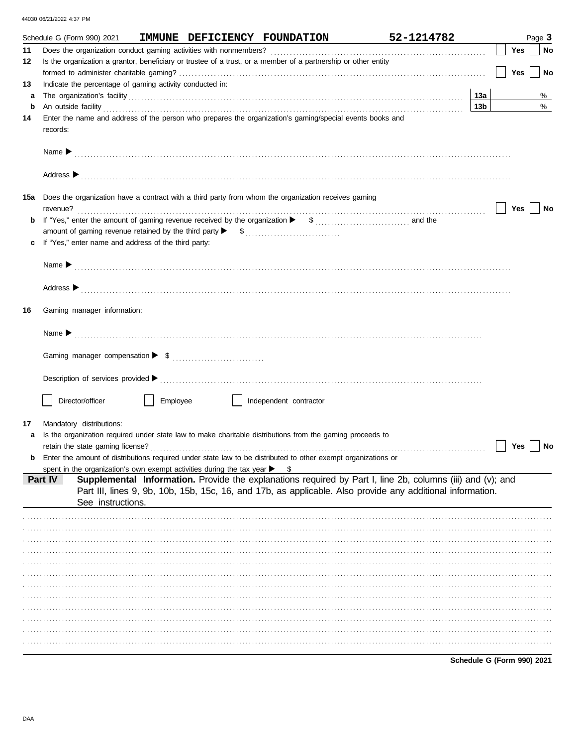44030 06/21/2022 4:37 PM

Schedule G (Form 990) 2021 **IMMUNE DEFICIENCY FOUNDATION** **52-1214782** Page **3**

**11** Does the organization conduct gaming activities with nonmembers? ☐ Yes ☐ No

**12** Is the organization a grantor, beneficiary or trustee of a trust, or a member of a partnership or other entity formed to administer charitable gaming? ☐ Yes ☐ No

**13** Indicate the percentage of gaming activity conducted in:

**a** The organization's facility **13a** %

**b** An outside facility **13b** %

**14** Enter the name and address of the person who prepares the organization's gaming/special events books and records:

Name ▶

Address ▶

**15a** Does the organization have a contract with a third party from whom the organization receives gaming revenue? ☐ Yes ☐ No

**b** If "Yes," enter the amount of gaming revenue received by the organization ▶ $ and the amount of gaming revenue retained by the third party ▶ $

**c** If "Yes," enter name and address of the third party:

Name ▶

Address ▶

**16** Gaming manager information:

Name ▶

Gaming manager compensation ▶ $

Description of services provided ▶

☐ Director/officer ☐ Employee ☐ Independent contractor

**17** Mandatory distributions:

**a** Is the organization required under state law to make charitable distributions from the gaming proceeds to retain the state gaming license? ☐ Yes ☐ No

**b** Enter the amount of distributions required under state law to be distributed to other exempt organizations or spent in the organization's own exempt activities during the tax year ▶ $

## Part IV Supplemental Information.

Provide the explanations required by Part I, line 2b, columns (iii) and (v); and Part III, lines 9, 9b, 10b, 15b, 15c, 16, and 17b, as applicable. Also provide any additional information. See instructions.

**Schedule G (Form 990) 2021**

DAA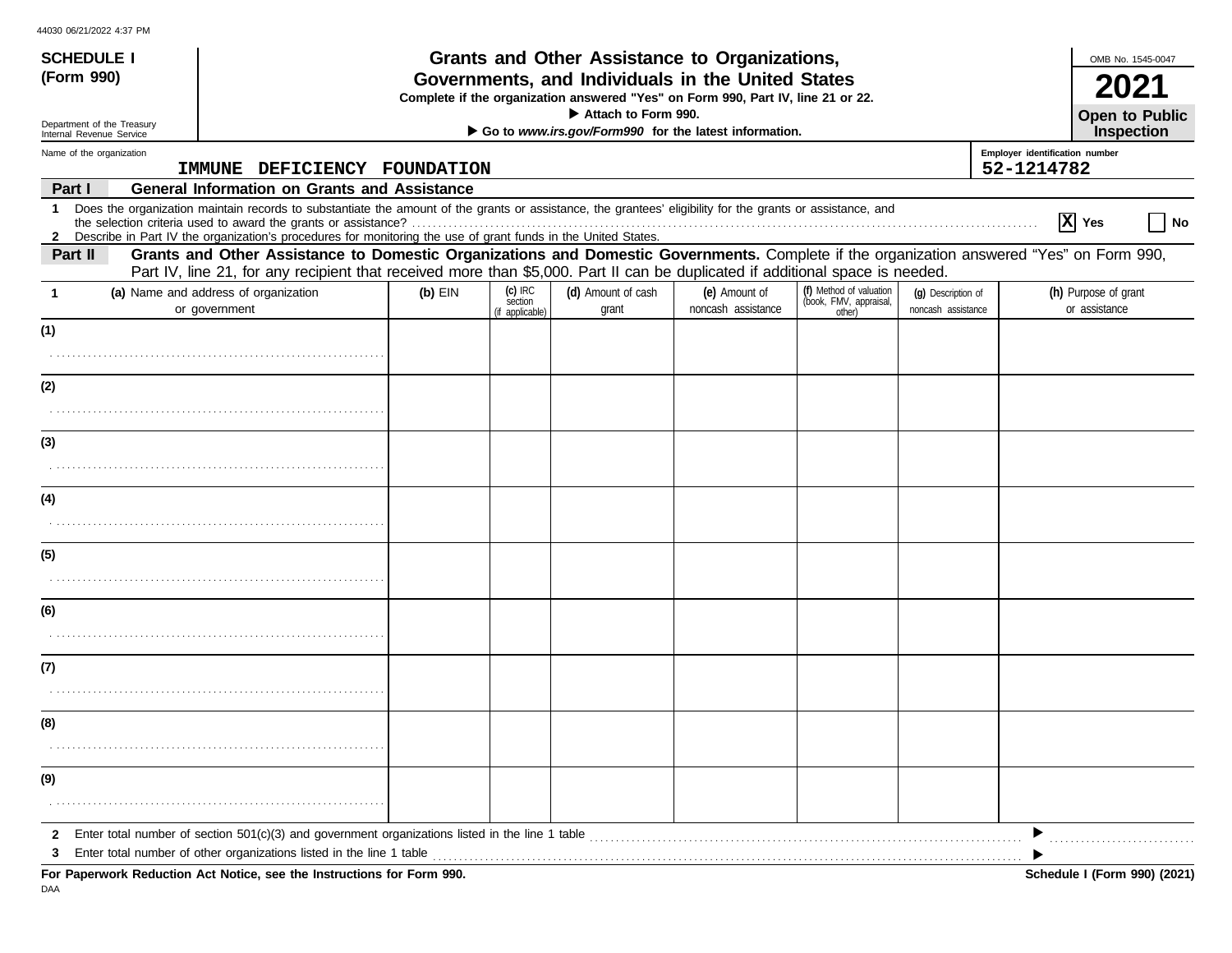44030 06/21/2022 4:37 PM

**SCHEDULE I (Form 990)**

Department of the Treasury
Internal Revenue Service

# Grants and Other Assistance to Organizations, Governments, and Individuals in the United States

**Complete if the organization answered "Yes" on Form 990, Part IV, line 21 or 22.**

**▶ Attach to Form 990.**

**▶ Go to *www.irs.gov/Form990* for the latest information.**

OMB No. 1545-0047

**2021**

**Open to Public Inspection**

Name of the organization: IMMUNE DEFICIENCY FOUNDATION

Employer identification number: 52-1214782

**Part I — General Information on Grants and Assistance**

1 Does the organization maintain records to substantiate the amount of the grants or assistance, the grantees' eligibility for the grants or assistance, and the selection criteria used to award the grants or assistance? ..... [X] Yes [ ] No

2 Describe in Part IV the organization's procedures for monitoring the use of grant funds in the United States.

**Part II — Grants and Other Assistance to Domestic Organizations and Domestic Governments.** Complete if the organization answered "Yes" on Form 990, Part IV, line 21, for any recipient that received more than $5,000. Part II can be duplicated if additional space is needed.

| 1 (a) Name and address of organization or government | (b) EIN | (c) IRC section (if applicable) | (d) Amount of cash grant | (e) Amount of noncash assistance | (f) Method of valuation (book, FMV, appraisal, other) | (g) Description of noncash assistance | (h) Purpose of grant or assistance |
|---|---|---|---|---|---|---|---|
| (1) | | | | | | | |
| (2) | | | | | | | |
| (3) | | | | | | | |
| (4) | | | | | | | |
| (5) | | | | | | | |
| (6) | | | | | | | |
| (7) | | | | | | | |
| (8) | | | | | | | |
| (9) | | | | | | | |

2 Enter total number of section 501(c)(3) and government organizations listed in the line 1 table ..... ▶

3 Enter total number of other organizations listed in the line 1 table ..... ▶

**For Paperwork Reduction Act Notice, see the Instructions for Form 990.** **Schedule I (Form 990) (2021)**

DAA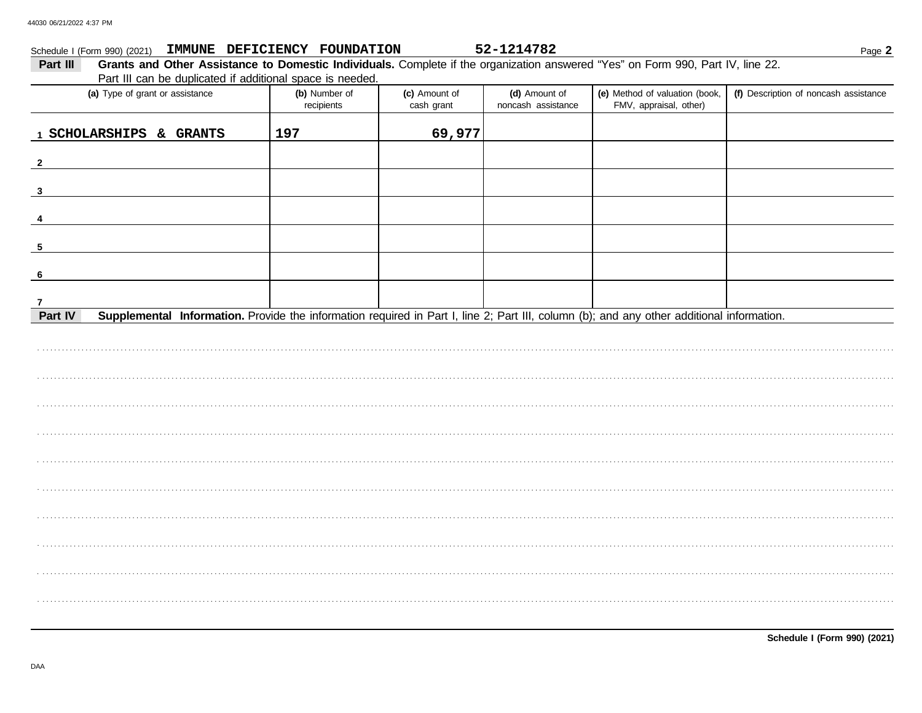Schedule I (Form 990) (2021) **IMMUNE DEFICIENCY FOUNDATION** **52-1214782**

**Part III** **Grants and Other Assistance to Domestic Individuals.** Complete if the organization answered "Yes" on Form 990, Part IV, line 22. Part III can be duplicated if additional space is needed.

| (a) Type of grant or assistance | (b) Number of recipients | (c) Amount of cash grant | (d) Amount of noncash assistance | (e) Method of valuation (book, FMV, appraisal, other) | (f) Description of noncash assistance |
|---|---|---|---|---|---|
| 1 SCHOLARSHIPS & GRANTS | 197 | 69,977 | | | |
| 2 | | | | | |
| 3 | | | | | |
| 4 | | | | | |
| 5 | | | | | |
| 6 | | | | | |
| 7 | | | | | |

**Part IV** **Supplemental Information.** Provide the information required in Part I, line 2; Part III, column (b); and any other additional information.

**Schedule I (Form 990) (2021)**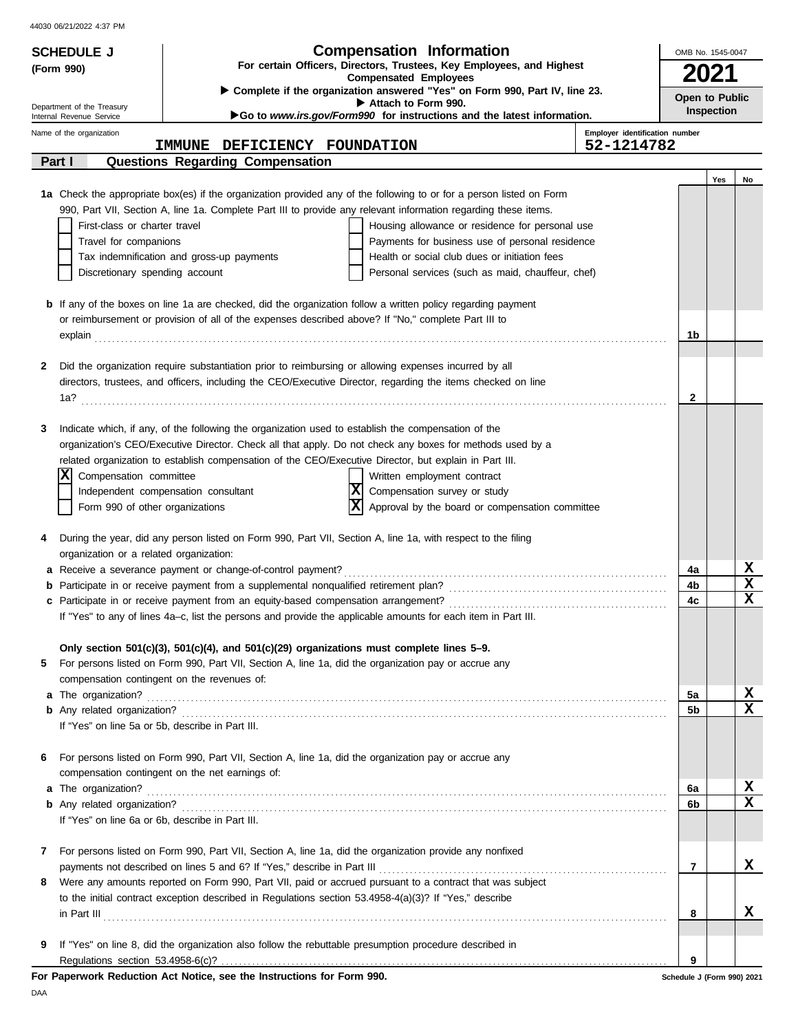44030 06/21/2022 4:37 PM

**SCHEDULE J**
**(Form 990)**

Department of the Treasury
Internal Revenue Service

# Compensation Information

**For certain Officers, Directors, Trustees, Key Employees, and Highest Compensated Employees**

▶ Complete if the organization answered "Yes" on Form 990, Part IV, line 23.
▶ Attach to Form 990.
▶Go to *www.irs.gov/Form990* for instructions and the latest information.

OMB No. 1545-0047

**2021**

**Open to Public Inspection**

Name of the organization: **IMMUNE DEFICIENCY FOUNDATION**

Employer identification number: **52-1214782**

## Part I — Questions Regarding Compensation

| | | | Yes | No |
|---|---|---|---|---|
| **1a** | Check the appropriate box(es) if the organization provided any of the following to or for a person listed on Form 990, Part VII, Section A, line 1a. Complete Part III to provide any relevant information regarding these items.<br>☐ First-class or charter travel ☐ Housing allowance or residence for personal use<br>☐ Travel for companions ☐ Payments for business use of personal residence<br>☐ Tax indemnification and gross-up payments ☐ Health or social club dues or initiation fees<br>☐ Discretionary spending account ☐ Personal services (such as maid, chauffeur, chef) | | | |
| **b** | If any of the boxes on line 1a are checked, did the organization follow a written policy regarding payment or reimbursement or provision of all of the expenses described above? If "No," complete Part III to explain | 1b | | |
| **2** | Did the organization require substantiation prior to reimbursing or allowing expenses incurred by all directors, trustees, and officers, including the CEO/Executive Director, regarding the items checked on line 1a? | 2 | | |
| **3** | Indicate which, if any, of the following the organization used to establish the compensation of the organization's CEO/Executive Director. Check all that apply. Do not check any boxes for methods used by a related organization to establish compensation of the CEO/Executive Director, but explain in Part III.<br>☒ Compensation committee ☐ Written employment contract<br>☐ Independent compensation consultant ☒ Compensation survey or study<br>☐ Form 990 of other organizations ☒ Approval by the board or compensation committee | | | |
| **4** | During the year, did any person listed on Form 990, Part VII, Section A, line 1a, with respect to the filing organization or a related organization: | | | |
| **a** | Receive a severance payment or change-of-control payment? | 4a | | X |
| **b** | Participate in or receive payment from a supplemental nonqualified retirement plan? | 4b | | X |
| **c** | Participate in or receive payment from an equity-based compensation arrangement? | 4c | | X |
| | If "Yes" to any of lines 4a–c, list the persons and provide the applicable amounts for each item in Part III. | | | |
| | **Only section 501(c)(3), 501(c)(4), and 501(c)(29) organizations must complete lines 5–9.** | | | |
| **5** | For persons listed on Form 990, Part VII, Section A, line 1a, did the organization pay or accrue any compensation contingent on the revenues of: | | | |
| **a** | The organization? | 5a | | X |
| **b** | Any related organization? | 5b | | X |
| | If "Yes" on line 5a or 5b, describe in Part III. | | | |
| **6** | For persons listed on Form 990, Part VII, Section A, line 1a, did the organization pay or accrue any compensation contingent on the net earnings of: | | | |
| **a** | The organization? | 6a | | X |
| **b** | Any related organization? | 6b | | X |
| | If "Yes" on line 6a or 6b, describe in Part III. | | | |
| **7** | For persons listed on Form 990, Part VII, Section A, line 1a, did the organization provide any nonfixed payments not described on lines 5 and 6? If "Yes," describe in Part III | 7 | | X |
| **8** | Were any amounts reported on Form 990, Part VII, paid or accrued pursuant to a contract that was subject to the initial contract exception described in Regulations section 53.4958-4(a)(3)? If "Yes," describe in Part III | 8 | | X |
| **9** | If "Yes" on line 8, did the organization also follow the rebuttable presumption procedure described in Regulations section 53.4958-6(c)? | 9 | | |

**For Paperwork Reduction Act Notice, see the Instructions for Form 990.**

Schedule J (Form 990) 2021

DAA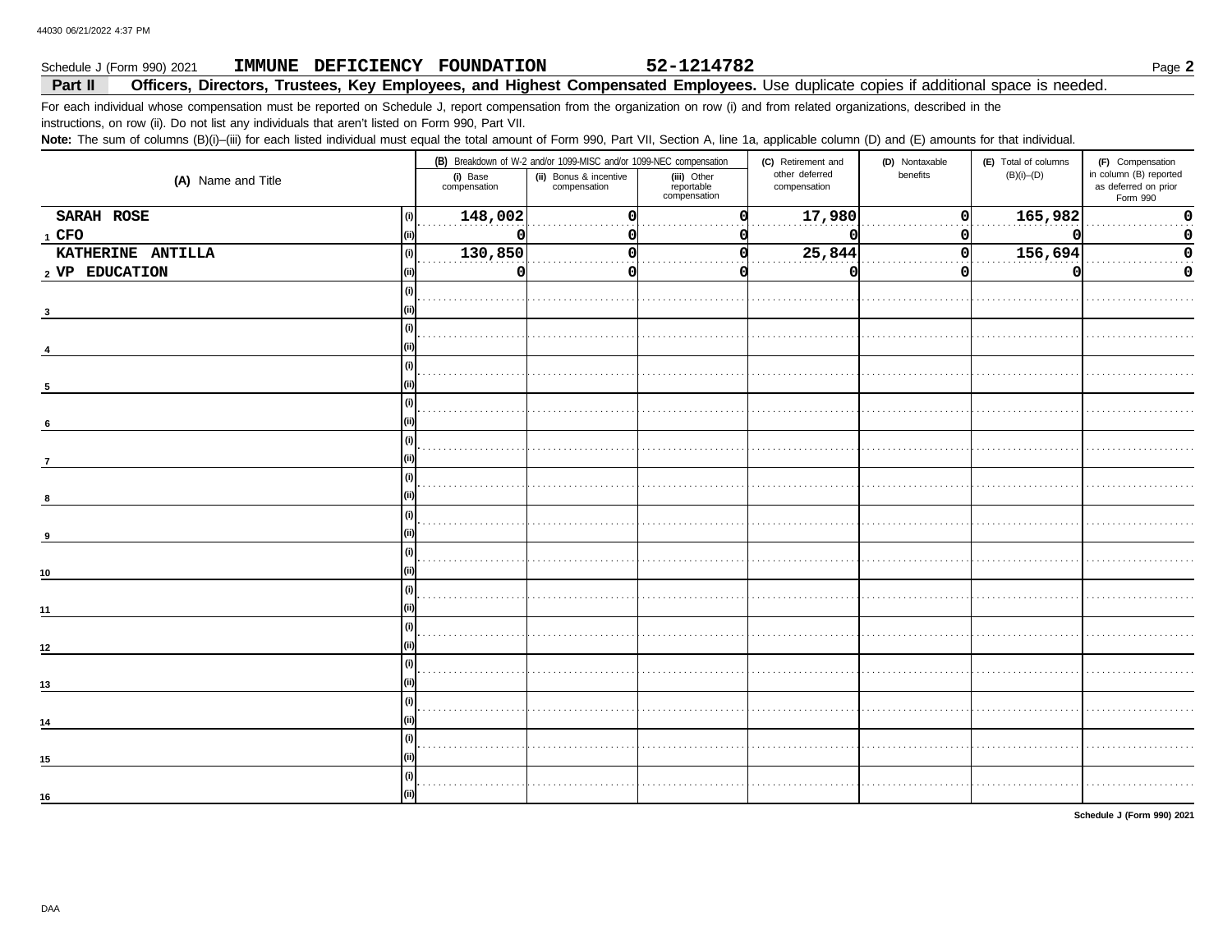Schedule J (Form 990) 2021 **IMMUNE DEFICIENCY FOUNDATION** **52-1214782**

## Part II Officers, Directors, Trustees, Key Employees, and Highest Compensated Employees. 
Use duplicate copies if additional space is needed.

For each individual whose compensation must be reported on Schedule J, report compensation from the organization on row (i) and from related organizations, described in the instructions, on row (ii). Do not list any individuals that aren't listed on Form 990, Part VII.

**Note:** The sum of columns (B)(i)–(iii) for each listed individual must equal the total amount of Form 990, Part VII, Section A, line 1a, applicable column (D) and (E) amounts for that individual.

| (A) Name and Title | | (B) Breakdown of W-2 and/or 1099-MISC and/or 1099-NEC compensation | | | (C) Retirement and other deferred compensation | (D) Nontaxable benefits | (E) Total of columns (B)(i)–(D) | (F) Compensation in column (B) reported as deferred on prior Form 990 |
|---|---|---|---|---|---|---|---|---|
| | | (i) Base compensation | (ii) Bonus & incentive compensation | (iii) Other reportable compensation | | | | |
| 1 SARAH ROSE | (i) | 148,002 | 0 | 0 | 17,980 | 0 | 165,982 | 0 |
| CFO | (ii) | 0 | 0 | 0 | 0 | 0 | 0 | 0 |
| 2 KATHERINE ANTILLA | (i) | 130,850 | 0 | 0 | 25,844 | 0 | 156,694 | 0 |
| VP EDUCATION | (ii) | 0 | 0 | 0 | 0 | 0 | 0 | 0 |
| 3 | (i) | | | | | | | |
| | (ii) | | | | | | | |
| 4 | (i) | | | | | | | |
| | (ii) | | | | | | | |
| 5 | (i) | | | | | | | |
| | (ii) | | | | | | | |
| 6 | (i) | | | | | | | |
| | (ii) | | | | | | | |
| 7 | (i) | | | | | | | |
| | (ii) | | | | | | | |
| 8 | (i) | | | | | | | |
| | (ii) | | | | | | | |
| 9 | (i) | | | | | | | |
| | (ii) | | | | | | | |
| 10 | (i) | | | | | | | |
| | (ii) | | | | | | | |
| 11 | (i) | | | | | | | |
| | (ii) | | | | | | | |
| 12 | (i) | | | | | | | |
| | (ii) | | | | | | | |
| 13 | (i) | | | | | | | |
| | (ii) | | | | | | | |
| 14 | (i) | | | | | | | |
| | (ii) | | | | | | | |
| 15 | (i) | | | | | | | |
| | (ii) | | | | | | | |
| 16 | (i) | | | | | | | |
| | (ii) | | | | | | | |

Schedule J (Form 990) 2021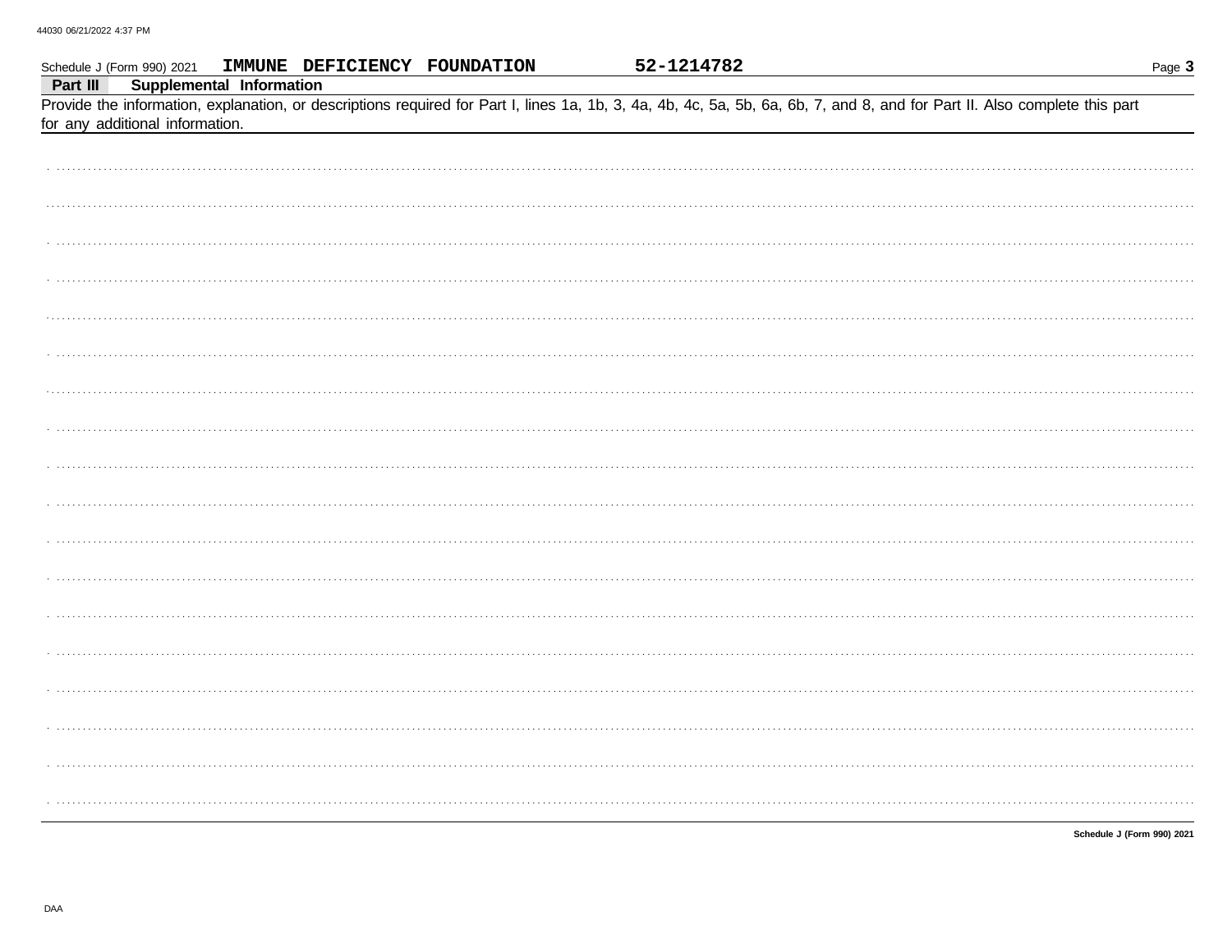Schedule J (Form 990) 2021 **IMMUNE DEFICIENCY FOUNDATION** **52-1214782**

## Part III Supplemental Information

Provide the information, explanation, or descriptions required for Part I, lines 1a, 1b, 3, 4a, 4b, 4c, 5a, 5b, 6a, 6b, 7, and 8, and for Part II. Also complete this part for any additional information.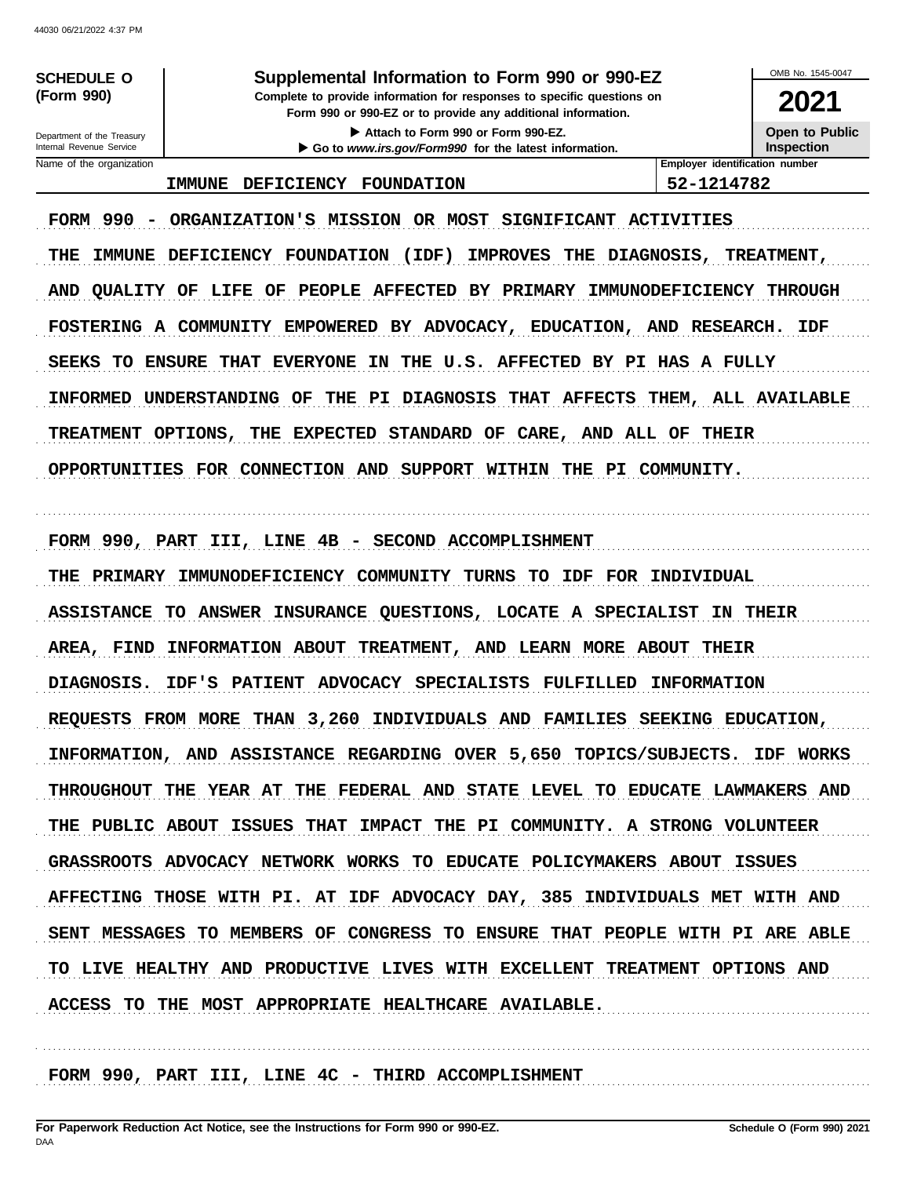**SCHEDULE O (Form 990)**

Department of the Treasury
Internal Revenue Service

# Supplemental Information to Form 990 or 990-EZ

**Complete to provide information for responses to specific questions on Form 990 or 990-EZ or to provide any additional information.**

▶ Attach to Form 990 or Form 990-EZ.

▶ Go to *www.irs.gov/Form990* for the latest information.

OMB No. 1545-0047

**2021**

**Open to Public Inspection**

| Name of the organization | Employer identification number |
|---|---|
| IMMUNE DEFICIENCY FOUNDATION | 52-1214782 |

FORM 990 - ORGANIZATION'S MISSION OR MOST SIGNIFICANT ACTIVITIES

THE IMMUNE DEFICIENCY FOUNDATION (IDF) IMPROVES THE DIAGNOSIS, TREATMENT, AND QUALITY OF LIFE OF PEOPLE AFFECTED BY PRIMARY IMMUNODEFICIENCY THROUGH FOSTERING A COMMUNITY EMPOWERED BY ADVOCACY, EDUCATION, AND RESEARCH. IDF SEEKS TO ENSURE THAT EVERYONE IN THE U.S. AFFECTED BY PI HAS A FULLY INFORMED UNDERSTANDING OF THE PI DIAGNOSIS THAT AFFECTS THEM, ALL AVAILABLE TREATMENT OPTIONS, THE EXPECTED STANDARD OF CARE, AND ALL OF THEIR OPPORTUNITIES FOR CONNECTION AND SUPPORT WITHIN THE PI COMMUNITY.

FORM 990, PART III, LINE 4B - SECOND ACCOMPLISHMENT

THE PRIMARY IMMUNODEFICIENCY COMMUNITY TURNS TO IDF FOR INDIVIDUAL ASSISTANCE TO ANSWER INSURANCE QUESTIONS, LOCATE A SPECIALIST IN THEIR AREA, FIND INFORMATION ABOUT TREATMENT, AND LEARN MORE ABOUT THEIR DIAGNOSIS. IDF'S PATIENT ADVOCACY SPECIALISTS FULFILLED INFORMATION REQUESTS FROM MORE THAN 3,260 INDIVIDUALS AND FAMILIES SEEKING EDUCATION, INFORMATION, AND ASSISTANCE REGARDING OVER 5,650 TOPICS/SUBJECTS. IDF WORKS THROUGHOUT THE YEAR AT THE FEDERAL AND STATE LEVEL TO EDUCATE LAWMAKERS AND THE PUBLIC ABOUT ISSUES THAT IMPACT THE PI COMMUNITY. A STRONG VOLUNTEER GRASSROOTS ADVOCACY NETWORK WORKS TO EDUCATE POLICYMAKERS ABOUT ISSUES AFFECTING THOSE WITH PI. AT IDF ADVOCACY DAY, 385 INDIVIDUALS MET WITH AND SENT MESSAGES TO MEMBERS OF CONGRESS TO ENSURE THAT PEOPLE WITH PI ARE ABLE TO LIVE HEALTHY AND PRODUCTIVE LIVES WITH EXCELLENT TREATMENT OPTIONS AND ACCESS TO THE MOST APPROPRIATE HEALTHCARE AVAILABLE.

FORM 990, PART III, LINE 4C - THIRD ACCOMPLISHMENT

For Paperwork Reduction Act Notice, see the Instructions for Form 990 or 990-EZ. Schedule O (Form 990) 2021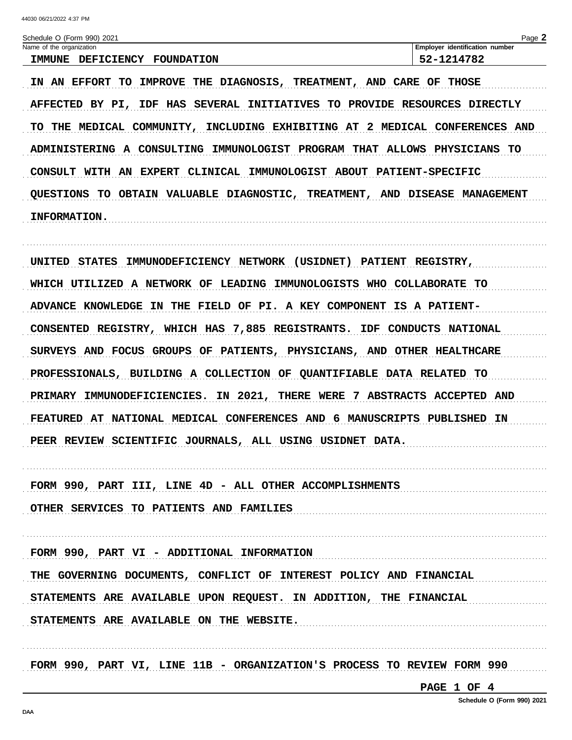Schedule O (Form 990) 2021

| Name of the organization | Employer identification number |
| --- | --- |
| IMMUNE DEFICIENCY FOUNDATION | 52-1214782 |

IN AN EFFORT TO IMPROVE THE DIAGNOSIS, TREATMENT, AND CARE OF THOSE AFFECTED BY PI, IDF HAS SEVERAL INITIATIVES TO PROVIDE RESOURCES DIRECTLY TO THE MEDICAL COMMUNITY, INCLUDING EXHIBITING AT 2 MEDICAL CONFERENCES AND ADMINISTERING A CONSULTING IMMUNOLOGIST PROGRAM THAT ALLOWS PHYSICIANS TO CONSULT WITH AN EXPERT CLINICAL IMMUNOLOGIST ABOUT PATIENT-SPECIFIC QUESTIONS TO OBTAIN VALUABLE DIAGNOSTIC, TREATMENT, AND DISEASE MANAGEMENT INFORMATION.

UNITED STATES IMMUNODEFICIENCY NETWORK (USIDNET) PATIENT REGISTRY, WHICH UTILIZED A NETWORK OF LEADING IMMUNOLOGISTS WHO COLLABORATE TO ADVANCE KNOWLEDGE IN THE FIELD OF PI. A KEY COMPONENT IS A PATIENT-CONSENTED REGISTRY, WHICH HAS 7,885 REGISTRANTS. IDF CONDUCTS NATIONAL SURVEYS AND FOCUS GROUPS OF PATIENTS, PHYSICIANS, AND OTHER HEALTHCARE PROFESSIONALS, BUILDING A COLLECTION OF QUANTIFIABLE DATA RELATED TO PRIMARY IMMUNODEFICIENCIES. IN 2021, THERE WERE 7 ABSTRACTS ACCEPTED AND FEATURED AT NATIONAL MEDICAL CONFERENCES AND 6 MANUSCRIPTS PUBLISHED IN PEER REVIEW SCIENTIFIC JOURNALS, ALL USING USIDNET DATA.

FORM 990, PART III, LINE 4D - ALL OTHER ACCOMPLISHMENTS

OTHER SERVICES TO PATIENTS AND FAMILIES

FORM 990, PART VI - ADDITIONAL INFORMATION

THE GOVERNING DOCUMENTS, CONFLICT OF INTEREST POLICY AND FINANCIAL STATEMENTS ARE AVAILABLE UPON REQUEST. IN ADDITION, THE FINANCIAL STATEMENTS ARE AVAILABLE ON THE WEBSITE.

FORM 990, PART VI, LINE 11B - ORGANIZATION'S PROCESS TO REVIEW FORM 990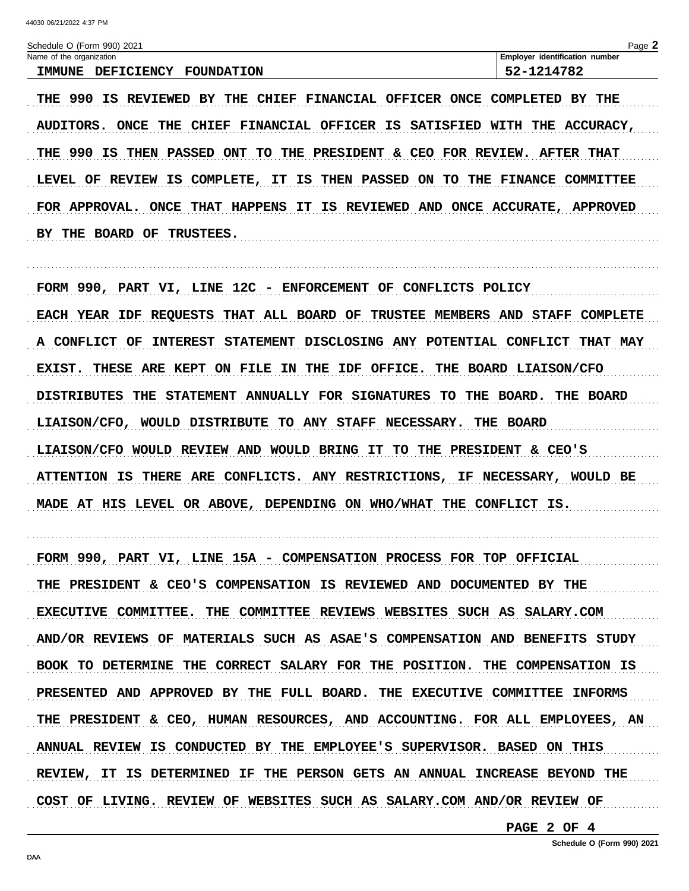Schedule O (Form 990) 2021

| Name of the organization | Employer identification number |
| --- | --- |
| IMMUNE DEFICIENCY FOUNDATION | 52-1214782 |

THE 990 IS REVIEWED BY THE CHIEF FINANCIAL OFFICER ONCE COMPLETED BY THE AUDITORS. ONCE THE CHIEF FINANCIAL OFFICER IS SATISFIED WITH THE ACCURACY, THE 990 IS THEN PASSED ONT TO THE PRESIDENT & CEO FOR REVIEW. AFTER THAT LEVEL OF REVIEW IS COMPLETE, IT IS THEN PASSED ON TO THE FINANCE COMMITTEE FOR APPROVAL. ONCE THAT HAPPENS IT IS REVIEWED AND ONCE ACCURATE, APPROVED BY THE BOARD OF TRUSTEES.

FORM 990, PART VI, LINE 12C - ENFORCEMENT OF CONFLICTS POLICY

EACH YEAR IDF REQUESTS THAT ALL BOARD OF TRUSTEE MEMBERS AND STAFF COMPLETE A CONFLICT OF INTEREST STATEMENT DISCLOSING ANY POTENTIAL CONFLICT THAT MAY EXIST. THESE ARE KEPT ON FILE IN THE IDF OFFICE. THE BOARD LIAISON/CFO DISTRIBUTES THE STATEMENT ANNUALLY FOR SIGNATURES TO THE BOARD. THE BOARD LIAISON/CFO, WOULD DISTRIBUTE TO ANY STAFF NECESSARY. THE BOARD LIAISON/CFO WOULD REVIEW AND WOULD BRING IT TO THE PRESIDENT & CEO'S ATTENTION IS THERE ARE CONFLICTS. ANY RESTRICTIONS, IF NECESSARY, WOULD BE MADE AT HIS LEVEL OR ABOVE, DEPENDING ON WHO/WHAT THE CONFLICT IS.

FORM 990, PART VI, LINE 15A - COMPENSATION PROCESS FOR TOP OFFICIAL

THE PRESIDENT & CEO'S COMPENSATION IS REVIEWED AND DOCUMENTED BY THE EXECUTIVE COMMITTEE. THE COMMITTEE REVIEWS WEBSITES SUCH AS SALARY.COM AND/OR REVIEWS OF MATERIALS SUCH AS ASAE'S COMPENSATION AND BENEFITS STUDY BOOK TO DETERMINE THE CORRECT SALARY FOR THE POSITION. THE COMPENSATION IS PRESENTED AND APPROVED BY THE FULL BOARD. THE EXECUTIVE COMMITTEE INFORMS THE PRESIDENT & CEO, HUMAN RESOURCES, AND ACCOUNTING. FOR ALL EMPLOYEES, AN ANNUAL REVIEW IS CONDUCTED BY THE EMPLOYEE'S SUPERVISOR. BASED ON THIS REVIEW, IT IS DETERMINED IF THE PERSON GETS AN ANNUAL INCREASE BEYOND THE COST OF LIVING. REVIEW OF WEBSITES SUCH AS SALARY.COM AND/OR REVIEW OF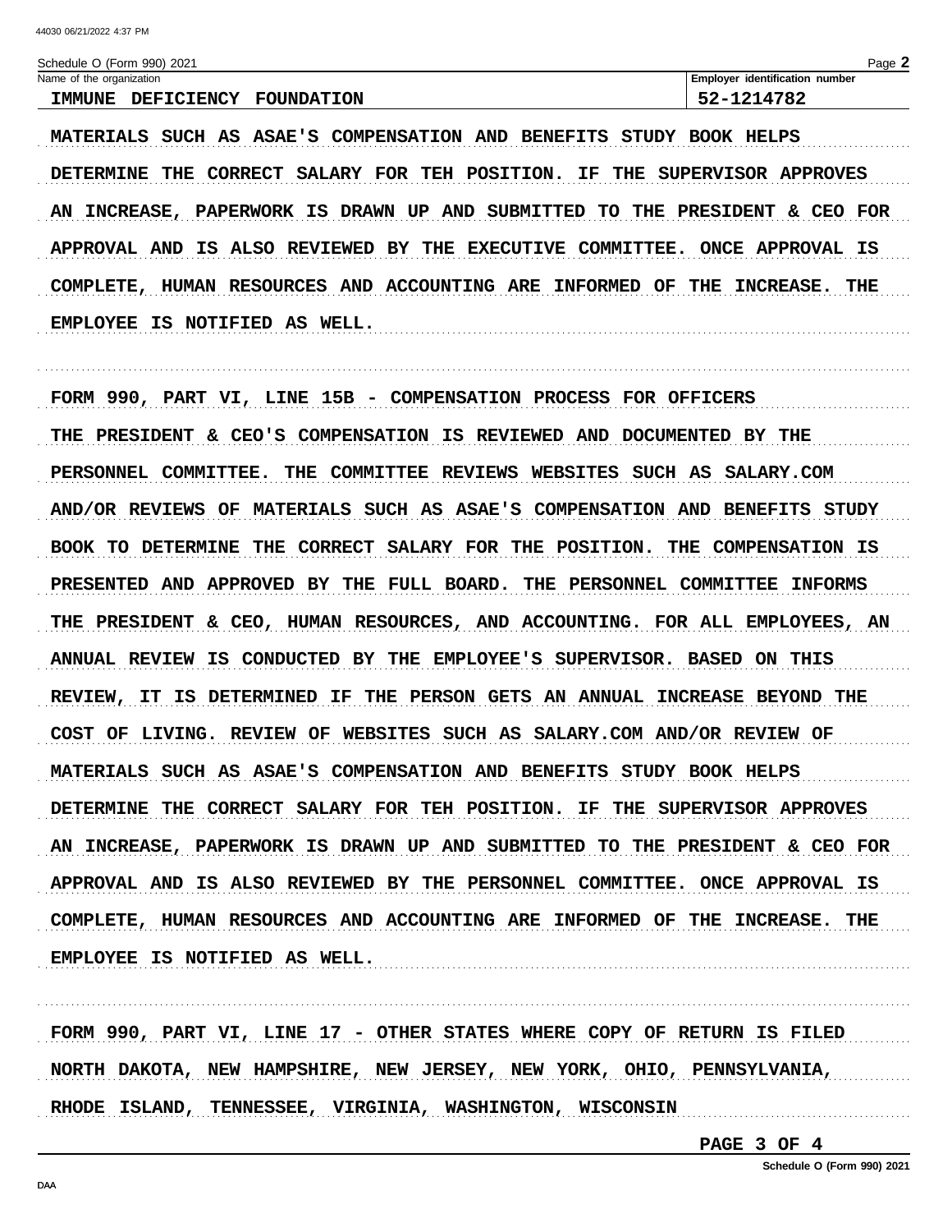Schedule O (Form 990) 2021

Name of the organization: IMMUNE DEFICIENCY FOUNDATION

Employer identification number: 52-1214782

MATERIALS SUCH AS ASAE'S COMPENSATION AND BENEFITS STUDY BOOK HELPS DETERMINE THE CORRECT SALARY FOR TEH POSITION. IF THE SUPERVISOR APPROVES AN INCREASE, PAPERWORK IS DRAWN UP AND SUBMITTED TO THE PRESIDENT & CEO FOR APPROVAL AND IS ALSO REVIEWED BY THE EXECUTIVE COMMITTEE. ONCE APPROVAL IS COMPLETE, HUMAN RESOURCES AND ACCOUNTING ARE INFORMED OF THE INCREASE. THE EMPLOYEE IS NOTIFIED AS WELL.

FORM 990, PART VI, LINE 15B - COMPENSATION PROCESS FOR OFFICERS

THE PRESIDENT & CEO'S COMPENSATION IS REVIEWED AND DOCUMENTED BY THE PERSONNEL COMMITTEE. THE COMMITTEE REVIEWS WEBSITES SUCH AS SALARY.COM AND/OR REVIEWS OF MATERIALS SUCH AS ASAE'S COMPENSATION AND BENEFITS STUDY BOOK TO DETERMINE THE CORRECT SALARY FOR THE POSITION. THE COMPENSATION IS PRESENTED AND APPROVED BY THE FULL BOARD. THE PERSONNEL COMMITTEE INFORMS THE PRESIDENT & CEO, HUMAN RESOURCES, AND ACCOUNTING. FOR ALL EMPLOYEES, AN ANNUAL REVIEW IS CONDUCTED BY THE EMPLOYEE'S SUPERVISOR. BASED ON THIS REVIEW, IT IS DETERMINED IF THE PERSON GETS AN ANNUAL INCREASE BEYOND THE COST OF LIVING. REVIEW OF WEBSITES SUCH AS SALARY.COM AND/OR REVIEW OF MATERIALS SUCH AS ASAE'S COMPENSATION AND BENEFITS STUDY BOOK HELPS DETERMINE THE CORRECT SALARY FOR TEH POSITION. IF THE SUPERVISOR APPROVES AN INCREASE, PAPERWORK IS DRAWN UP AND SUBMITTED TO THE PRESIDENT & CEO FOR APPROVAL AND IS ALSO REVIEWED BY THE PERSONNEL COMMITTEE. ONCE APPROVAL IS COMPLETE, HUMAN RESOURCES AND ACCOUNTING ARE INFORMED OF THE INCREASE. THE EMPLOYEE IS NOTIFIED AS WELL.

FORM 990, PART VI, LINE 17 - OTHER STATES WHERE COPY OF RETURN IS FILED

NORTH DAKOTA, NEW HAMPSHIRE, NEW JERSEY, NEW YORK, OHIO, PENNSYLVANIA, RHODE ISLAND, TENNESSEE, VIRGINIA, WASHINGTON, WISCONSIN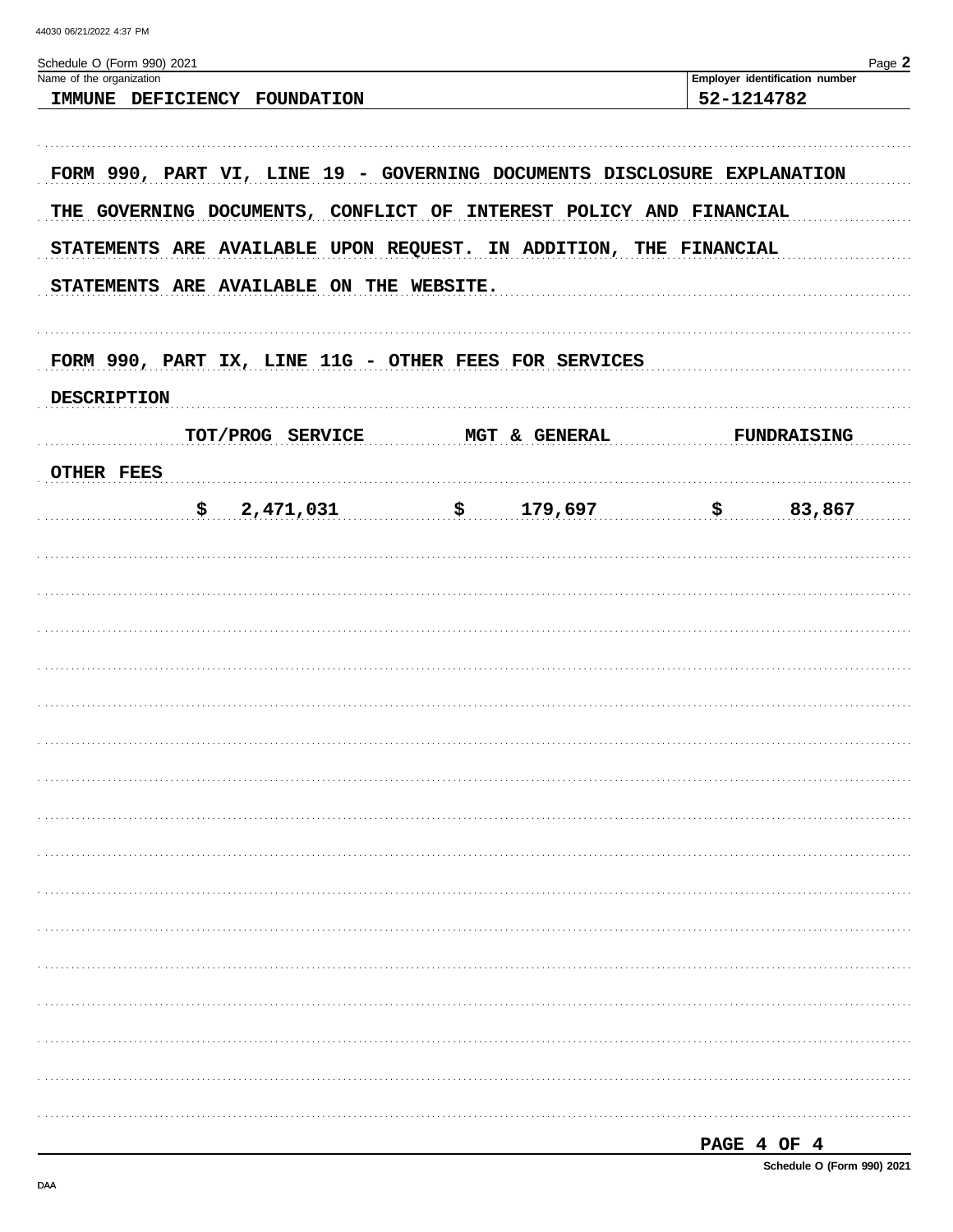Schedule O (Form 990) 2021

Name of the organization: IMMUNE DEFICIENCY FOUNDATION

Employer identification number: 52-1214782

FORM 990, PART VI, LINE 19 - GOVERNING DOCUMENTS DISCLOSURE EXPLANATION

THE GOVERNING DOCUMENTS, CONFLICT OF INTEREST POLICY AND FINANCIAL STATEMENTS ARE AVAILABLE UPON REQUEST. IN ADDITION, THE FINANCIAL STATEMENTS ARE AVAILABLE ON THE WEBSITE.

FORM 990, PART IX, LINE 11G - OTHER FEES FOR SERVICES

| DESCRIPTION | TOT/PROG SERVICE | MGT & GENERAL | FUNDRAISING |
|---|---|---|---|
| OTHER FEES | $ 2,471,031 | $ 179,697 | $ 83,867 |

PAGE 4 OF 4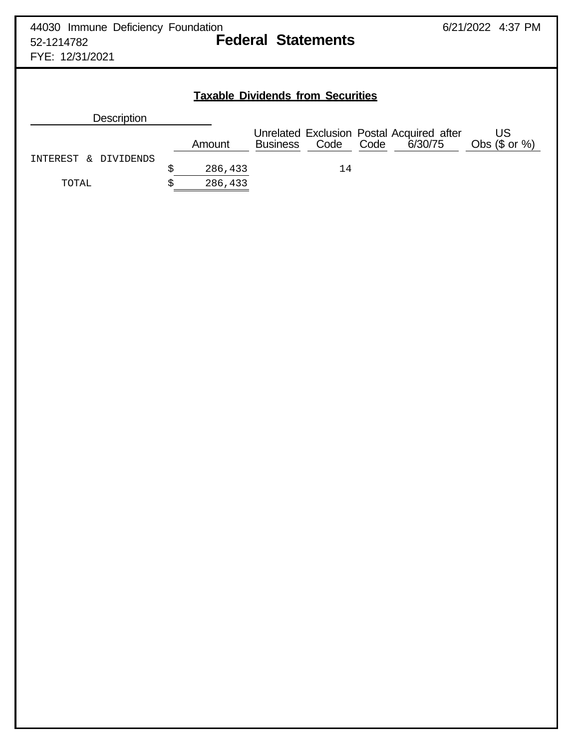44030 Immune Deficiency Foundation
52-1214782
FYE: 12/31/2021

# Federal Statements

6/21/2022 4:37 PM

## Taxable Dividends from Securities

| Description | Amount | Unrelated Business | Exclusion Code | Postal Code | Acquired after 6/30/75 | US Obs ($ or %) |
|---|---|---|---|---|---|---|
| INTEREST & DIVIDENDS | $ 286,433 | | 14 | | | |
| TOTAL | $ 286,433 | | | | | |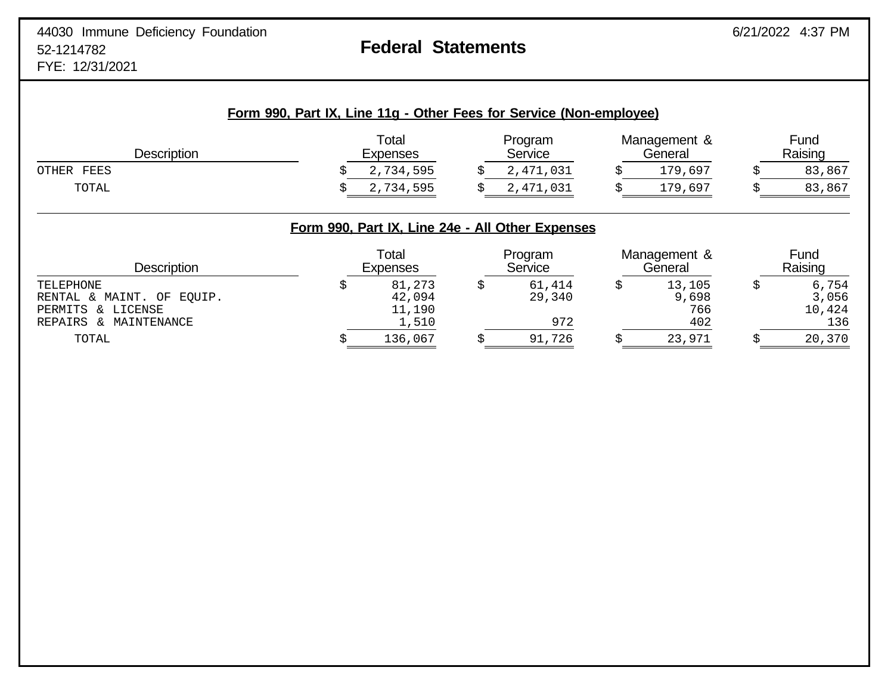44030 Immune Deficiency Foundation
52-1214782
FYE: 12/31/2021

# Federal Statements

6/21/2022 4:37 PM

## Form 990, Part IX, Line 11g - Other Fees for Service (Non-employee)

| Description | Total Expenses | Program Service | Management & General | Fund Raising |
|---|---|---|---|---|
| OTHER FEES | $ 2,734,595 | $ 2,471,031 | $ 179,697 | $ 83,867 |
| TOTAL | $ 2,734,595 | $ 2,471,031 | $ 179,697 | $ 83,867 |

## Form 990, Part IX, Line 24e - All Other Expenses

| Description | Total Expenses | Program Service | Management & General | Fund Raising |
|---|---|---|---|---|
| TELEPHONE | $ 81,273 | $ 61,414 | $ 13,105 | $ 6,754 |
| RENTAL & MAINT. OF EQUIP. | 42,094 | 29,340 | 9,698 | 3,056 |
| PERMITS & LICENSE | 11,190 | | 766 | 10,424 |
| REPAIRS & MAINTENANCE | 1,510 | 972 | 402 | 136 |
| TOTAL | $ 136,067 | $ 91,726 | $ 23,971 | $ 20,370 |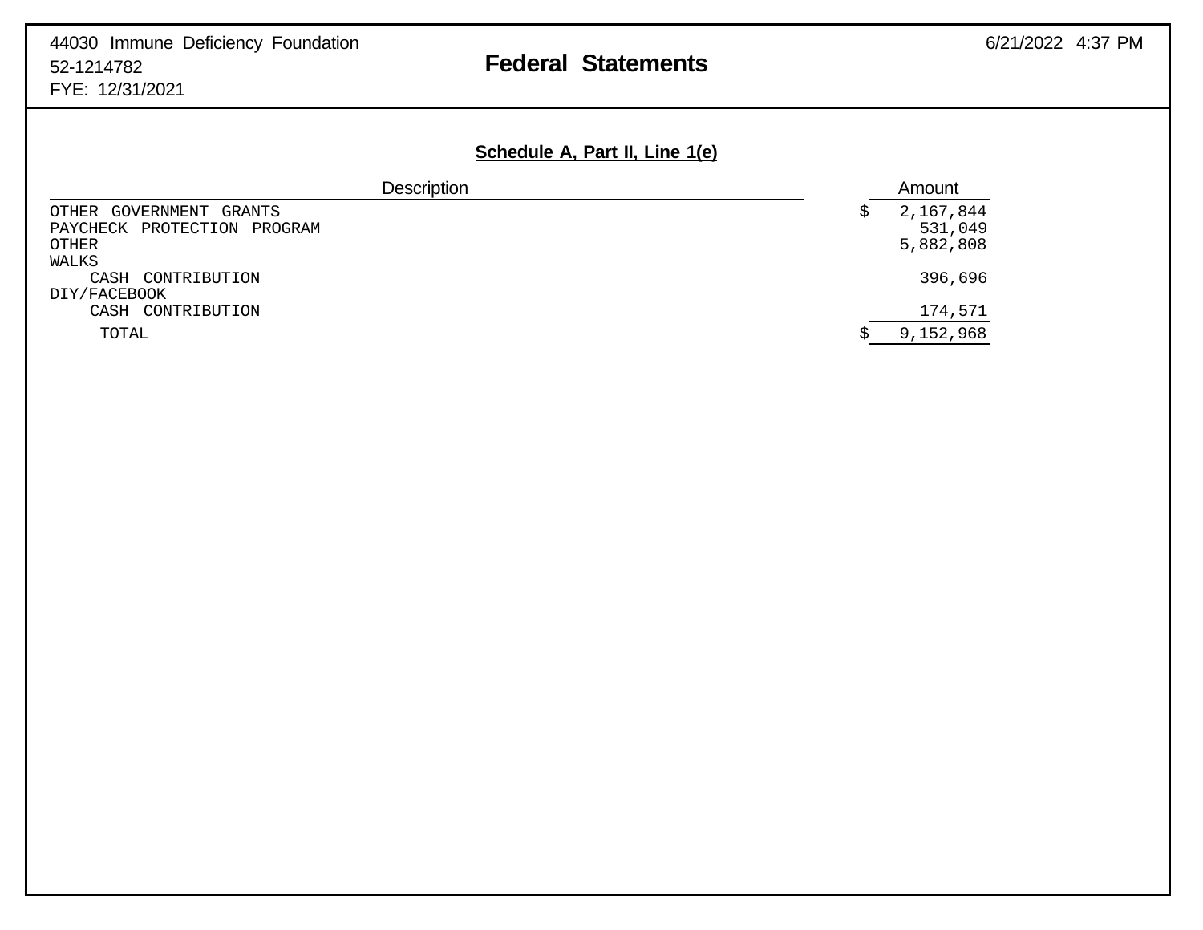44030 Immune Deficiency Foundation
52-1214782
FYE: 12/31/2021

# Federal Statements

## Schedule A, Part II, Line 1(e)

| Description | Amount |
|---|---|
| OTHER GOVERNMENT GRANTS | $ 2,167,844 |
| PAYCHECK PROTECTION PROGRAM | 531,049 |
| OTHER | 5,882,808 |
| WALKS | |
| CASH CONTRIBUTION | 396,696 |
| DIY/FACEBOOK | |
| CASH CONTRIBUTION | 174,571 |
| TOTAL | $ 9,152,968 |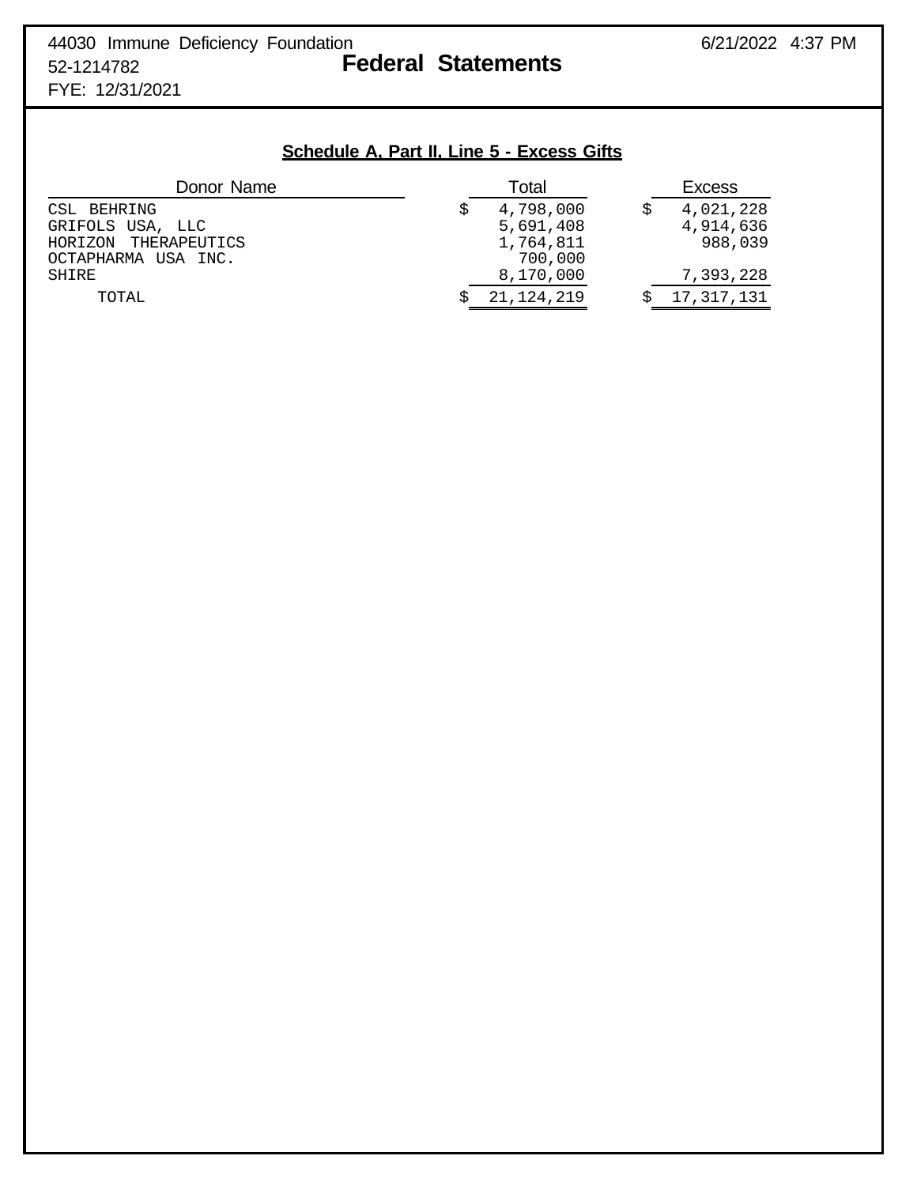44030 Immune Deficiency Foundation
52-1214782
FYE: 12/31/2021

# Federal Statements

6/21/2022 4:37 PM

## Schedule A, Part II, Line 5 - Excess Gifts

| Donor Name | Total | Excess |
|---|---|---|
| CSL BEHRING | $ 4,798,000 | $ 4,021,228 |
| GRIFOLS USA, LLC | 5,691,408 | 4,914,636 |
| HORIZON THERAPEUTICS | 1,764,811 | 988,039 |
| OCTAPHARMA USA INC. | 700,000 | |
| SHIRE | 8,170,000 | 7,393,228 |
| TOTAL | $ 21,124,219 | $ 17,317,131 |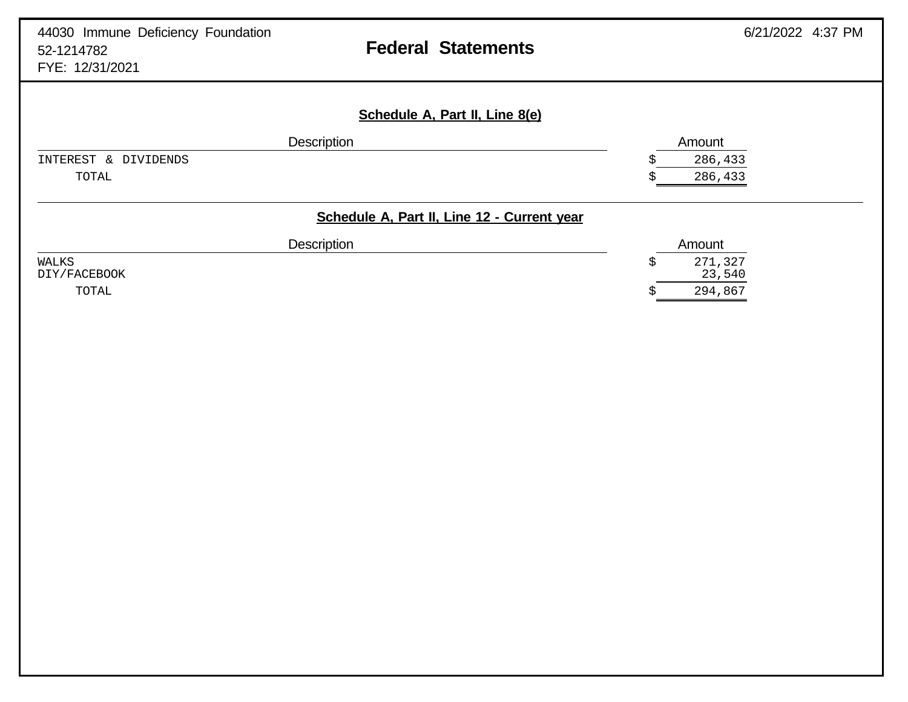44030 Immune Deficiency Foundation
52-1214782
FYE: 12/31/2021

# Federal Statements

6/21/2022 4:37 PM

## Schedule A, Part II, Line 8(e)

| Description | Amount |
|---|---|
| INTEREST & DIVIDENDS | $ 286,433 |
| TOTAL | $ 286,433 |

## Schedule A, Part II, Line 12 - Current year

| Description | Amount |
|---|---|
| WALKS | $ 271,327 |
| DIY/FACEBOOK | 23,540 |
| TOTAL | $ 294,867 |